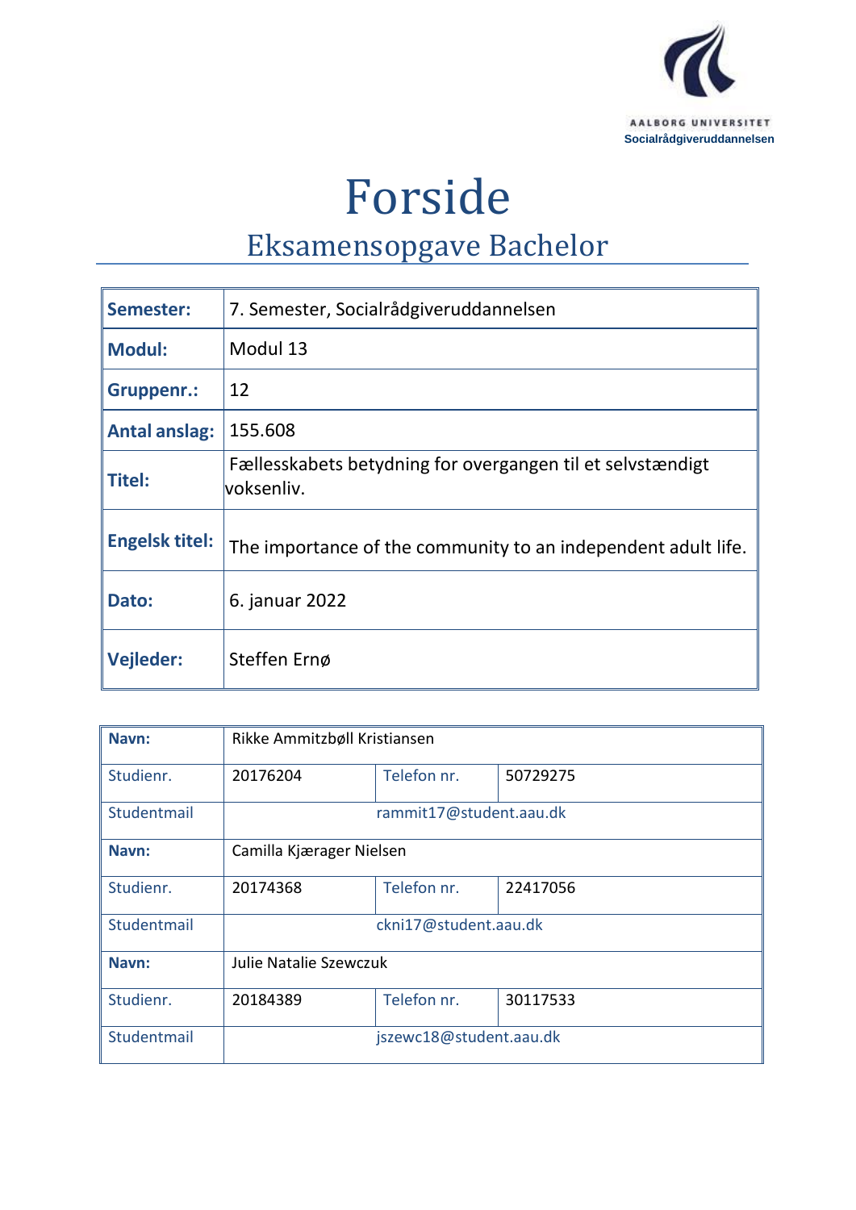AALBORG UNIVERSITET
Socialrådgiveruddannelsen

# Forside

## Eksamensopgave Bachelor

| **Semester:** | 7. Semester, Socialrådgiveruddannelsen |
|---|---|
| **Modul:** | Modul 13 |
| **Gruppenr.:** | 12 |
| **Antal anslag:** | 155.608 |
| **Titel:** | Fællesskabets betydning for overgangen til et selvstændigt voksenliv. |
| **Engelsk titel:** | The importance of the community to an independent adult life. |
| **Dato:** | 6. januar 2022 |
| **Vejleder:** | Steffen Ernø |

| **Navn:** | Rikke Ammitzbøll Kristiansen | | |
|---|---|---|---|
| Studienr. | 20176204 | Telefon nr. | 50729275 |
| Studentmail | rammit17@student.aau.dk | | |
| **Navn:** | Camilla Kjærager Nielsen | | |
| Studienr. | 20174368 | Telefon nr. | 22417056 |
| Studentmail | ckni17@student.aau.dk | | |
| **Navn:** | Julie Natalie Szewczuk | | |
| Studienr. | 20184389 | Telefon nr. | 30117533 |
| Studentmail | jszewc18@student.aau.dk | | |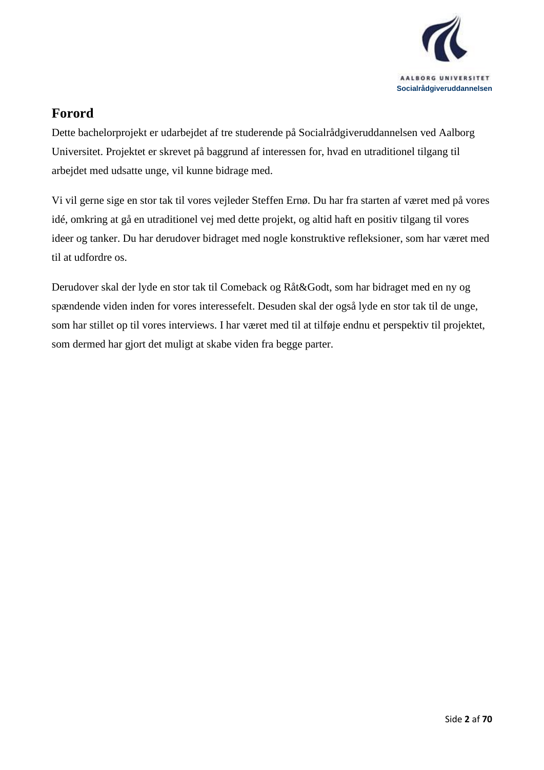# Forord

Dette bachelorprojekt er udarbejdet af tre studerende på Socialrådgiveruddannelsen ved Aalborg Universitet. Projektet er skrevet på baggrund af interessen for, hvad en utraditionel tilgang til arbejdet med udsatte unge, vil kunne bidrage med.

Vi vil gerne sige en stor tak til vores vejleder Steffen Ernø. Du har fra starten af været med på vores idé, omkring at gå en utraditionel vej med dette projekt, og altid haft en positiv tilgang til vores ideer og tanker. Du har derudover bidraget med nogle konstruktive refleksioner, som har været med til at udfordre os.

Derudover skal der lyde en stor tak til Comeback og Råt&Godt, som har bidraget med en ny og spændende viden inden for vores interessefelt. Desuden skal der også lyde en stor tak til de unge, som har stillet op til vores interviews. I har været med til at tilføje endnu et perspektiv til projektet, som dermed har gjort det muligt at skabe viden fra begge parter.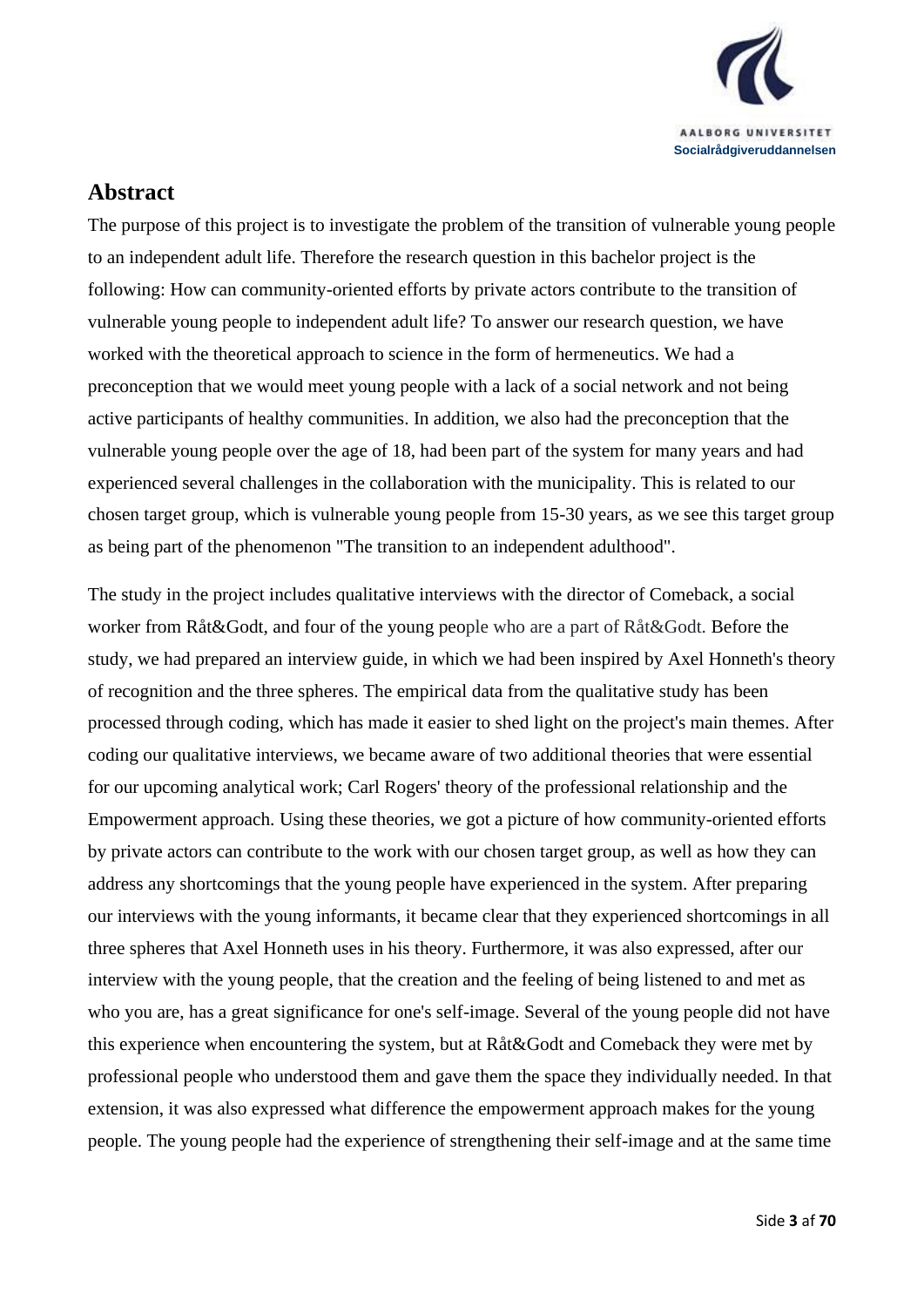## Abstract

The purpose of this project is to investigate the problem of the transition of vulnerable young people to an independent adult life. Therefore the research question in this bachelor project is the following: How can community-oriented efforts by private actors contribute to the transition of vulnerable young people to independent adult life? To answer our research question, we have worked with the theoretical approach to science in the form of hermeneutics. We had a preconception that we would meet young people with a lack of a social network and not being active participants of healthy communities. In addition, we also had the preconception that the vulnerable young people over the age of 18, had been part of the system for many years and had experienced several challenges in the collaboration with the municipality. This is related to our chosen target group, which is vulnerable young people from 15-30 years, as we see this target group as being part of the phenomenon "The transition to an independent adulthood".

The study in the project includes qualitative interviews with the director of Comeback, a social worker from Råt&Godt, and four of the young people who are a part of Råt&Godt. Before the study, we had prepared an interview guide, in which we had been inspired by Axel Honneth's theory of recognition and the three spheres. The empirical data from the qualitative study has been processed through coding, which has made it easier to shed light on the project's main themes. After coding our qualitative interviews, we became aware of two additional theories that were essential for our upcoming analytical work; Carl Rogers' theory of the professional relationship and the Empowerment approach. Using these theories, we got a picture of how community-oriented efforts by private actors can contribute to the work with our chosen target group, as well as how they can address any shortcomings that the young people have experienced in the system. After preparing our interviews with the young informants, it became clear that they experienced shortcomings in all three spheres that Axel Honneth uses in his theory. Furthermore, it was also expressed, after our interview with the young people, that the creation and the feeling of being listened to and met as who you are, has a great significance for one's self-image. Several of the young people did not have this experience when encountering the system, but at Råt&Godt and Comeback they were met by professional people who understood them and gave them the space they individually needed. In that extension, it was also expressed what difference the empowerment approach makes for the young people. The young people had the experience of strengthening their self-image and at the same time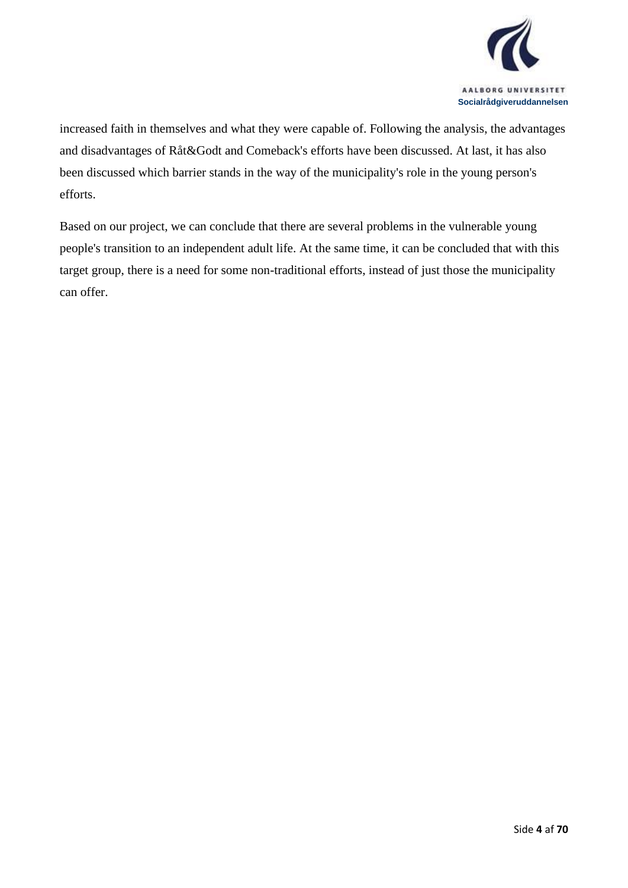increased faith in themselves and what they were capable of. Following the analysis, the advantages and disadvantages of Råt&Godt and Comeback's efforts have been discussed. At last, it has also been discussed which barrier stands in the way of the municipality's role in the young person's efforts.

Based on our project, we can conclude that there are several problems in the vulnerable young people's transition to an independent adult life. At the same time, it can be concluded that with this target group, there is a need for some non-traditional efforts, instead of just those the municipality can offer.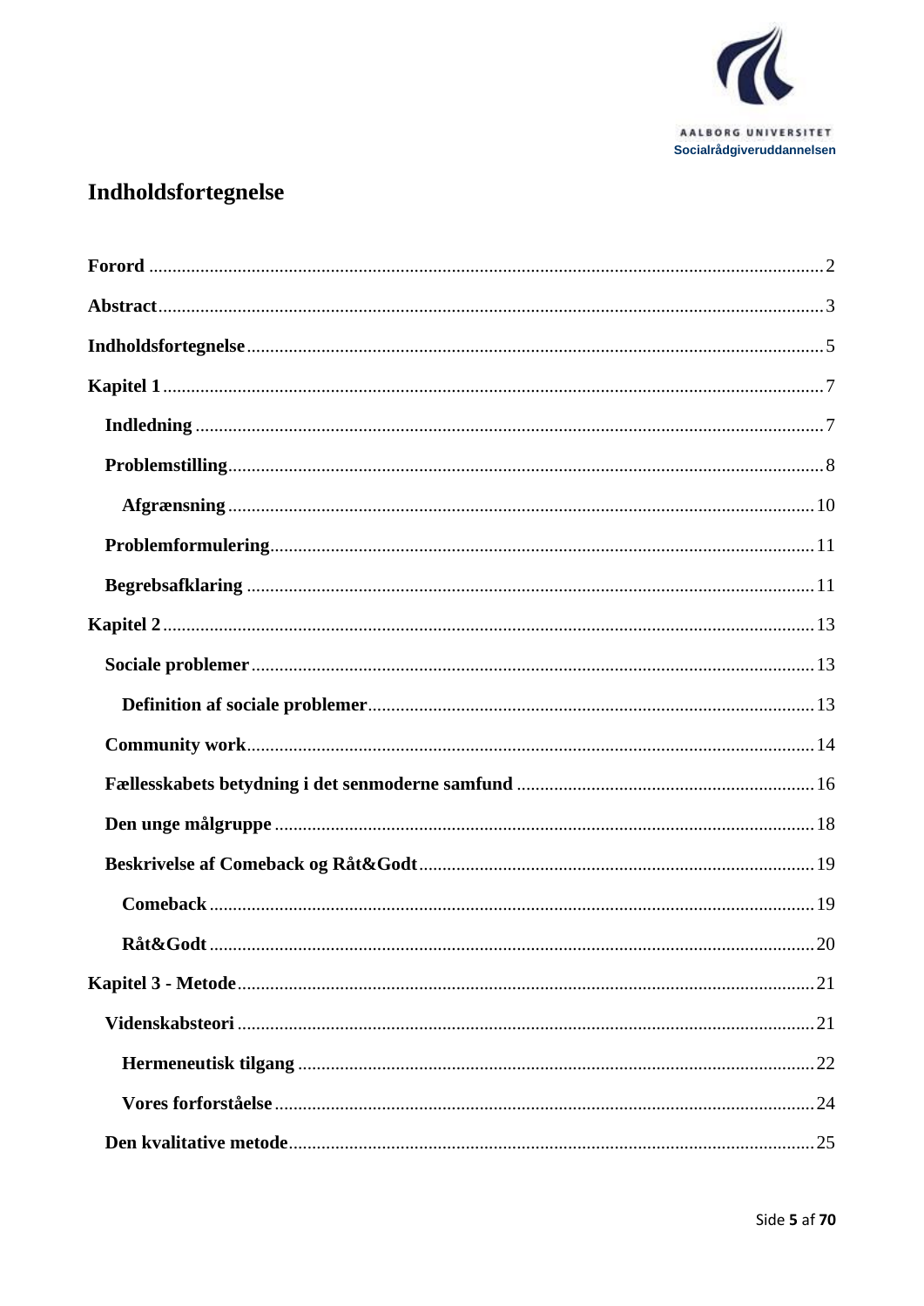# Indholdsfortegnelse

**Forord** ..... 2

**Abstract** ..... 3

**Indholdsfortegnelse** ..... 5

**Kapitel 1** ..... 7

- **Indledning** ..... 7
- **Problemstilling** ..... 8
  - **Afgrænsning** ..... 10
- **Problemformulering** ..... 11
- **Begrebsafklaring** ..... 11

**Kapitel 2** ..... 13

- **Sociale problemer** ..... 13
  - **Definition af sociale problemer** ..... 13
- **Community work** ..... 14
- **Fællesskabets betydning i det senmoderne samfund** ..... 16
- **Den unge målgruppe** ..... 18
- **Beskrivelse af Comeback og Råt&Godt** ..... 19
  - **Comeback** ..... 19
  - **Råt&Godt** ..... 20

**Kapitel 3 - Metode** ..... 21

- **Videnskabsteori** ..... 21
  - **Hermeneutisk tilgang** ..... 22
  - **Vores forforståelse** ..... 24
- **Den kvalitative metode** ..... 25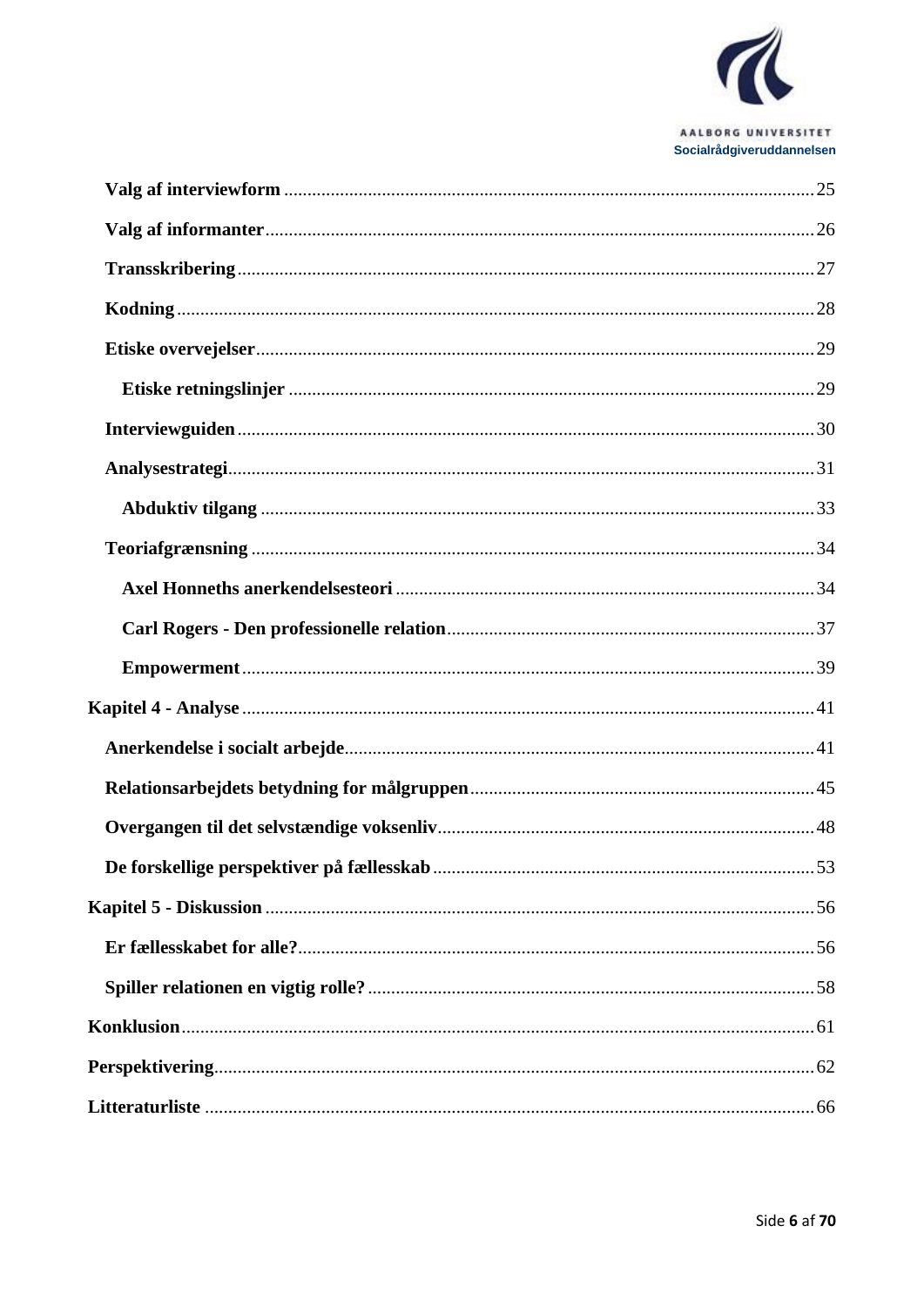- Valg af interviewform ..... 25
- Valg af informanter ..... 26
- Transskribering ..... 27
- Kodning ..... 28
- Etiske overvejelser ..... 29
  - Etiske retningslinjer ..... 29
- Interviewguiden ..... 30
- Analysestrategi ..... 31
  - Abduktiv tilgang ..... 33
- Teoriafgrænsning ..... 34
  - Axel Honneths anerkendelsesteori ..... 34
  - Carl Rogers - Den professionelle relation ..... 37
  - Empowerment ..... 39

**Kapitel 4 - Analyse** ..... 41

- Anerkendelse i socialt arbejde ..... 41
- Relationsarbejdets betydning for målgruppen ..... 45
- Overgangen til det selvstændige voksenliv ..... 48
- De forskellige perspektiver på fællesskab ..... 53

**Kapitel 5 - Diskussion** ..... 56

- Er fællesskabet for alle? ..... 56
- Spiller relationen en vigtig rolle? ..... 58

**Konklusion** ..... 61

**Perspektivering** ..... 62

**Litteraturliste** ..... 66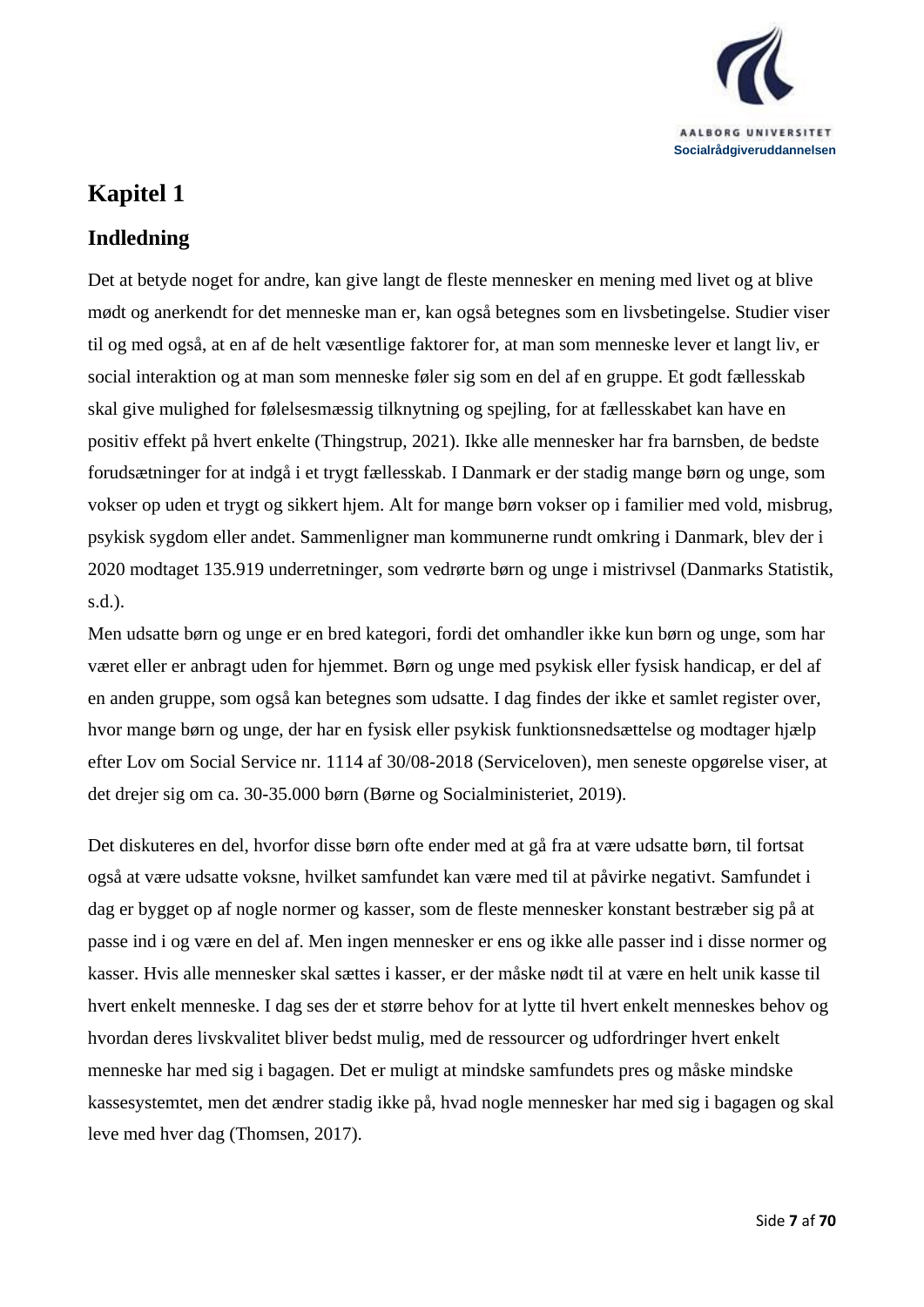# Kapitel 1

## Indledning

Det at betyde noget for andre, kan give langt de fleste mennesker en mening med livet og at blive mødt og anerkendt for det menneske man er, kan også betegnes som en livsbetingelse. Studier viser til og med også, at en af de helt væsentlige faktorer for, at man som menneske lever et langt liv, er social interaktion og at man som menneske føler sig som en del af en gruppe. Et godt fællesskab skal give mulighed for følelsesmæssig tilknytning og spejling, for at fællesskabet kan have en positiv effekt på hvert enkelte (Thingstrup, 2021). Ikke alle mennesker har fra barnsben, de bedste forudsætninger for at indgå i et trygt fællesskab. I Danmark er der stadig mange børn og unge, som vokser op uden et trygt og sikkert hjem. Alt for mange børn vokser op i familier med vold, misbrug, psykisk sygdom eller andet. Sammenligner man kommunerne rundt omkring i Danmark, blev der i 2020 modtaget 135.919 underretninger, som vedrørte børn og unge i mistrivsel (Danmarks Statistik, s.d.).

Men udsatte børn og unge er en bred kategori, fordi det omhandler ikke kun børn og unge, som har været eller er anbragt uden for hjemmet. Børn og unge med psykisk eller fysisk handicap, er del af en anden gruppe, som også kan betegnes som udsatte. I dag findes der ikke et samlet register over, hvor mange børn og unge, der har en fysisk eller psykisk funktionsnedsættelse og modtager hjælp efter Lov om Social Service nr. 1114 af 30/08-2018 (Serviceloven), men seneste opgørelse viser, at det drejer sig om ca. 30-35.000 børn (Børne og Socialministeriet, 2019).

Det diskuteres en del, hvorfor disse børn ofte ender med at gå fra at være udsatte børn, til fortsat også at være udsatte voksne, hvilket samfundet kan være med til at påvirke negativt. Samfundet i dag er bygget op af nogle normer og kasser, som de fleste mennesker konstant bestræber sig på at passe ind i og være en del af. Men ingen mennesker er ens og ikke alle passer ind i disse normer og kasser. Hvis alle mennesker skal sættes i kasser, er der måske nødt til at være en helt unik kasse til hvert enkelt menneske. I dag ses der et større behov for at lytte til hvert enkelt menneskes behov og hvordan deres livskvalitet bliver bedst mulig, med de ressourcer og udfordringer hvert enkelt menneske har med sig i bagagen. Det er muligt at mindske samfundets pres og måske mindske kassesystemtet, men det ændrer stadig ikke på, hvad nogle mennesker har med sig i bagagen og skal leve med hver dag (Thomsen, 2017).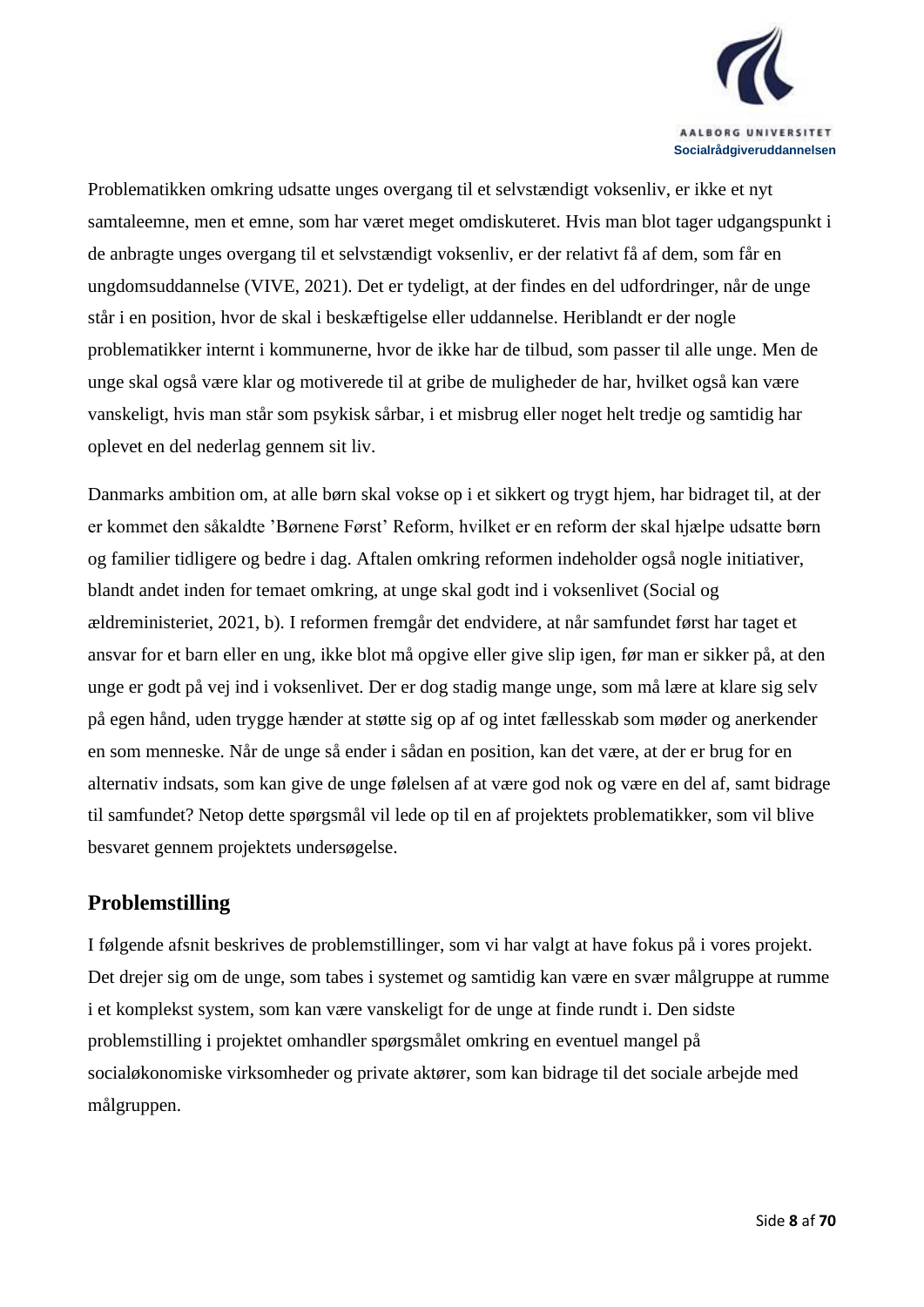Problematikken omkring udsatte unges overgang til et selvstændigt voksenliv, er ikke et nyt samtaleemne, men et emne, som har været meget omdiskuteret. Hvis man blot tager udgangspunkt i de anbragte unges overgang til et selvstændigt voksenliv, er der relativt få af dem, som får en ungdomsuddannelse (VIVE, 2021). Det er tydeligt, at der findes en del udfordringer, når de unge står i en position, hvor de skal i beskæftigelse eller uddannelse. Heriblandt er der nogle problematikker internt i kommunerne, hvor de ikke har de tilbud, som passer til alle unge. Men de unge skal også være klar og motiverede til at gribe de muligheder de har, hvilket også kan være vanskeligt, hvis man står som psykisk sårbar, i et misbrug eller noget helt tredje og samtidig har oplevet en del nederlag gennem sit liv.

Danmarks ambition om, at alle børn skal vokse op i et sikkert og trygt hjem, har bidraget til, at der er kommet den såkaldte 'Børnene Først' Reform, hvilket er en reform der skal hjælpe udsatte børn og familier tidligere og bedre i dag. Aftalen omkring reformen indeholder også nogle initiativer, blandt andet inden for temaet omkring, at unge skal godt ind i voksenlivet (Social og ældreministeriet, 2021, b). I reformen fremgår det endvidere, at når samfundet først har taget et ansvar for et barn eller en ung, ikke blot må opgive eller give slip igen, før man er sikker på, at den unge er godt på vej ind i voksenlivet. Der er dog stadig mange unge, som må lære at klare sig selv på egen hånd, uden trygge hænder at støtte sig op af og intet fællesskab som møder og anerkender en som menneske. Når de unge så ender i sådan en position, kan det være, at der er brug for en alternativ indsats, som kan give de unge følelsen af at være god nok og være en del af, samt bidrage til samfundet? Netop dette spørgsmål vil lede op til en af projektets problematikker, som vil blive besvaret gennem projektets undersøgelse.

## Problemstilling

I følgende afsnit beskrives de problemstillinger, som vi har valgt at have fokus på i vores projekt. Det drejer sig om de unge, som tabes i systemet og samtidig kan være en svær målgruppe at rumme i et komplekst system, som kan være vanskeligt for de unge at finde rundt i. Den sidste problemstilling i projektet omhandler spørgsmålet omkring en eventuel mangel på socialøkonomiske virksomheder og private aktører, som kan bidrage til det sociale arbejde med målgruppen.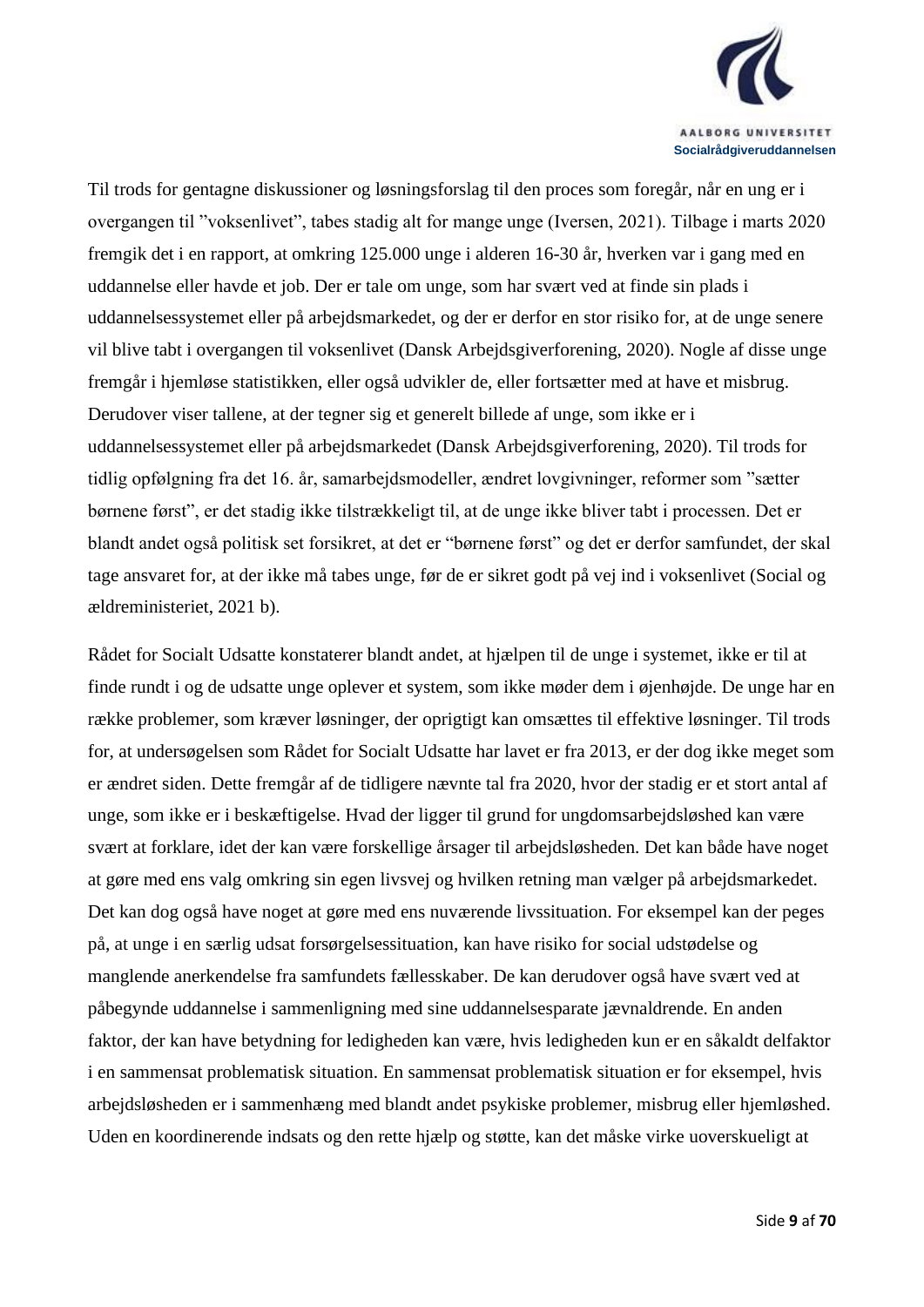Til trods for gentagne diskussioner og løsningsforslag til den proces som foregår, når en ung er i overgangen til ”voksenlivet”, tabes stadig alt for mange unge (Iversen, 2021). Tilbage i marts 2020 fremgik det i en rapport, at omkring 125.000 unge i alderen 16-30 år, hverken var i gang med en uddannelse eller havde et job. Der er tale om unge, som har svært ved at finde sin plads i uddannelsessystemet eller på arbejdsmarkedet, og der er derfor en stor risiko for, at de unge senere vil blive tabt i overgangen til voksenlivet (Dansk Arbejdsgiverforening, 2020). Nogle af disse unge fremgår i hjemløse statistikken, eller også udvikler de, eller fortsætter med at have et misbrug. Derudover viser tallene, at der tegner sig et generelt billede af unge, som ikke er i uddannelsessystemet eller på arbejdsmarkedet (Dansk Arbejdsgiverforening, 2020). Til trods for tidlig opfølgning fra det 16. år, samarbejdsmodeller, ændret lovgivninger, reformer som ”sætter børnene først”, er det stadig ikke tilstrækkeligt til, at de unge ikke bliver tabt i processen. Det er blandt andet også politisk set forsikret, at det er “børnene først” og det er derfor samfundet, der skal tage ansvaret for, at der ikke må tabes unge, før de er sikret godt på vej ind i voksenlivet (Social og ældreministeriet, 2021 b).

Rådet for Socialt Udsatte konstaterer blandt andet, at hjælpen til de unge i systemet, ikke er til at finde rundt i og de udsatte unge oplever et system, som ikke møder dem i øjenhøjde. De unge har en række problemer, som kræver løsninger, der oprigtigt kan omsættes til effektive løsninger. Til trods for, at undersøgelsen som Rådet for Socialt Udsatte har lavet er fra 2013, er der dog ikke meget som er ændret siden. Dette fremgår af de tidligere nævnte tal fra 2020, hvor der stadig er et stort antal af unge, som ikke er i beskæftigelse. Hvad der ligger til grund for ungdomsarbejdsløshed kan være svært at forklare, idet der kan være forskellige årsager til arbejdsløsheden. Det kan både have noget at gøre med ens valg omkring sin egen livsvej og hvilken retning man vælger på arbejdsmarkedet. Det kan dog også have noget at gøre med ens nuværende livssituation. For eksempel kan der peges på, at unge i en særlig udsat forsørgelsessituation, kan have risiko for social udstødelse og manglende anerkendelse fra samfundets fællesskaber. De kan derudover også have svært ved at påbegynde uddannelse i sammenligning med sine uddannelsesparate jævnaldrende. En anden faktor, der kan have betydning for ledigheden kan være, hvis ledigheden kun er en såkaldt delfaktor i en sammensat problematisk situation. En sammensat problematisk situation er for eksempel, hvis arbejdsløsheden er i sammenhæng med blandt andet psykiske problemer, misbrug eller hjemløshed. Uden en koordinerende indsats og den rette hjælp og støtte, kan det måske virke uoverskueligt at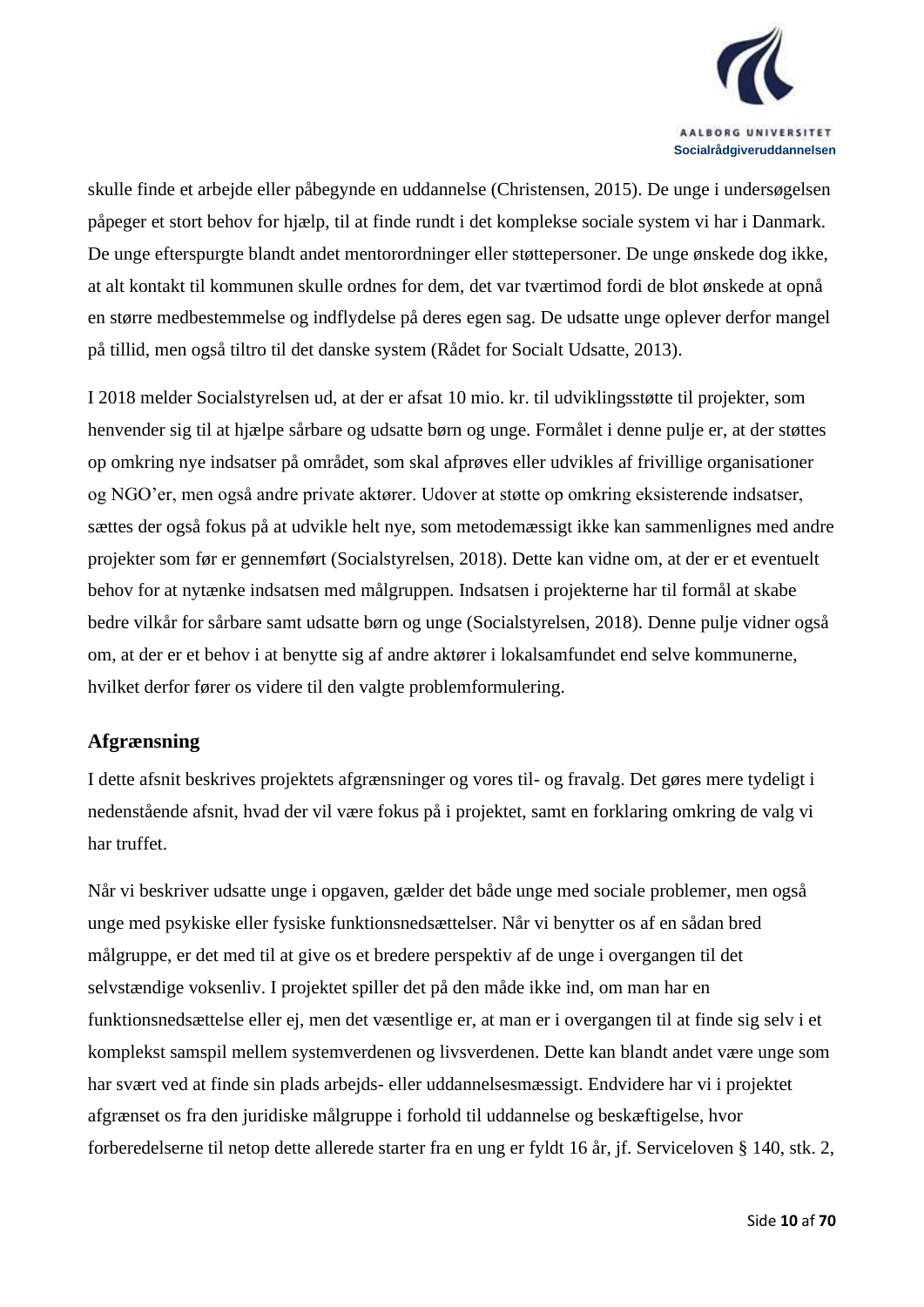skulle finde et arbejde eller påbegynde en uddannelse (Christensen, 2015). De unge i undersøgelsen påpeger et stort behov for hjælp, til at finde rundt i det komplekse sociale system vi har i Danmark. De unge efterspurgte blandt andet mentorordninger eller støttepersoner. De unge ønskede dog ikke, at alt kontakt til kommunen skulle ordnes for dem, det var tværtimod fordi de blot ønskede at opnå en større medbestemmelse og indflydelse på deres egen sag. De udsatte unge oplever derfor mangel på tillid, men også tiltro til det danske system (Rådet for Socialt Udsatte, 2013).

I 2018 melder Socialstyrelsen ud, at der er afsat 10 mio. kr. til udviklingsstøtte til projekter, som henvender sig til at hjælpe sårbare og udsatte børn og unge. Formålet i denne pulje er, at der støttes op omkring nye indsatser på området, som skal afprøves eller udvikles af frivillige organisationer og NGO'er, men også andre private aktører. Udover at støtte op omkring eksisterende indsatser, sættes der også fokus på at udvikle helt nye, som metodemæssigt ikke kan sammenlignes med andre projekter som før er gennemført (Socialstyrelsen, 2018). Dette kan vidne om, at der er et eventuelt behov for at nytænke indsatsen med målgruppen. Indsatsen i projekterne har til formål at skabe bedre vilkår for sårbare samt udsatte børn og unge (Socialstyrelsen, 2018). Denne pulje vidner også om, at der er et behov i at benytte sig af andre aktører i lokalsamfundet end selve kommunerne, hvilket derfor fører os videre til den valgte problemformulering.

## Afgrænsning

I dette afsnit beskrives projektets afgrænsninger og vores til- og fravalg. Det gøres mere tydeligt i nedenstående afsnit, hvad der vil være fokus på i projektet, samt en forklaring omkring de valg vi har truffet.

Når vi beskriver udsatte unge i opgaven, gælder det både unge med sociale problemer, men også unge med psykiske eller fysiske funktionsnedsættelser. Når vi benytter os af en sådan bred målgruppe, er det med til at give os et bredere perspektiv af de unge i overgangen til det selvstændige voksenliv. I projektet spiller det på den måde ikke ind, om man har en funktionsnedsættelse eller ej, men det væsentlige er, at man er i overgangen til at finde sig selv i et komplekst samspil mellem systemverdenen og livsverdenen. Dette kan blandt andet være unge som har svært ved at finde sin plads arbejds- eller uddannelsesmæssigt. Endvidere har vi i projektet afgrænset os fra den juridiske målgruppe i forhold til uddannelse og beskæftigelse, hvor forberedelserne til netop dette allerede starter fra en ung er fyldt 16 år, jf. Serviceloven § 140, stk. 2,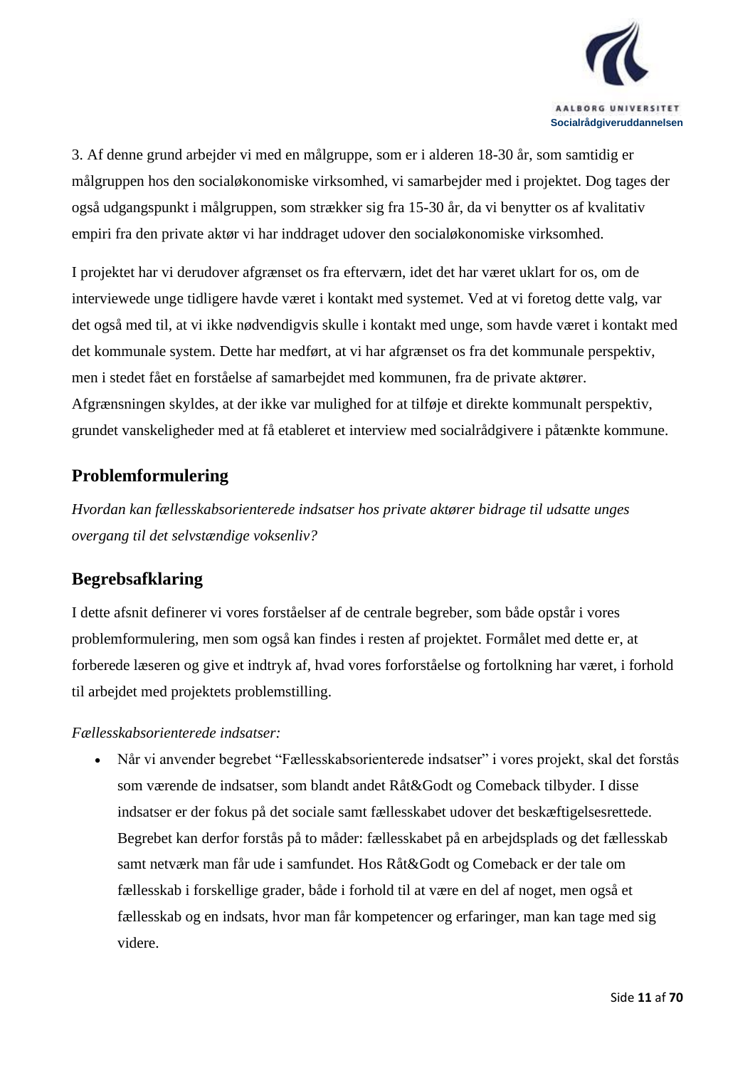3. Af denne grund arbejder vi med en målgruppe, som er i alderen 18-30 år, som samtidig er målgruppen hos den socialøkonomiske virksomhed, vi samarbejder med i projektet. Dog tages der også udgangspunkt i målgruppen, som strækker sig fra 15-30 år, da vi benytter os af kvalitativ empiri fra den private aktør vi har inddraget udover den socialøkonomiske virksomhed.

I projektet har vi derudover afgrænset os fra efterværn, idet det har været uklart for os, om de interviewede unge tidligere havde været i kontakt med systemet. Ved at vi foretog dette valg, var det også med til, at vi ikke nødvendigvis skulle i kontakt med unge, som havde været i kontakt med det kommunale system. Dette har medført, at vi har afgrænset os fra det kommunale perspektiv, men i stedet fået en forståelse af samarbejdet med kommunen, fra de private aktører. Afgrænsningen skyldes, at der ikke var mulighed for at tilføje et direkte kommunalt perspektiv, grundet vanskeligheder med at få etableret et interview med socialrådgivere i påtænkte kommune.

## Problemformulering

*Hvordan kan fællesskabsorienterede indsatser hos private aktører bidrage til udsatte unges overgang til det selvstændige voksenliv?*

## Begrebsafklaring

I dette afsnit definerer vi vores forståelser af de centrale begreber, som både opstår i vores problemformulering, men som også kan findes i resten af projektet. Formålet med dette er, at forberede læseren og give et indtryk af, hvad vores forforståelse og fortolkning har været, i forhold til arbejdet med projektets problemstilling.

*Fællesskabsorienterede indsatser:*

- Når vi anvender begrebet "Fællesskabsorienterede indsatser" i vores projekt, skal det forstås som værende de indsatser, som blandt andet Råt&Godt og Comeback tilbyder. I disse indsatser er der fokus på det sociale samt fællesskabet udover det beskæftigelsesrettede. Begrebet kan derfor forstås på to måder: fællesskabet på en arbejdsplads og det fællesskab samt netværk man får ude i samfundet. Hos Råt&Godt og Comeback er der tale om fællesskab i forskellige grader, både i forhold til at være en del af noget, men også et fællesskab og en indsats, hvor man får kompetencer og erfaringer, man kan tage med sig videre.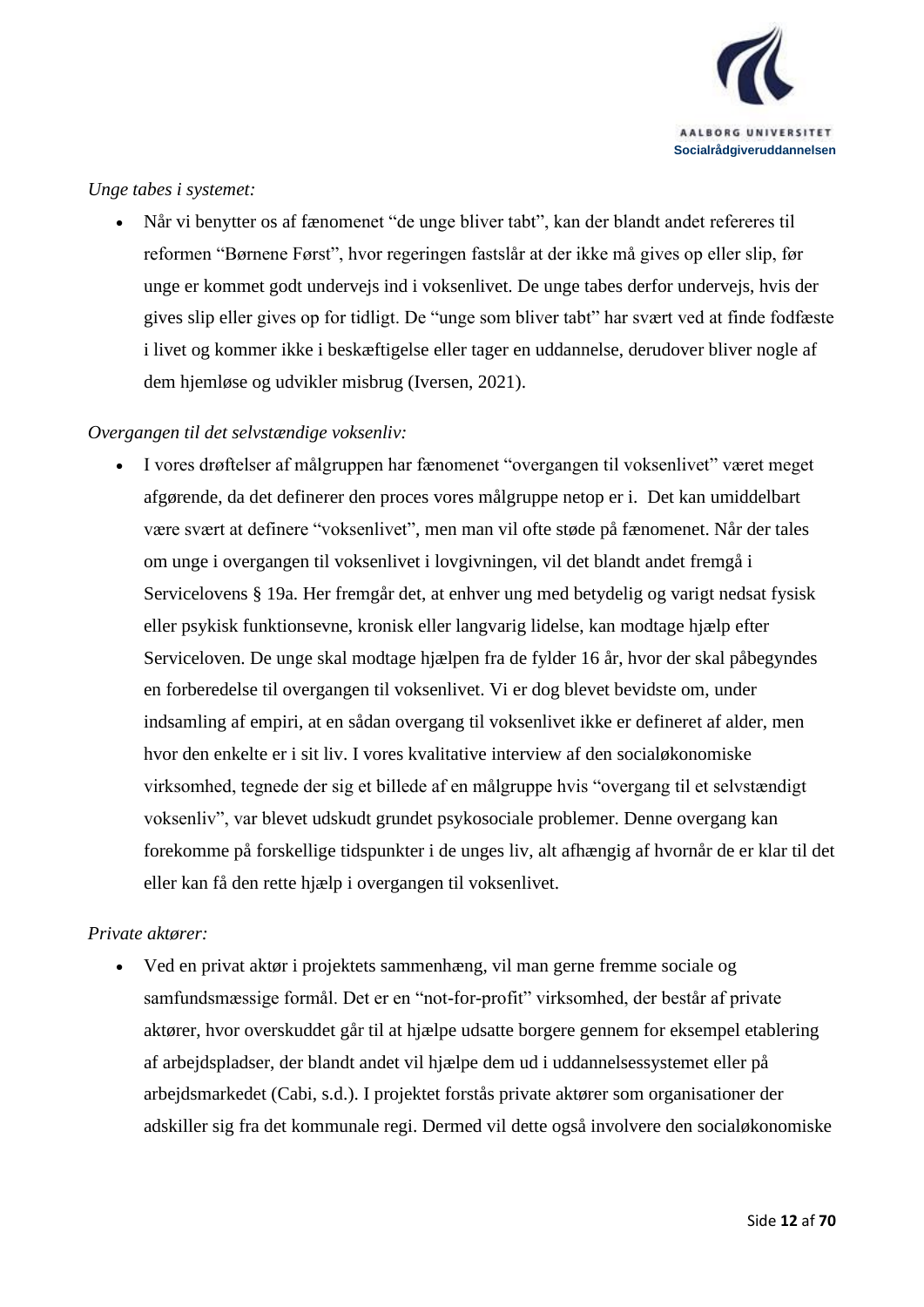*Unge tabes i systemet:*

- Når vi benytter os af fænomenet "de unge bliver tabt", kan der blandt andet refereres til reformen "Børnene Først", hvor regeringen fastslår at der ikke må gives op eller slip, før unge er kommet godt undervejs ind i voksenlivet. De unge tabes derfor undervejs, hvis der gives slip eller gives op for tidligt. De "unge som bliver tabt" har svært ved at finde fodfæste i livet og kommer ikke i beskæftigelse eller tager en uddannelse, derudover bliver nogle af dem hjemløse og udvikler misbrug (Iversen, 2021).

*Overgangen til det selvstændige voksenliv:*

- I vores drøftelser af målgruppen har fænomenet "overgangen til voksenlivet" været meget afgørende, da det definerer den proces vores målgruppe netop er i. Det kan umiddelbart være svært at definere "voksenlivet", men man vil ofte støde på fænomenet. Når der tales om unge i overgangen til voksenlivet i lovgivningen, vil det blandt andet fremgå i Servicelovens § 19a. Her fremgår det, at enhver ung med betydelig og varigt nedsat fysisk eller psykisk funktionsevne, kronisk eller langvarig lidelse, kan modtage hjælp efter Serviceloven. De unge skal modtage hjælpen fra de fylder 16 år, hvor der skal påbegyndes en forberedelse til overgangen til voksenlivet. Vi er dog blevet bevidste om, under indsamling af empiri, at en sådan overgang til voksenlivet ikke er defineret af alder, men hvor den enkelte er i sit liv. I vores kvalitative interview af den socialøkonomiske virksomhed, tegnede der sig et billede af en målgruppe hvis "overgang til et selvstændigt voksenliv", var blevet udskudt grundet psykosociale problemer. Denne overgang kan forekomme på forskellige tidspunkter i de unges liv, alt afhængig af hvornår de er klar til det eller kan få den rette hjælp i overgangen til voksenlivet.

*Private aktører:*

- Ved en privat aktør i projektets sammenhæng, vil man gerne fremme sociale og samfundsmæssige formål. Det er en "not-for-profit" virksomhed, der består af private aktører, hvor overskuddet går til at hjælpe udsatte borgere gennem for eksempel etablering af arbejdspladser, der blandt andet vil hjælpe dem ud i uddannelsessystemet eller på arbejdsmarkedet (Cabi, s.d.). I projektet forstås private aktører som organisationer der adskiller sig fra det kommunale regi. Dermed vil dette også involvere den socialøkonomiske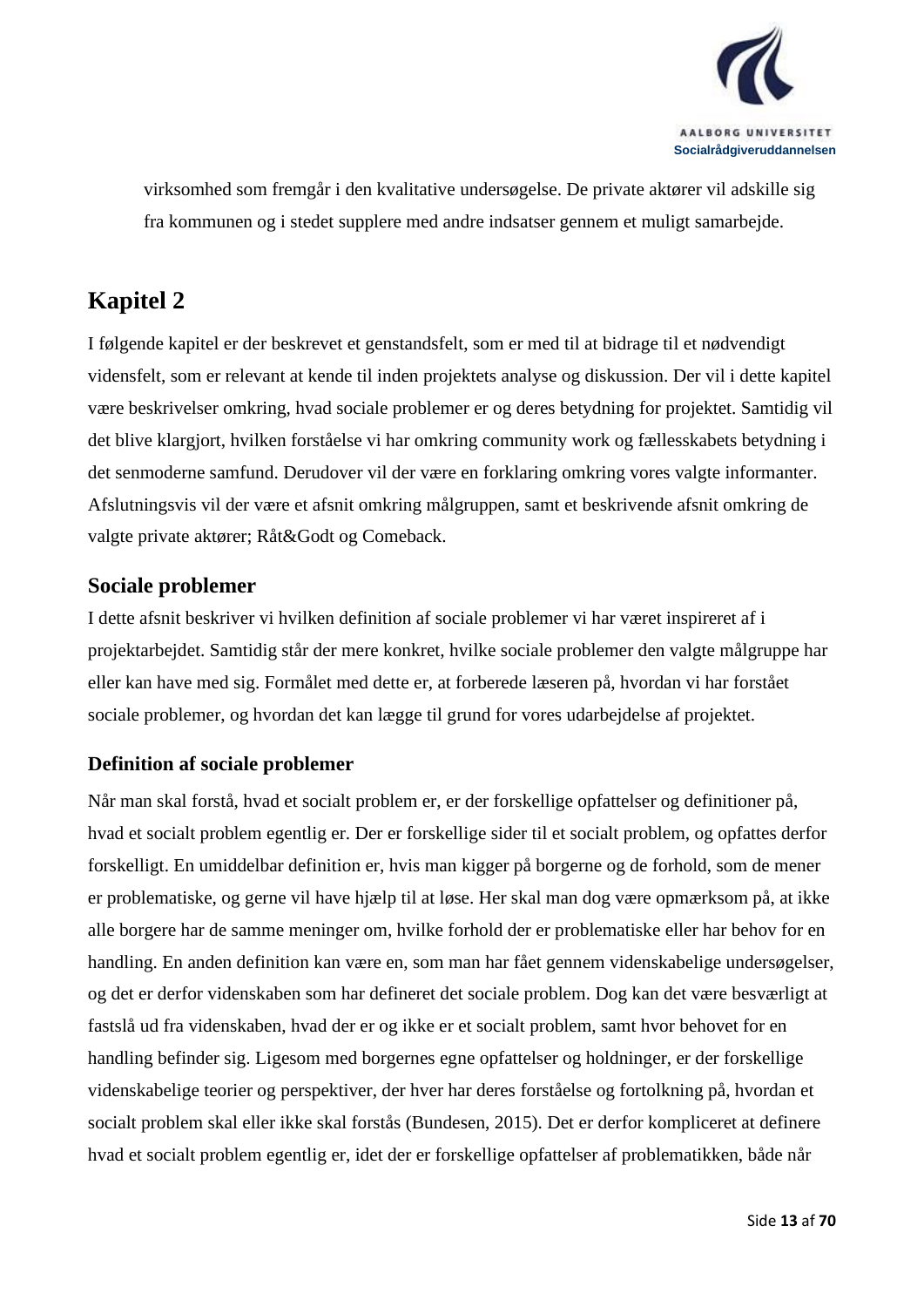virksomhed som fremgår i den kvalitative undersøgelse. De private aktører vil adskille sig fra kommunen og i stedet supplere med andre indsatser gennem et muligt samarbejde.

# Kapitel 2

I følgende kapitel er der beskrevet et genstandsfelt, som er med til at bidrage til et nødvendigt vidensfelt, som er relevant at kende til inden projektets analyse og diskussion. Der vil i dette kapitel være beskrivelser omkring, hvad sociale problemer er og deres betydning for projektet. Samtidig vil det blive klargjort, hvilken forståelse vi har omkring community work og fællesskabets betydning i det senmoderne samfund. Derudover vil der være en forklaring omkring vores valgte informanter. Afslutningsvis vil der være et afsnit omkring målgruppen, samt et beskrivende afsnit omkring de valgte private aktører; Råt&Godt og Comeback.

## Sociale problemer

I dette afsnit beskriver vi hvilken definition af sociale problemer vi har været inspireret af i projektarbejdet. Samtidig står der mere konkret, hvilke sociale problemer den valgte målgruppe har eller kan have med sig. Formålet med dette er, at forberede læseren på, hvordan vi har forstået sociale problemer, og hvordan det kan lægge til grund for vores udarbejdelse af projektet.

### Definition af sociale problemer

Når man skal forstå, hvad et socialt problem er, er der forskellige opfattelser og definitioner på, hvad et socialt problem egentlig er. Der er forskellige sider til et socialt problem, og opfattes derfor forskelligt. En umiddelbar definition er, hvis man kigger på borgerne og de forhold, som de mener er problematiske, og gerne vil have hjælp til at løse. Her skal man dog være opmærksom på, at ikke alle borgere har de samme meninger om, hvilke forhold der er problematiske eller har behov for en handling. En anden definition kan være en, som man har fået gennem videnskabelige undersøgelser, og det er derfor videnskaben som har defineret det sociale problem. Dog kan det være besværligt at fastslå ud fra videnskaben, hvad der er og ikke er et socialt problem, samt hvor behovet for en handling befinder sig. Ligesom med borgernes egne opfattelser og holdninger, er der forskellige videnskabelige teorier og perspektiver, der hver har deres forståelse og fortolkning på, hvordan et socialt problem skal eller ikke skal forstås (Bundesen, 2015). Det er derfor kompliceret at definere hvad et socialt problem egentlig er, idet der er forskellige opfattelser af problematikken, både når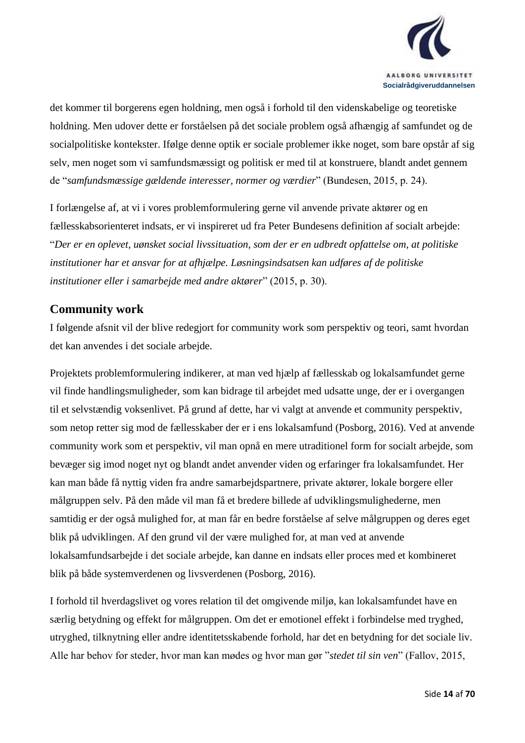det kommer til borgerens egen holdning, men også i forhold til den videnskabelige og teoretiske holdning. Men udover dette er forståelsen på det sociale problem også afhængig af samfundet og de socialpolitiske kontekster. Ifølge denne optik er sociale problemer ikke noget, som bare opstår af sig selv, men noget som vi samfundsmæssigt og politisk er med til at konstruere, blandt andet gennem de "*samfundsmæssige gældende interesser, normer og værdier*" (Bundesen, 2015, p. 24).

I forlængelse af, at vi i vores problemformulering gerne vil anvende private aktører og en fællesskabsorienteret indsats, er vi inspireret ud fra Peter Bundesens definition af socialt arbejde: "*Der er en oplevet, uønsket social livssituation, som der er en udbredt opfattelse om, at politiske institutioner har et ansvar for at afhjælpe. Løsningsindsatsen kan udføres af de politiske institutioner eller i samarbejde med andre aktører*" (2015, p. 30).

## Community work

I følgende afsnit vil der blive redegjort for community work som perspektiv og teori, samt hvordan det kan anvendes i det sociale arbejde.

Projektets problemformulering indikerer, at man ved hjælp af fællesskab og lokalsamfundet gerne vil finde handlingsmuligheder, som kan bidrage til arbejdet med udsatte unge, der er i overgangen til et selvstændigt voksenlivet. På grund af dette, har vi valgt at anvende et community perspektiv, som netop retter sig mod de fællesskaber der er i ens lokalsamfund (Posborg, 2016). Ved at anvende community work som et perspektiv, vil man opnå en mere utraditionel form for socialt arbejde, som bevæger sig imod noget nyt og blandt andet anvender viden og erfaringer fra lokalsamfundet. Her kan man både få nyttig viden fra andre samarbejdspartnere, private aktører, lokale borgere eller målgruppen selv. På den måde vil man få et bredere billede af udviklingsmulighederne, men samtidig er der også mulighed for, at man får en bedre forståelse af selve målgruppen og deres eget blik på udviklingen. Af den grund vil der være mulighed for, at man ved at anvende lokalsamfundsarbejde i det sociale arbejde, kan danne en indsats eller proces med et kombineret blik på både systemverdenen og livsverdenen (Posborg, 2016).

I forhold til hverdagslivet og vores relation til det omgivende miljø, kan lokalsamfundet have en særlig betydning og effekt for målgruppen. Om det er emotionel effekt i forbindelse med tryghed, utryghed, tilknytning eller andre identitetsskabende forhold, har det en betydning for det sociale liv. Alle har behov for steder, hvor man kan mødes og hvor man gør "*stedet til sin ven*" (Fallov, 2015,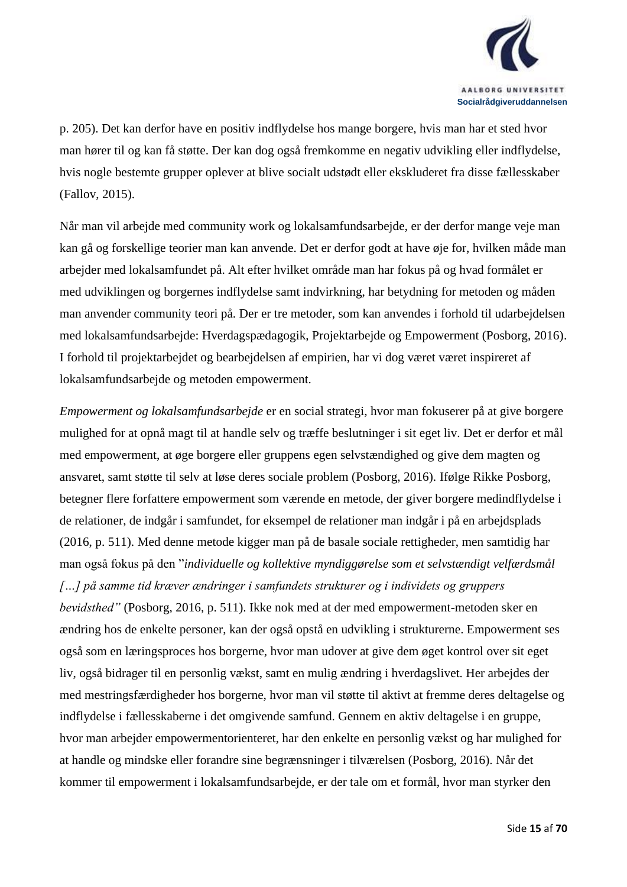p. 205). Det kan derfor have en positiv indflydelse hos mange borgere, hvis man har et sted hvor man hører til og kan få støtte. Der kan dog også fremkomme en negativ udvikling eller indflydelse, hvis nogle bestemte grupper oplever at blive socialt udstødt eller ekskluderet fra disse fællesskaber (Fallov, 2015).

Når man vil arbejde med community work og lokalsamfundsarbejde, er der derfor mange veje man kan gå og forskellige teorier man kan anvende. Det er derfor godt at have øje for, hvilken måde man arbejder med lokalsamfundet på. Alt efter hvilket område man har fokus på og hvad formålet er med udviklingen og borgernes indflydelse samt indvirkning, har betydning for metoden og måden man anvender community teori på. Der er tre metoder, som kan anvendes i forhold til udarbejdelsen med lokalsamfundsarbejde: Hverdagspædagogik, Projektarbejde og Empowerment (Posborg, 2016). I forhold til projektarbejdet og bearbejdelsen af empirien, har vi dog været været inspireret af lokalsamfundsarbejde og metoden empowerment.

*Empowerment og lokalsamfundsarbejde* er en social strategi, hvor man fokuserer på at give borgere mulighed for at opnå magt til at handle selv og træffe beslutninger i sit eget liv. Det er derfor et mål med empowerment, at øge borgere eller gruppens egen selvstændighed og give dem magten og ansvaret, samt støtte til selv at løse deres sociale problem (Posborg, 2016). Ifølge Rikke Posborg, betegner flere forfattere empowerment som værende en metode, der giver borgere medindflydelse i de relationer, de indgår i samfundet, for eksempel de relationer man indgår i på en arbejdsplads (2016, p. 511). Med denne metode kigger man på de basale sociale rettigheder, men samtidig har man også fokus på den "*individuelle og kollektive myndiggørelse som et selvstændigt velfærdsmål […] på samme tid kræver ændringer i samfundets strukturer og i individets og gruppers bevidsthed"* (Posborg, 2016, p. 511). Ikke nok med at der med empowerment-metoden sker en ændring hos de enkelte personer, kan der også opstå en udvikling i strukturerne. Empowerment ses også som en læringsproces hos borgerne, hvor man udover at give dem øget kontrol over sit eget liv, også bidrager til en personlig vækst, samt en mulig ændring i hverdagslivet. Her arbejdes der med mestringsfærdigheder hos borgerne, hvor man vil støtte til aktivt at fremme deres deltagelse og indflydelse i fællesskaberne i det omgivende samfund. Gennem en aktiv deltagelse i en gruppe, hvor man arbejder empowermentorienteret, har den enkelte en personlig vækst og har mulighed for at handle og mindske eller forandre sine begrænsninger i tilværelsen (Posborg, 2016). Når det kommer til empowerment i lokalsamfundsarbejde, er der tale om et formål, hvor man styrker den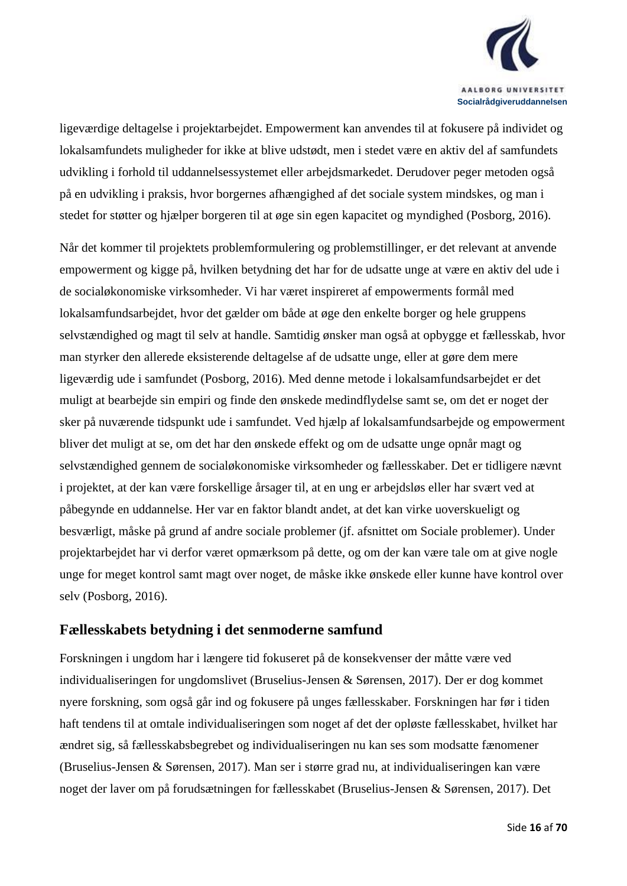ligeværdige deltagelse i projektarbejdet. Empowerment kan anvendes til at fokusere på individet og lokalsamfundets muligheder for ikke at blive udstødt, men i stedet være en aktiv del af samfundets udvikling i forhold til uddannelsessystemet eller arbejdsmarkedet. Derudover peger metoden også på en udvikling i praksis, hvor borgernes afhængighed af det sociale system mindskes, og man i stedet for støtter og hjælper borgeren til at øge sin egen kapacitet og myndighed (Posborg, 2016).

Når det kommer til projektets problemformulering og problemstillinger, er det relevant at anvende empowerment og kigge på, hvilken betydning det har for de udsatte unge at være en aktiv del ude i de socialøkonomiske virksomheder. Vi har været inspireret af empowerments formål med lokalsamfundsarbejdet, hvor det gælder om både at øge den enkelte borger og hele gruppens selvstændighed og magt til selv at handle. Samtidig ønsker man også at opbygge et fællesskab, hvor man styrker den allerede eksisterende deltagelse af de udsatte unge, eller at gøre dem mere ligeværdig ude i samfundet (Posborg, 2016). Med denne metode i lokalsamfundsarbejdet er det muligt at bearbejde sin empiri og finde den ønskede medindflydelse samt se, om det er noget der sker på nuværende tidspunkt ude i samfundet. Ved hjælp af lokalsamfundsarbejde og empowerment bliver det muligt at se, om det har den ønskede effekt og om de udsatte unge opnår magt og selvstændighed gennem de socialøkonomiske virksomheder og fællesskaber. Det er tidligere nævnt i projektet, at der kan være forskellige årsager til, at en ung er arbejdsløs eller har svært ved at påbegynde en uddannelse. Her var en faktor blandt andet, at det kan virke uoverskueligt og besværligt, måske på grund af andre sociale problemer (jf. afsnittet om Sociale problemer). Under projektarbejdet har vi derfor været opmærksom på dette, og om der kan være tale om at give nogle unge for meget kontrol samt magt over noget, de måske ikke ønskede eller kunne have kontrol over selv (Posborg, 2016).

## Fællesskabets betydning i det senmoderne samfund

Forskningen i ungdom har i længere tid fokuseret på de konsekvenser der måtte være ved individualiseringen for ungdomslivet (Bruselius-Jensen & Sørensen, 2017). Der er dog kommet nyere forskning, som også går ind og fokusere på unges fællesskaber. Forskningen har før i tiden haft tendens til at omtale individualiseringen som noget af det der opløste fællesskabet, hvilket har ændret sig, så fællesskabsbegrebet og individualiseringen nu kan ses som modsatte fænomener (Bruselius-Jensen & Sørensen, 2017). Man ser i større grad nu, at individualiseringen kan være noget der laver om på forudsætningen for fællesskabet (Bruselius-Jensen & Sørensen, 2017). Det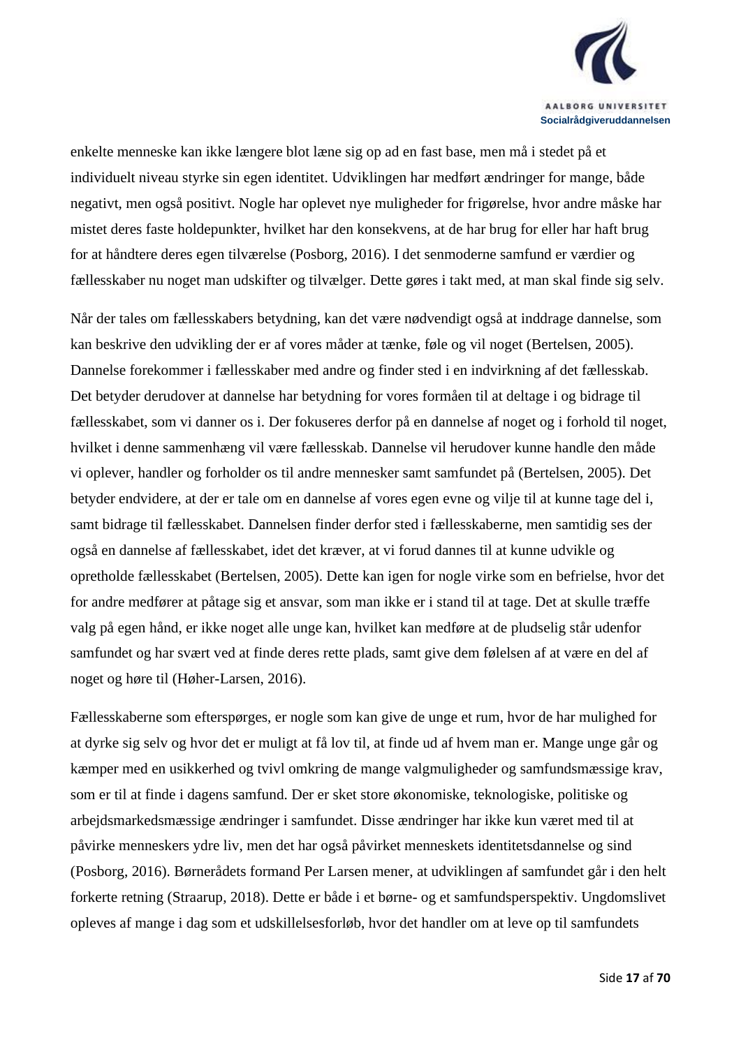enkelte menneske kan ikke længere blot læne sig op ad en fast base, men må i stedet på et individuelt niveau styrke sin egen identitet. Udviklingen har medført ændringer for mange, både negativt, men også positivt. Nogle har oplevet nye muligheder for frigørelse, hvor andre måske har mistet deres faste holdepunkter, hvilket har den konsekvens, at de har brug for eller har haft brug for at håndtere deres egen tilværelse (Posborg, 2016). I det senmoderne samfund er værdier og fællesskaber nu noget man udskifter og tilvælger. Dette gøres i takt med, at man skal finde sig selv.

Når der tales om fællesskabers betydning, kan det være nødvendigt også at inddrage dannelse, som kan beskrive den udvikling der er af vores måder at tænke, føle og vil noget (Bertelsen, 2005). Dannelse forekommer i fællesskaber med andre og finder sted i en indvirkning af det fællesskab. Det betyder derudover at dannelse har betydning for vores formåen til at deltage i og bidrage til fællesskabet, som vi danner os i. Der fokuseres derfor på en dannelse af noget og i forhold til noget, hvilket i denne sammenhæng vil være fællesskab. Dannelse vil herudover kunne handle den måde vi oplever, handler og forholder os til andre mennesker samt samfundet på (Bertelsen, 2005). Det betyder endvidere, at der er tale om en dannelse af vores egen evne og vilje til at kunne tage del i, samt bidrage til fællesskabet. Dannelsen finder derfor sted i fællesskaberne, men samtidig ses der også en dannelse af fællesskabet, idet det kræver, at vi forud dannes til at kunne udvikle og opretholde fællesskabet (Bertelsen, 2005). Dette kan igen for nogle virke som en befrielse, hvor det for andre medfører at påtage sig et ansvar, som man ikke er i stand til at tage. Det at skulle træffe valg på egen hånd, er ikke noget alle unge kan, hvilket kan medføre at de pludselig står udenfor samfundet og har svært ved at finde deres rette plads, samt give dem følelsen af at være en del af noget og høre til (Høher-Larsen, 2016).

Fællesskaberne som efterspørges, er nogle som kan give de unge et rum, hvor de har mulighed for at dyrke sig selv og hvor det er muligt at få lov til, at finde ud af hvem man er. Mange unge går og kæmper med en usikkerhed og tvivl omkring de mange valgmuligheder og samfundsmæssige krav, som er til at finde i dagens samfund. Der er sket store økonomiske, teknologiske, politiske og arbejdsmarkedsmæssige ændringer i samfundet. Disse ændringer har ikke kun været med til at påvirke menneskers ydre liv, men det har også påvirket menneskets identitetsdannelse og sind (Posborg, 2016). Børnerådets formand Per Larsen mener, at udviklingen af samfundet går i den helt forkerte retning (Straarup, 2018). Dette er både i et børne- og et samfundsperspektiv. Ungdomslivet opleves af mange i dag som et udskillelsesforløb, hvor det handler om at leve op til samfundets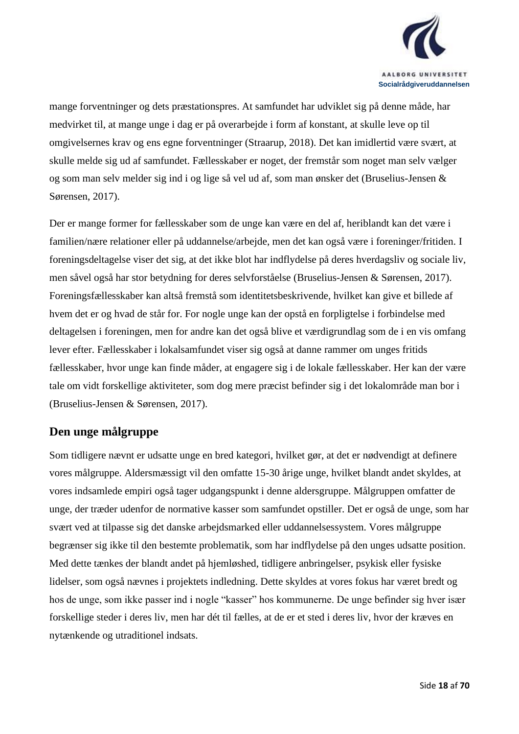mange forventninger og dets præstationspres. At samfundet har udviklet sig på denne måde, har medvirket til, at mange unge i dag er på overarbejde i form af konstant, at skulle leve op til omgivelsernes krav og ens egne forventninger (Straarup, 2018). Det kan imidlertid være svært, at skulle melde sig ud af samfundet. Fællesskaber er noget, der fremstår som noget man selv vælger og som man selv melder sig ind i og lige så vel ud af, som man ønsker det (Bruselius-Jensen & Sørensen, 2017).

Der er mange former for fællesskaber som de unge kan være en del af, heriblandt kan det være i familien/nære relationer eller på uddannelse/arbejde, men det kan også være i foreninger/fritiden. I foreningsdeltagelse viser det sig, at det ikke blot har indflydelse på deres hverdagsliv og sociale liv, men såvel også har stor betydning for deres selvforståelse (Bruselius-Jensen & Sørensen, 2017). Foreningsfællesskaber kan altså fremstå som identitetsbeskrivende, hvilket kan give et billede af hvem det er og hvad de står for. For nogle unge kan der opstå en forpligtelse i forbindelse med deltagelsen i foreningen, men for andre kan det også blive et værdigrundlag som de i en vis omfang lever efter. Fællesskaber i lokalsamfundet viser sig også at danne rammer om unges fritids fællesskaber, hvor unge kan finde måder, at engagere sig i de lokale fællesskaber. Her kan der være tale om vidt forskellige aktiviteter, som dog mere præcist befinder sig i det lokalområde man bor i (Bruselius-Jensen & Sørensen, 2017).

## Den unge målgruppe

Som tidligere nævnt er udsatte unge en bred kategori, hvilket gør, at det er nødvendigt at definere vores målgruppe. Aldersmæssigt vil den omfatte 15-30 årige unge, hvilket blandt andet skyldes, at vores indsamlede empiri også tager udgangspunkt i denne aldersgruppe. Målgruppen omfatter de unge, der træder udenfor de normative kasser som samfundet opstiller. Det er også de unge, som har svært ved at tilpasse sig det danske arbejdsmarked eller uddannelsessystem. Vores målgruppe begrænser sig ikke til den bestemte problematik, som har indflydelse på den unges udsatte position. Med dette tænkes der blandt andet på hjemløshed, tidligere anbringelser, psykisk eller fysiske lidelser, som også nævnes i projektets indledning. Dette skyldes at vores fokus har været bredt og hos de unge, som ikke passer ind i nogle "kasser" hos kommunerne. De unge befinder sig hver især forskellige steder i deres liv, men har dét til fælles, at de er et sted i deres liv, hvor der kræves en nytænkende og utraditionel indsats.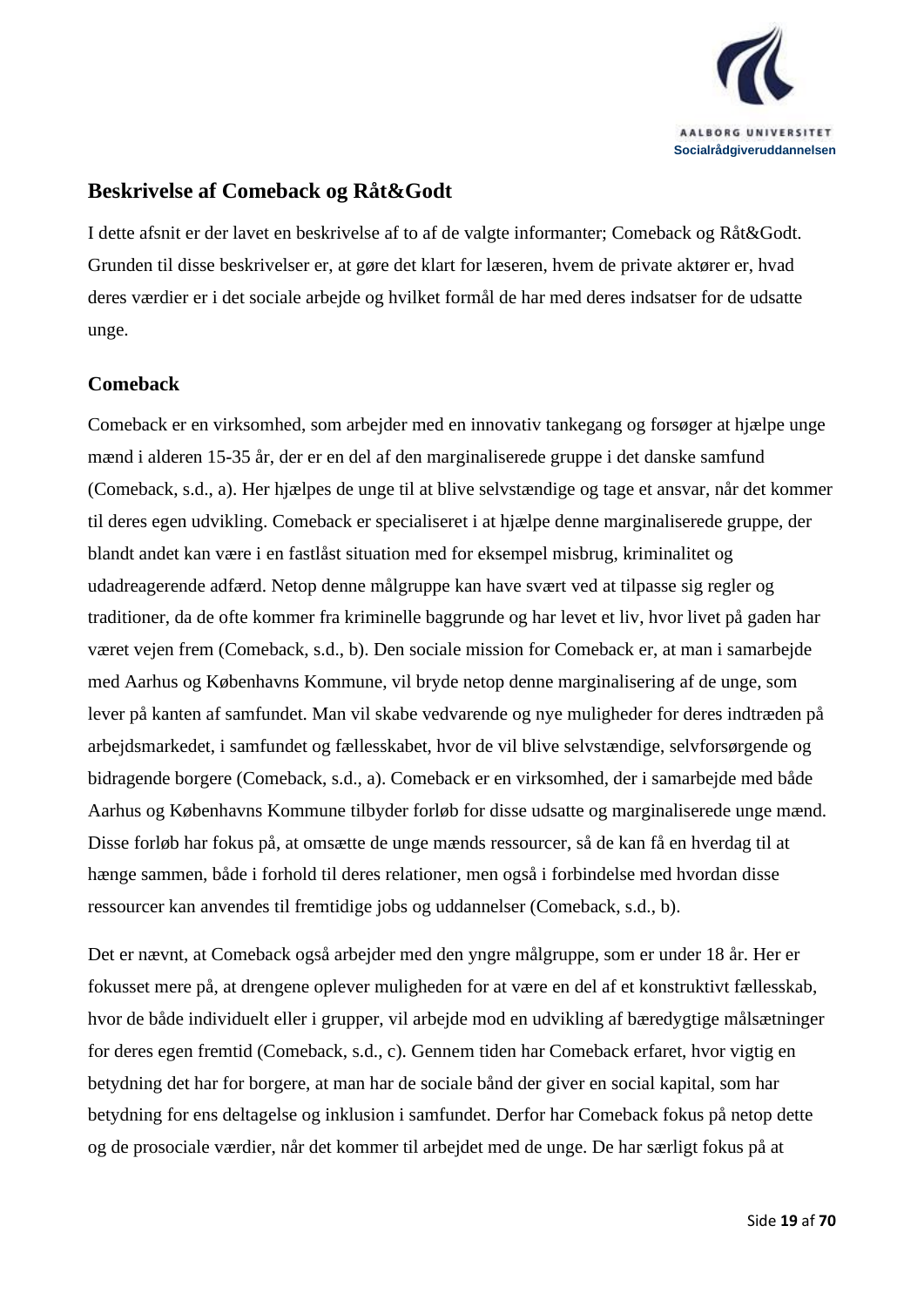## Beskrivelse af Comeback og Råt&Godt

I dette afsnit er der lavet en beskrivelse af to af de valgte informanter; Comeback og Råt&Godt. Grunden til disse beskrivelser er, at gøre det klart for læseren, hvem de private aktører er, hvad deres værdier er i det sociale arbejde og hvilket formål de har med deres indsatser for de udsatte unge.

### Comeback

Comeback er en virksomhed, som arbejder med en innovativ tankegang og forsøger at hjælpe unge mænd i alderen 15-35 år, der er en del af den marginaliserede gruppe i det danske samfund (Comeback, s.d., a). Her hjælpes de unge til at blive selvstændige og tage et ansvar, når det kommer til deres egen udvikling. Comeback er specialiseret i at hjælpe denne marginaliserede gruppe, der blandt andet kan være i en fastlåst situation med for eksempel misbrug, kriminalitet og udadreagerende adfærd. Netop denne målgruppe kan have svært ved at tilpasse sig regler og traditioner, da de ofte kommer fra kriminelle baggrunde og har levet et liv, hvor livet på gaden har været vejen frem (Comeback, s.d., b). Den sociale mission for Comeback er, at man i samarbejde med Aarhus og Københavns Kommune, vil bryde netop denne marginalisering af de unge, som lever på kanten af samfundet. Man vil skabe vedvarende og nye muligheder for deres indtræden på arbejdsmarkedet, i samfundet og fællesskabet, hvor de vil blive selvstændige, selvforsørgende og bidragende borgere (Comeback, s.d., a). Comeback er en virksomhed, der i samarbejde med både Aarhus og Københavns Kommune tilbyder forløb for disse udsatte og marginaliserede unge mænd. Disse forløb har fokus på, at omsætte de unge mænds ressourcer, så de kan få en hverdag til at hænge sammen, både i forhold til deres relationer, men også i forbindelse med hvordan disse ressourcer kan anvendes til fremtidige jobs og uddannelser (Comeback, s.d., b).

Det er nævnt, at Comeback også arbejder med den yngre målgruppe, som er under 18 år. Her er fokusset mere på, at drengene oplever muligheden for at være en del af et konstruktivt fællesskab, hvor de både individuelt eller i grupper, vil arbejde mod en udvikling af bæredygtige målsætninger for deres egen fremtid (Comeback, s.d., c). Gennem tiden har Comeback erfaret, hvor vigtig en betydning det har for borgere, at man har de sociale bånd der giver en social kapital, som har betydning for ens deltagelse og inklusion i samfundet. Derfor har Comeback fokus på netop dette og de prosociale værdier, når det kommer til arbejdet med de unge. De har særligt fokus på at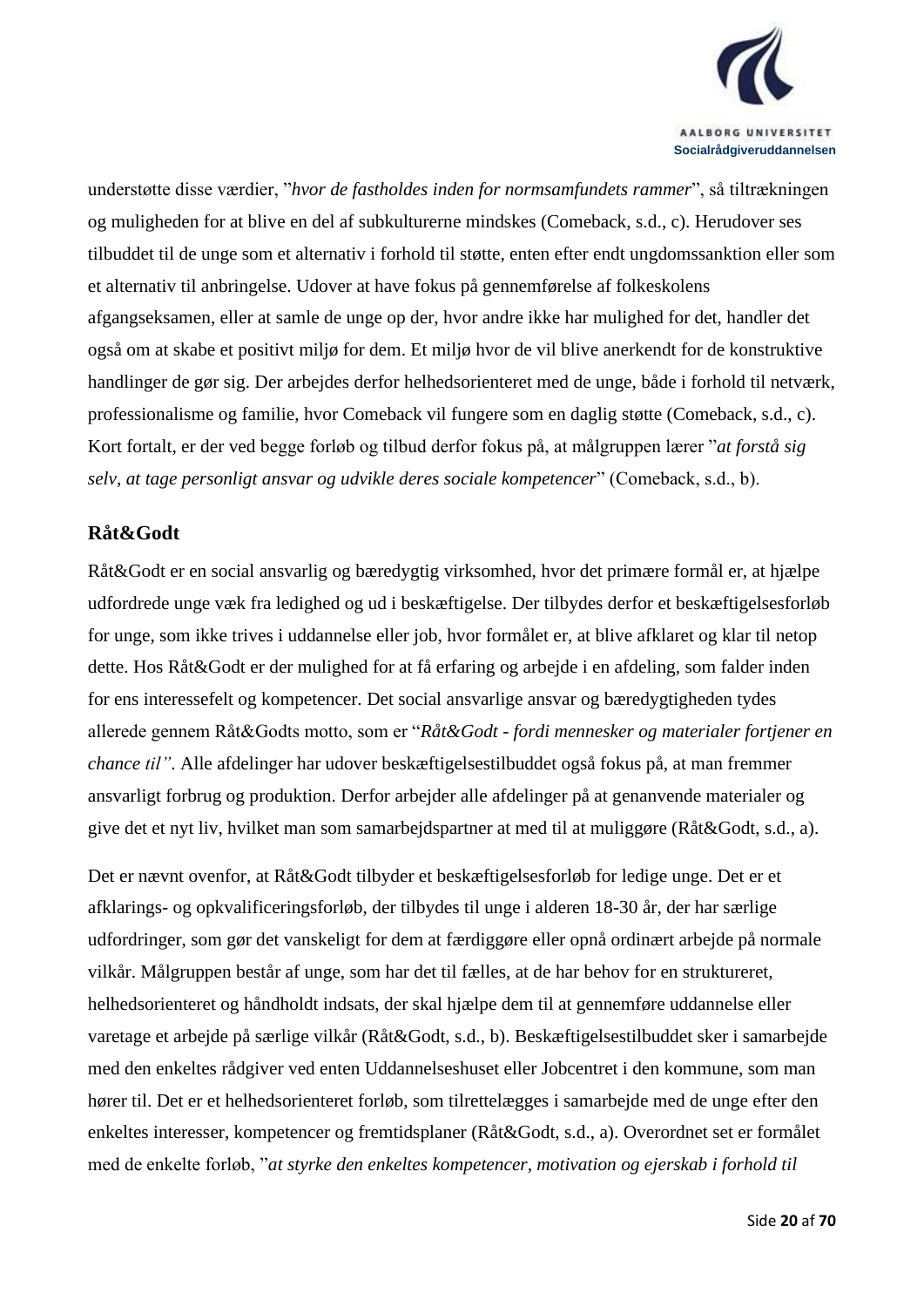understøtte disse værdier, "*hvor de fastholdes inden for normsamfundets rammer*", så tiltrækningen og muligheden for at blive en del af subkulturerne mindskes (Comeback, s.d., c). Herudover ses tilbuddet til de unge som et alternativ i forhold til støtte, enten efter endt ungdomssanktion eller som et alternativ til anbringelse. Udover at have fokus på gennemførelse af folkeskolens afgangseksamen, eller at samle de unge op der, hvor andre ikke har mulighed for det, handler det også om at skabe et positivt miljø for dem. Et miljø hvor de vil blive anerkendt for de konstruktive handlinger de gør sig. Der arbejdes derfor helhedsorienteret med de unge, både i forhold til netværk, professionalisme og familie, hvor Comeback vil fungere som en daglig støtte (Comeback, s.d., c). Kort fortalt, er der ved begge forløb og tilbud derfor fokus på, at målgruppen lærer "*at forstå sig selv, at tage personligt ansvar og udvikle deres sociale kompetencer*" (Comeback, s.d., b).

## Råt&Godt

Råt&Godt er en social ansvarlig og bæredygtig virksomhed, hvor det primære formål er, at hjælpe udfordrede unge væk fra ledighed og ud i beskæftigelse. Der tilbydes derfor et beskæftigelsesforløb for unge, som ikke trives i uddannelse eller job, hvor formålet er, at blive afklaret og klar til netop dette. Hos Råt&Godt er der mulighed for at få erfaring og arbejde i en afdeling, som falder inden for ens interessefelt og kompetencer. Det social ansvarlige ansvar og bæredygtigheden tydes allerede gennem Råt&Godts motto, som er "*Råt&Godt - fordi mennesker og materialer fortjener en chance til".* Alle afdelinger har udover beskæftigelsestilbuddet også fokus på, at man fremmer ansvarligt forbrug og produktion. Derfor arbejder alle afdelinger på at genanvende materialer og give det et nyt liv, hvilket man som samarbejdspartner at med til at muliggøre (Råt&Godt, s.d., a).

Det er nævnt ovenfor, at Råt&Godt tilbyder et beskæftigelsesforløb for ledige unge. Det er et afklarings- og opkvalificeringsforløb, der tilbydes til unge i alderen 18-30 år, der har særlige udfordringer, som gør det vanskeligt for dem at færdiggøre eller opnå ordinært arbejde på normale vilkår. Målgruppen består af unge, som har det til fælles, at de har behov for en struktureret, helhedsorienteret og håndholdt indsats, der skal hjælpe dem til at gennemføre uddannelse eller varetage et arbejde på særlige vilkår (Råt&Godt, s.d., b). Beskæftigelsestilbuddet sker i samarbejde med den enkeltes rådgiver ved enten Uddannelseshuset eller Jobcentret i den kommune, som man hører til. Det er et helhedsorienteret forløb, som tilrettelægges i samarbejde med de unge efter den enkeltes interesser, kompetencer og fremtidsplaner (Råt&Godt, s.d., a). Overordnet set er formålet med de enkelte forløb, "*at styrke den enkeltes kompetencer, motivation og ejerskab i forhold til*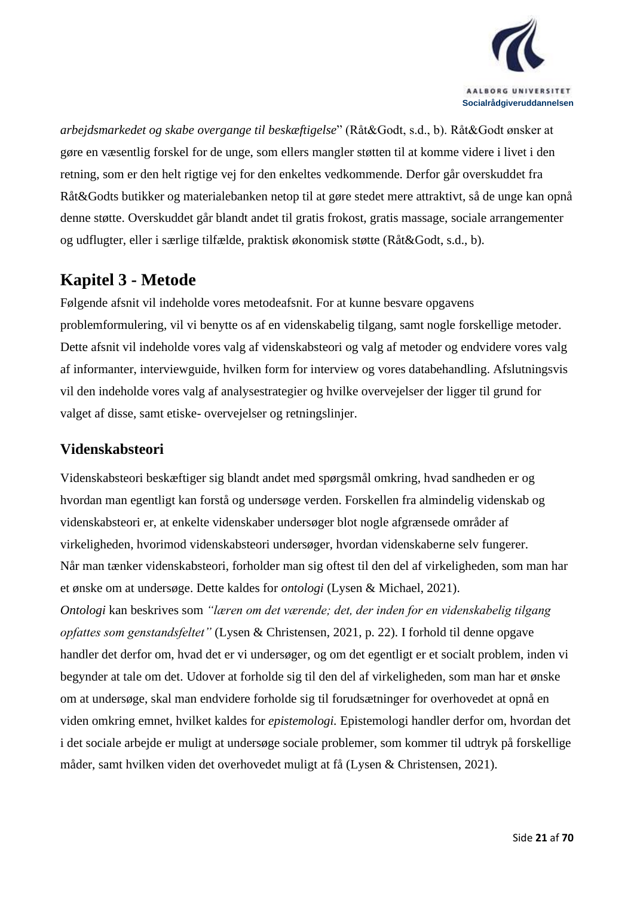*arbejdsmarkedet og skabe overgange til beskæftigelse*" (Råt&Godt, s.d., b). Råt&Godt ønsker at gøre en væsentlig forskel for de unge, som ellers mangler støtten til at komme videre i livet i den retning, som er den helt rigtige vej for den enkeltes vedkommende. Derfor går overskuddet fra Råt&Godts butikker og materialebanken netop til at gøre stedet mere attraktivt, så de unge kan opnå denne støtte. Overskuddet går blandt andet til gratis frokost, gratis massage, sociale arrangementer og udflugter, eller i særlige tilfælde, praktisk økonomisk støtte (Råt&Godt, s.d., b).

# Kapitel 3 - Metode

Følgende afsnit vil indeholde vores metodeafsnit. For at kunne besvare opgavens problemformulering, vil vi benytte os af en videnskabelig tilgang, samt nogle forskellige metoder. Dette afsnit vil indeholde vores valg af videnskabsteori og valg af metoder og endvidere vores valg af informanter, interviewguide, hvilken form for interview og vores databehandling. Afslutningsvis vil den indeholde vores valg af analysestrategier og hvilke overvejelser der ligger til grund for valget af disse, samt etiske- overvejelser og retningslinjer.

## Videnskabsteori

Videnskabsteori beskæftiger sig blandt andet med spørgsmål omkring, hvad sandheden er og hvordan man egentligt kan forstå og undersøge verden. Forskellen fra almindelig videnskab og videnskabsteori er, at enkelte videnskaber undersøger blot nogle afgrænsede områder af virkeligheden, hvorimod videnskabsteori undersøger, hvordan videnskaberne selv fungerer. Når man tænker videnskabsteori, forholder man sig oftest til den del af virkeligheden, som man har et ønske om at undersøge. Dette kaldes for *ontologi* (Lysen & Michael, 2021).

*Ontologi* kan beskrives som *"læren om det værende; det, der inden for en videnskabelig tilgang opfattes som genstandsfeltet"* (Lysen & Christensen, 2021, p. 22). I forhold til denne opgave handler det derfor om, hvad det er vi undersøger, og om det egentligt er et socialt problem, inden vi begynder at tale om det. Udover at forholde sig til den del af virkeligheden, som man har et ønske om at undersøge, skal man endvidere forholde sig til forudsætninger for overhovedet at opnå en viden omkring emnet, hvilket kaldes for *epistemologi.* Epistemologi handler derfor om, hvordan det i det sociale arbejde er muligt at undersøge sociale problemer, som kommer til udtryk på forskellige måder, samt hvilken viden det overhovedet muligt at få (Lysen & Christensen, 2021).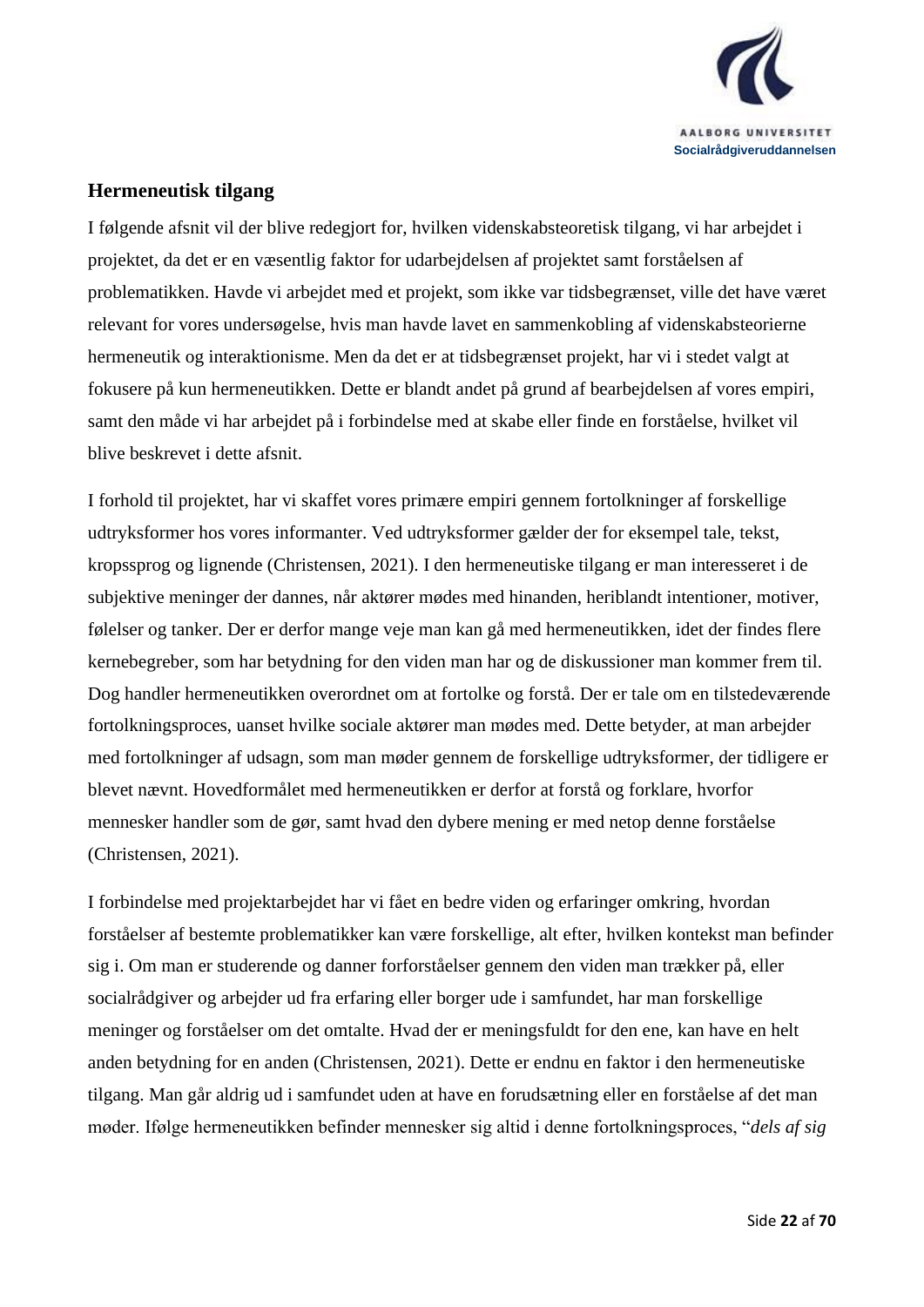## Hermeneutisk tilgang

I følgende afsnit vil der blive redegjort for, hvilken videnskabsteoretisk tilgang, vi har arbejdet i projektet, da det er en væsentlig faktor for udarbejdelsen af projektet samt forståelsen af problematikken. Havde vi arbejdet med et projekt, som ikke var tidsbegrænset, ville det have været relevant for vores undersøgelse, hvis man havde lavet en sammenkobling af videnskabsteorierne hermeneutik og interaktionisme. Men da det er at tidsbegrænset projekt, har vi i stedet valgt at fokusere på kun hermeneutikken. Dette er blandt andet på grund af bearbejdelsen af vores empiri, samt den måde vi har arbejdet på i forbindelse med at skabe eller finde en forståelse, hvilket vil blive beskrevet i dette afsnit.

I forhold til projektet, har vi skaffet vores primære empiri gennem fortolkninger af forskellige udtryksformer hos vores informanter. Ved udtryksformer gælder der for eksempel tale, tekst, kropssprog og lignende (Christensen, 2021). I den hermeneutiske tilgang er man interesseret i de subjektive meninger der dannes, når aktører mødes med hinanden, heriblandt intentioner, motiver, følelser og tanker. Der er derfor mange veje man kan gå med hermeneutikken, idet der findes flere kernebegreber, som har betydning for den viden man har og de diskussioner man kommer frem til. Dog handler hermeneutikken overordnet om at fortolke og forstå. Der er tale om en tilstedeværende fortolkningsproces, uanset hvilke sociale aktører man mødes med. Dette betyder, at man arbejder med fortolkninger af udsagn, som man møder gennem de forskellige udtryksformer, der tidligere er blevet nævnt. Hovedformålet med hermeneutikken er derfor at forstå og forklare, hvorfor mennesker handler som de gør, samt hvad den dybere mening er med netop denne forståelse (Christensen, 2021).

I forbindelse med projektarbejdet har vi fået en bedre viden og erfaringer omkring, hvordan forståelser af bestemte problematikker kan være forskellige, alt efter, hvilken kontekst man befinder sig i. Om man er studerende og danner forforståelser gennem den viden man trækker på, eller socialrådgiver og arbejder ud fra erfaring eller borger ude i samfundet, har man forskellige meninger og forståelser om det omtalte. Hvad der er meningsfuldt for den ene, kan have en helt anden betydning for en anden (Christensen, 2021). Dette er endnu en faktor i den hermeneutiske tilgang. Man går aldrig ud i samfundet uden at have en forudsætning eller en forståelse af det man møder. Ifølge hermeneutikken befinder mennesker sig altid i denne fortolkningsproces, "*dels af sig*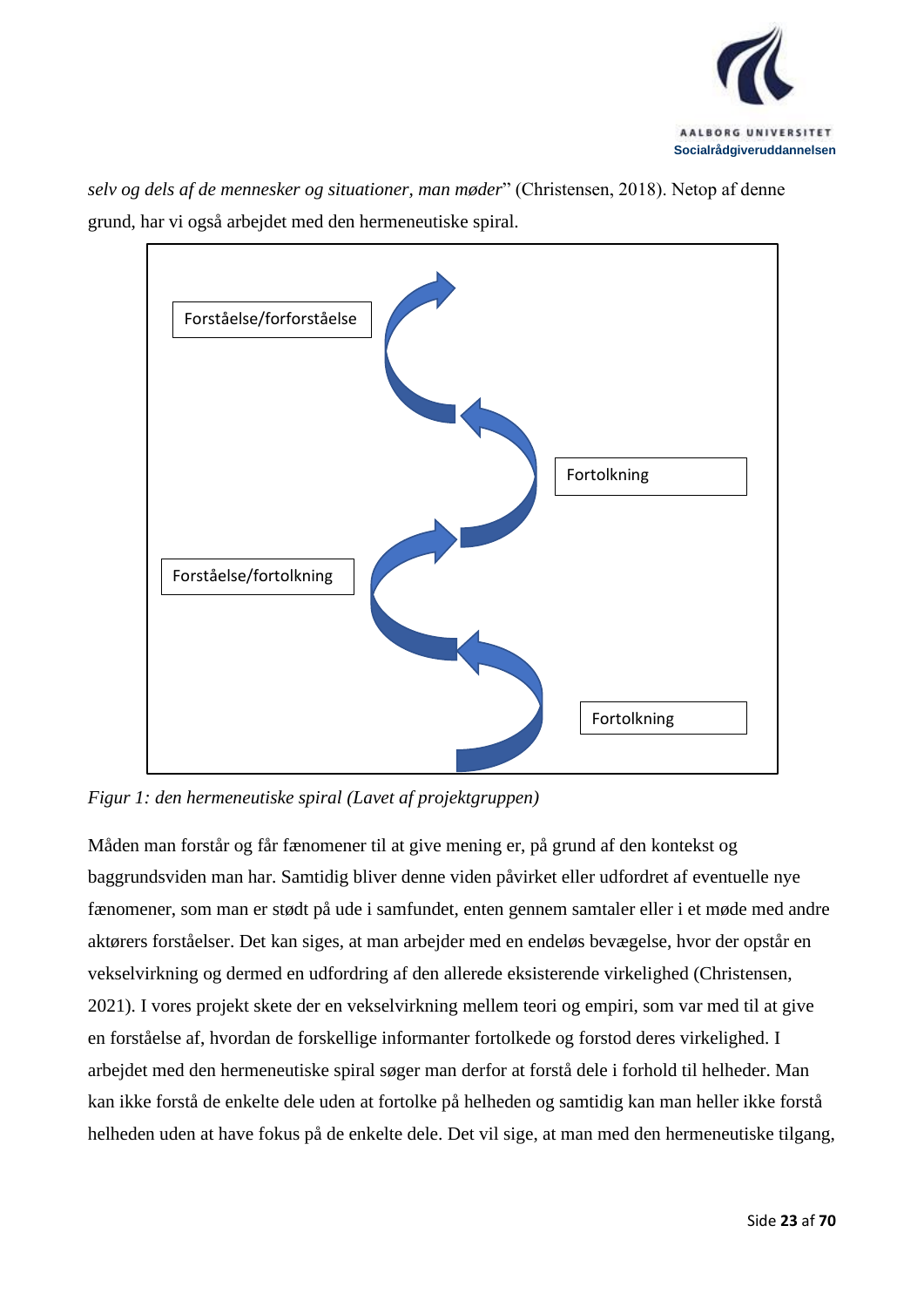*selv og dels af de mennesker og situationer, man møder*" (Christensen, 2018). Netop af denne grund, har vi også arbejdet med den hermeneutiske spiral.

Forståelse/forforståelse

Fortolkning

Forståelse/fortolkning

Fortolkning

*Figur 1: den hermeneutiske spiral (Lavet af projektgruppen)*

Måden man forstår og får fænomener til at give mening er, på grund af den kontekst og baggrundsviden man har. Samtidig bliver denne viden påvirket eller udfordret af eventuelle nye fænomener, som man er stødt på ude i samfundet, enten gennem samtaler eller i et møde med andre aktørers forståelser. Det kan siges, at man arbejder med en endeløs bevægelse, hvor der opstår en vekselvirkning og dermed en udfordring af den allerede eksisterende virkelighed (Christensen, 2021). I vores projekt skete der en vekselvirkning mellem teori og empiri, som var med til at give en forståelse af, hvordan de forskellige informanter fortolkede og forstod deres virkelighed. I arbejdet med den hermeneutiske spiral søger man derfor at forstå dele i forhold til helheder. Man kan ikke forstå de enkelte dele uden at fortolke på helheden og samtidig kan man heller ikke forstå helheden uden at have fokus på de enkelte dele. Det vil sige, at man med den hermeneutiske tilgang,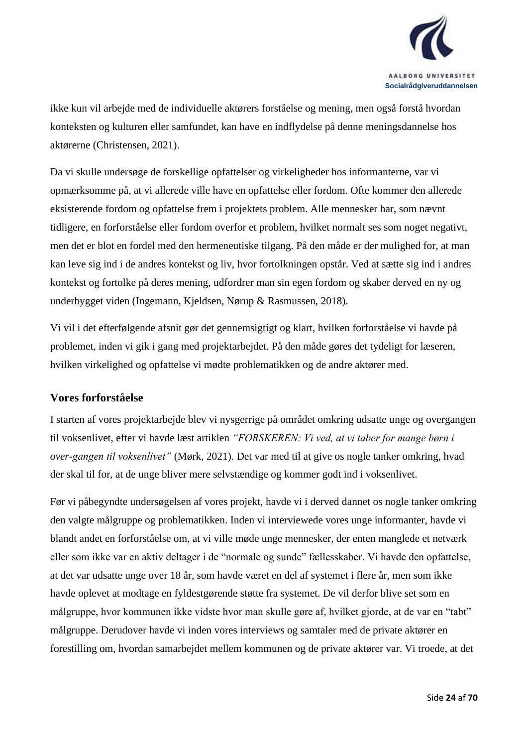ikke kun vil arbejde med de individuelle aktørers forståelse og mening, men også forstå hvordan konteksten og kulturen eller samfundet, kan have en indflydelse på denne meningsdannelse hos aktørerne (Christensen, 2021).

Da vi skulle undersøge de forskellige opfattelser og virkeligheder hos informanterne, var vi opmærksomme på, at vi allerede ville have en opfattelse eller fordom. Ofte kommer den allerede eksisterende fordom og opfattelse frem i projektets problem. Alle mennesker har, som nævnt tidligere, en forforståelse eller fordom overfor et problem, hvilket normalt ses som noget negativt, men det er blot en fordel med den hermeneutiske tilgang. På den måde er der mulighed for, at man kan leve sig ind i de andres kontekst og liv, hvor fortolkningen opstår. Ved at sætte sig ind i andres kontekst og fortolke på deres mening, udfordrer man sin egen fordom og skaber derved en ny og underbygget viden (Ingemann, Kjeldsen, Nørup & Rasmussen, 2018).

Vi vil i det efterfølgende afsnit gør det gennemsigtigt og klart, hvilken forforståelse vi havde på problemet, inden vi gik i gang med projektarbejdet. På den måde gøres det tydeligt for læseren, hvilken virkelighed og opfattelse vi mødte problematikken og de andre aktører med.

## Vores forforståelse

I starten af vores projektarbejde blev vi nysgerrige på området omkring udsatte unge og overgangen til voksenlivet, efter vi havde læst artiklen *"FORSKEREN: Vi ved, at vi taber for mange børn i over-gangen til voksenlivet"* (Mørk, 2021). Det var med til at give os nogle tanker omkring, hvad der skal til for, at de unge bliver mere selvstændige og kommer godt ind i voksenlivet.

Før vi påbegyndte undersøgelsen af vores projekt, havde vi i derved dannet os nogle tanker omkring den valgte målgruppe og problematikken. Inden vi interviewede vores unge informanter, havde vi blandt andet en forforståelse om, at vi ville møde unge mennesker, der enten manglede et netværk eller som ikke var en aktiv deltager i de "normale og sunde" fællesskaber. Vi havde den opfattelse, at det var udsatte unge over 18 år, som havde været en del af systemet i flere år, men som ikke havde oplevet at modtage en fyldestgørende støtte fra systemet. De vil derfor blive set som en målgruppe, hvor kommunen ikke vidste hvor man skulle gøre af, hvilket gjorde, at de var en "tabt" målgruppe. Derudover havde vi inden vores interviews og samtaler med de private aktører en forestilling om, hvordan samarbejdet mellem kommunen og de private aktører var. Vi troede, at det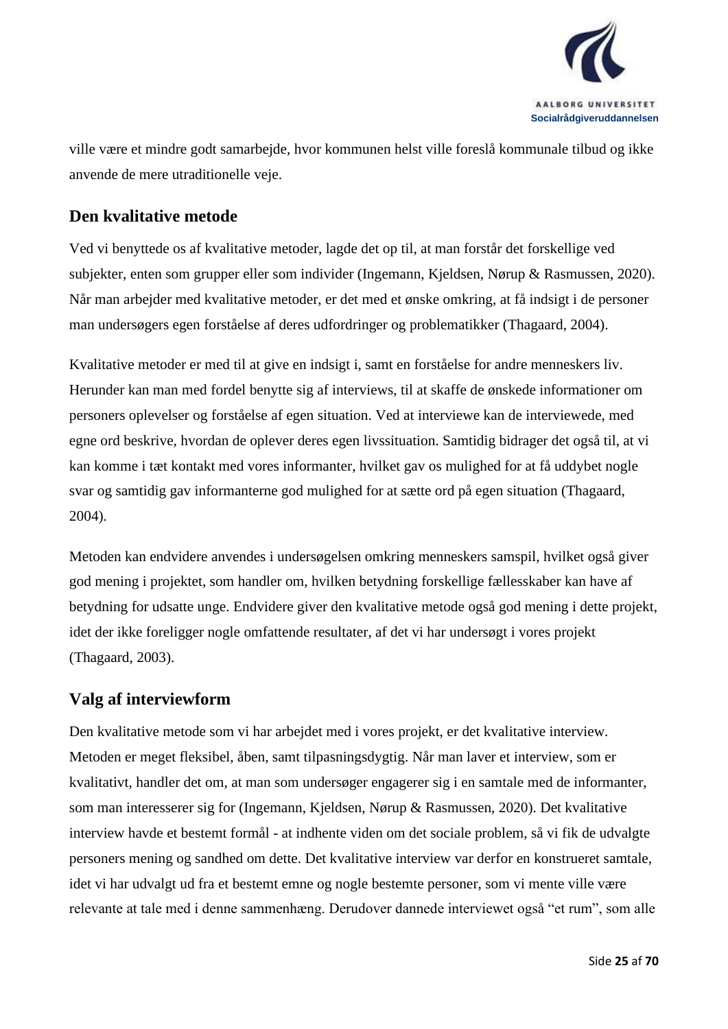ville være et mindre godt samarbejde, hvor kommunen helst ville foreslå kommunale tilbud og ikke anvende de mere utraditionelle veje.

## Den kvalitative metode

Ved vi benyttede os af kvalitative metoder, lagde det op til, at man forstår det forskellige ved subjekter, enten som grupper eller som individer (Ingemann, Kjeldsen, Nørup & Rasmussen, 2020). Når man arbejder med kvalitative metoder, er det med et ønske omkring, at få indsigt i de personer man undersøgers egen forståelse af deres udfordringer og problematikker (Thagaard, 2004).

Kvalitative metoder er med til at give en indsigt i, samt en forståelse for andre menneskers liv. Herunder kan man med fordel benytte sig af interviews, til at skaffe de ønskede informationer om personers oplevelser og forståelse af egen situation. Ved at interviewe kan de interviewede, med egne ord beskrive, hvordan de oplever deres egen livssituation. Samtidig bidrager det også til, at vi kan komme i tæt kontakt med vores informanter, hvilket gav os mulighed for at få uddybet nogle svar og samtidig gav informanterne god mulighed for at sætte ord på egen situation (Thagaard, 2004).

Metoden kan endvidere anvendes i undersøgelsen omkring menneskers samspil, hvilket også giver god mening i projektet, som handler om, hvilken betydning forskellige fællesskaber kan have af betydning for udsatte unge. Endvidere giver den kvalitative metode også god mening i dette projekt, idet der ikke foreligger nogle omfattende resultater, af det vi har undersøgt i vores projekt (Thagaard, 2003).

## Valg af interviewform

Den kvalitative metode som vi har arbejdet med i vores projekt, er det kvalitative interview. Metoden er meget fleksibel, åben, samt tilpasningsdygtig. Når man laver et interview, som er kvalitativt, handler det om, at man som undersøger engagerer sig i en samtale med de informanter, som man interesserer sig for (Ingemann, Kjeldsen, Nørup & Rasmussen, 2020). Det kvalitative interview havde et bestemt formål - at indhente viden om det sociale problem, så vi fik de udvalgte personers mening og sandhed om dette. Det kvalitative interview var derfor en konstrueret samtale, idet vi har udvalgt ud fra et bestemt emne og nogle bestemte personer, som vi mente ville være relevante at tale med i denne sammenhæng. Derudover dannede interviewet også "et rum", som alle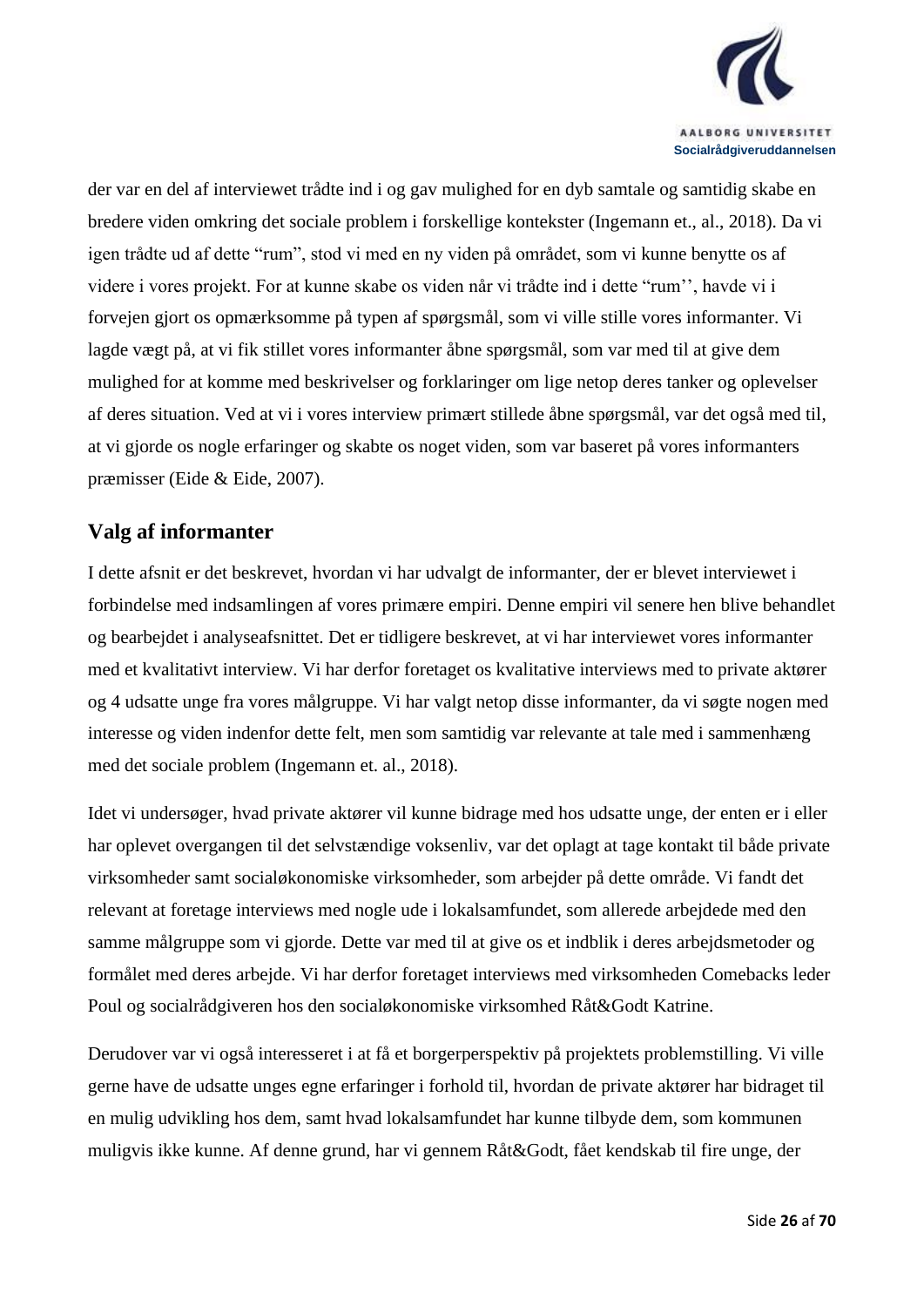der var en del af interviewet trådte ind i og gav mulighed for en dyb samtale og samtidig skabe en bredere viden omkring det sociale problem i forskellige kontekster (Ingemann et., al., 2018). Da vi igen trådte ud af dette "rum", stod vi med en ny viden på området, som vi kunne benytte os af videre i vores projekt. For at kunne skabe os viden når vi trådte ind i dette "rum'', havde vi i forvejen gjort os opmærksomme på typen af spørgsmål, som vi ville stille vores informanter. Vi lagde vægt på, at vi fik stillet vores informanter åbne spørgsmål, som var med til at give dem mulighed for at komme med beskrivelser og forklaringer om lige netop deres tanker og oplevelser af deres situation. Ved at vi i vores interview primært stillede åbne spørgsmål, var det også med til, at vi gjorde os nogle erfaringer og skabte os noget viden, som var baseret på vores informanters præmisser (Eide & Eide, 2007).

## Valg af informanter

I dette afsnit er det beskrevet, hvordan vi har udvalgt de informanter, der er blevet interviewet i forbindelse med indsamlingen af vores primære empiri. Denne empiri vil senere hen blive behandlet og bearbejdet i analyseafsnittet. Det er tidligere beskrevet, at vi har interviewet vores informanter med et kvalitativt interview. Vi har derfor foretaget os kvalitative interviews med to private aktører og 4 udsatte unge fra vores målgruppe. Vi har valgt netop disse informanter, da vi søgte nogen med interesse og viden indenfor dette felt, men som samtidig var relevante at tale med i sammenhæng med det sociale problem (Ingemann et. al., 2018).

Idet vi undersøger, hvad private aktører vil kunne bidrage med hos udsatte unge, der enten er i eller har oplevet overgangen til det selvstændige voksenliv, var det oplagt at tage kontakt til både private virksomheder samt socialøkonomiske virksomheder, som arbejder på dette område. Vi fandt det relevant at foretage interviews med nogle ude i lokalsamfundet, som allerede arbejdede med den samme målgruppe som vi gjorde. Dette var med til at give os et indblik i deres arbejdsmetoder og formålet med deres arbejde. Vi har derfor foretaget interviews med virksomheden Comebacks leder Poul og socialrådgiveren hos den socialøkonomiske virksomhed Råt&Godt Katrine.

Derudover var vi også interesseret i at få et borgerperspektiv på projektets problemstilling. Vi ville gerne have de udsatte unges egne erfaringer i forhold til, hvordan de private aktører har bidraget til en mulig udvikling hos dem, samt hvad lokalsamfundet har kunne tilbyde dem, som kommunen muligvis ikke kunne. Af denne grund, har vi gennem Råt&Godt, fået kendskab til fire unge, der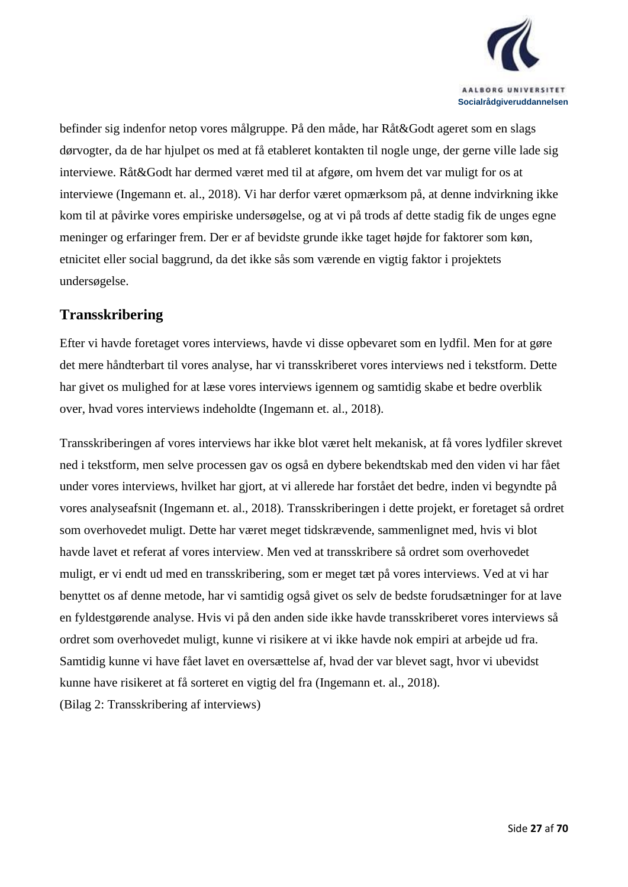befinder sig indenfor netop vores målgruppe. På den måde, har Råt&Godt ageret som en slags dørvogter, da de har hjulpet os med at få etableret kontakten til nogle unge, der gerne ville lade sig interviewe. Råt&Godt har dermed været med til at afgøre, om hvem det var muligt for os at interviewe (Ingemann et. al., 2018). Vi har derfor været opmærksom på, at denne indvirkning ikke kom til at påvirke vores empiriske undersøgelse, og at vi på trods af dette stadig fik de unges egne meninger og erfaringer frem. Der er af bevidste grunde ikke taget højde for faktorer som køn, etnicitet eller social baggrund, da det ikke sås som værende en vigtig faktor i projektets undersøgelse.

## Transskribering

Efter vi havde foretaget vores interviews, havde vi disse opbevaret som en lydfil. Men for at gøre det mere håndterbart til vores analyse, har vi transskriberet vores interviews ned i tekstform. Dette har givet os mulighed for at læse vores interviews igennem og samtidig skabe et bedre overblik over, hvad vores interviews indeholdte (Ingemann et. al., 2018).

Transskriberingen af vores interviews har ikke blot været helt mekanisk, at få vores lydfiler skrevet ned i tekstform, men selve processen gav os også en dybere bekendtskab med den viden vi har fået under vores interviews, hvilket har gjort, at vi allerede har forstået det bedre, inden vi begyndte på vores analyseafsnit (Ingemann et. al., 2018). Transskriberingen i dette projekt, er foretaget så ordret som overhovedet muligt. Dette har været meget tidskrævende, sammenlignet med, hvis vi blot havde lavet et referat af vores interview. Men ved at transskribere så ordret som overhovedet muligt, er vi endt ud med en transskribering, som er meget tæt på vores interviews. Ved at vi har benyttet os af denne metode, har vi samtidig også givet os selv de bedste forudsætninger for at lave en fyldestgørende analyse. Hvis vi på den anden side ikke havde transskriberet vores interviews så ordret som overhovedet muligt, kunne vi risikere at vi ikke havde nok empiri at arbejde ud fra. Samtidig kunne vi have fået lavet en oversættelse af, hvad der var blevet sagt, hvor vi ubevidst kunne have risikeret at få sorteret en vigtig del fra (Ingemann et. al., 2018).
(Bilag 2: Transskribering af interviews)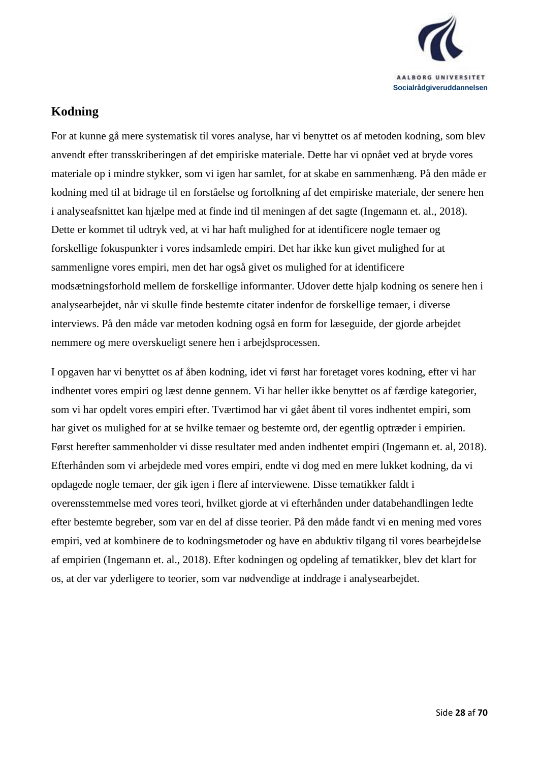## Kodning

For at kunne gå mere systematisk til vores analyse, har vi benyttet os af metoden kodning, som blev anvendt efter transskriberingen af det empiriske materiale. Dette har vi opnået ved at bryde vores materiale op i mindre stykker, som vi igen har samlet, for at skabe en sammenhæng. På den måde er kodning med til at bidrage til en forståelse og fortolkning af det empiriske materiale, der senere hen i analyseafsnittet kan hjælpe med at finde ind til meningen af det sagte (Ingemann et. al., 2018). Dette er kommet til udtryk ved, at vi har haft mulighed for at identificere nogle temaer og forskellige fokuspunkter i vores indsamlede empiri. Det har ikke kun givet mulighed for at sammenligne vores empiri, men det har også givet os mulighed for at identificere modsætningsforhold mellem de forskellige informanter. Udover dette hjalp kodning os senere hen i analysearbejdet, når vi skulle finde bestemte citater indenfor de forskellige temaer, i diverse interviews. På den måde var metoden kodning også en form for læseguide, der gjorde arbejdet nemmere og mere overskueligt senere hen i arbejdsprocessen.

I opgaven har vi benyttet os af åben kodning, idet vi først har foretaget vores kodning, efter vi har indhentet vores empiri og læst denne gennem. Vi har heller ikke benyttet os af færdige kategorier, som vi har opdelt vores empiri efter. Tværtimod har vi gået åbent til vores indhentet empiri, som har givet os mulighed for at se hvilke temaer og bestemte ord, der egentlig optræder i empirien. Først herefter sammenholder vi disse resultater med anden indhentet empiri (Ingemann et. al, 2018). Efterhånden som vi arbejdede med vores empiri, endte vi dog med en mere lukket kodning, da vi opdagede nogle temaer, der gik igen i flere af interviewene. Disse tematikker faldt i overensstemmelse med vores teori, hvilket gjorde at vi efterhånden under databehandlingen ledte efter bestemte begreber, som var en del af disse teorier. På den måde fandt vi en mening med vores empiri, ved at kombinere de to kodningsmetoder og have en abduktiv tilgang til vores bearbejdelse af empirien (Ingemann et. al., 2018). Efter kodningen og opdeling af tematikker, blev det klart for os, at der var yderligere to teorier, som var nødvendige at inddrage i analysearbejdet.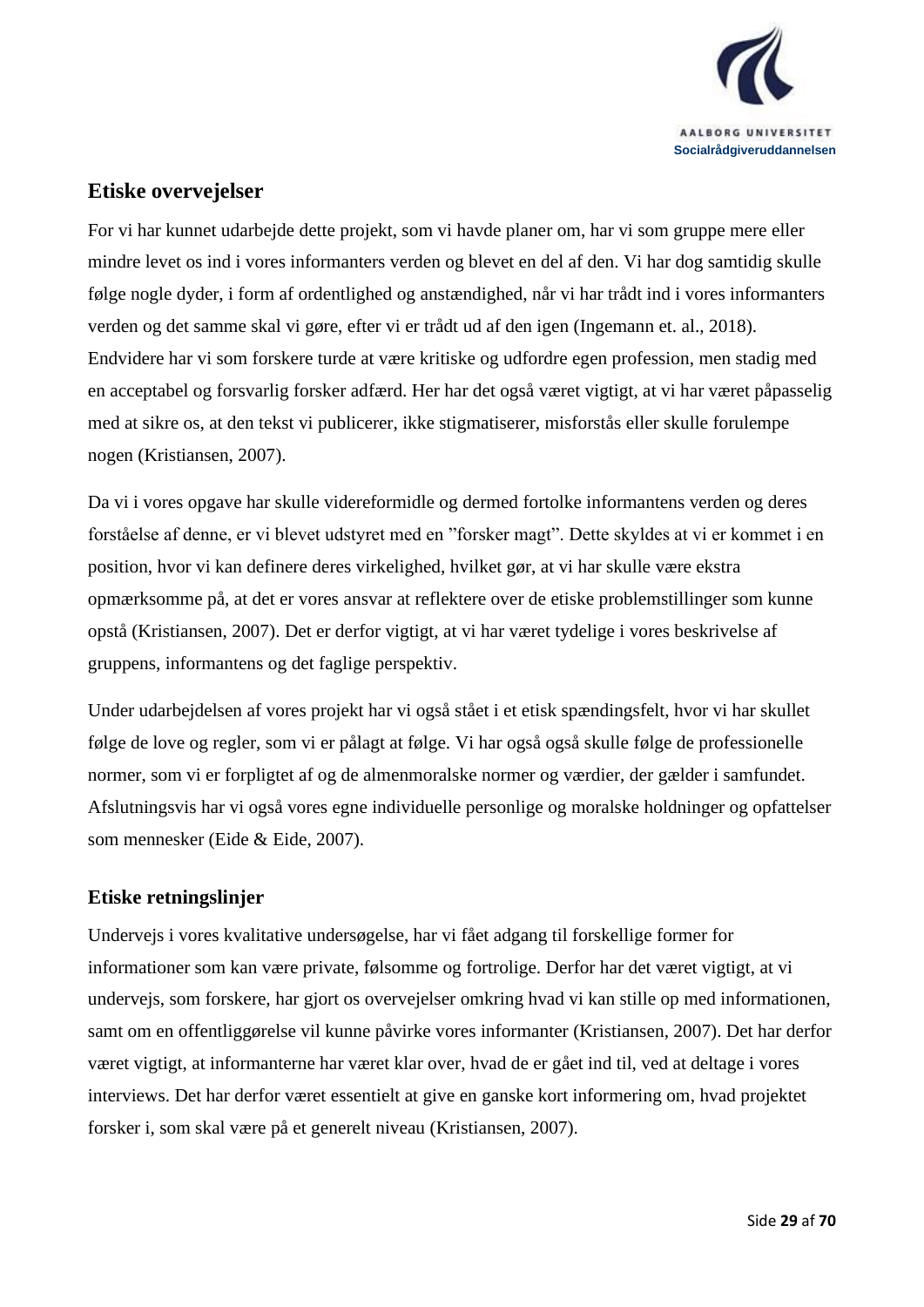## Etiske overvejelser

For vi har kunnet udarbejde dette projekt, som vi havde planer om, har vi som gruppe mere eller mindre levet os ind i vores informanters verden og blevet en del af den. Vi har dog samtidig skulle følge nogle dyder, i form af ordentlighed og anstændighed, når vi har trådt ind i vores informanters verden og det samme skal vi gøre, efter vi er trådt ud af den igen (Ingemann et. al., 2018). Endvidere har vi som forskere turde at være kritiske og udfordre egen profession, men stadig med en acceptabel og forsvarlig forsker adfærd. Her har det også været vigtigt, at vi har været påpasselig med at sikre os, at den tekst vi publicerer, ikke stigmatiserer, misforstås eller skulle forulempe nogen (Kristiansen, 2007).

Da vi i vores opgave har skulle videreformidle og dermed fortolke informantens verden og deres forståelse af denne, er vi blevet udstyret med en "forsker magt". Dette skyldes at vi er kommet i en position, hvor vi kan definere deres virkelighed, hvilket gør, at vi har skulle være ekstra opmærksomme på, at det er vores ansvar at reflektere over de etiske problemstillinger som kunne opstå (Kristiansen, 2007). Det er derfor vigtigt, at vi har været tydelige i vores beskrivelse af gruppens, informantens og det faglige perspektiv.

Under udarbejdelsen af vores projekt har vi også stået i et etisk spændingsfelt, hvor vi har skullet følge de love og regler, som vi er pålagt at følge. Vi har også også skulle følge de professionelle normer, som vi er forpligtet af og de almenmoralske normer og værdier, der gælder i samfundet. Afslutningsvis har vi også vores egne individuelle personlige og moralske holdninger og opfattelser som mennesker (Eide & Eide, 2007).

### Etiske retningslinjer

Undervejs i vores kvalitative undersøgelse, har vi fået adgang til forskellige former for informationer som kan være private, følsomme og fortrolige. Derfor har det været vigtigt, at vi undervejs, som forskere, har gjort os overvejelser omkring hvad vi kan stille op med informationen, samt om en offentliggørelse vil kunne påvirke vores informanter (Kristiansen, 2007). Det har derfor været vigtigt, at informanterne har været klar over, hvad de er gået ind til, ved at deltage i vores interviews. Det har derfor været essentielt at give en ganske kort informering om, hvad projektet forsker i, som skal være på et generelt niveau (Kristiansen, 2007).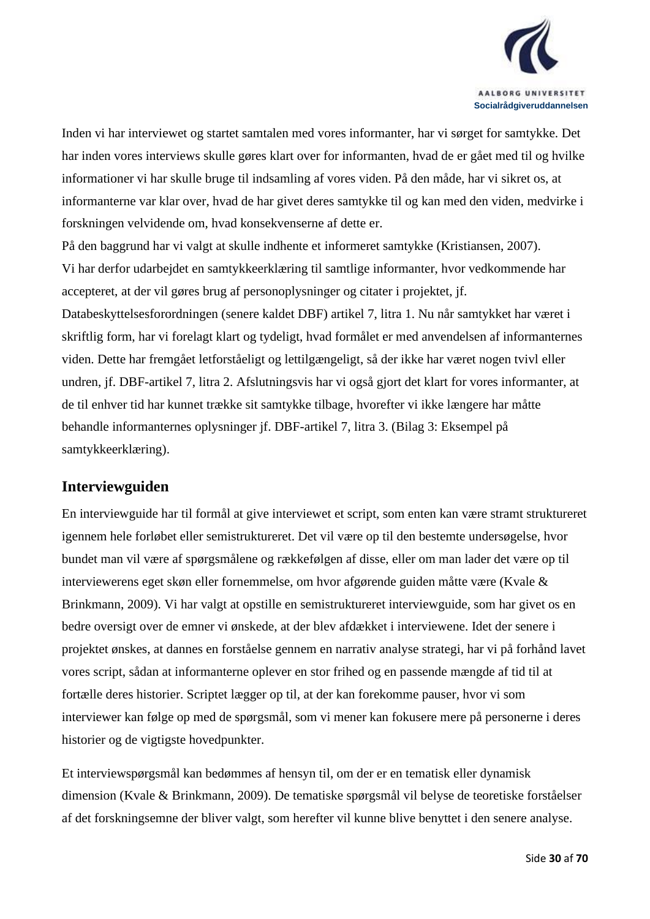Inden vi har interviewet og startet samtalen med vores informanter, har vi sørget for samtykke. Det har inden vores interviews skulle gøres klart over for informanten, hvad de er gået med til og hvilke informationer vi har skulle bruge til indsamling af vores viden. På den måde, har vi sikret os, at informanterne var klar over, hvad de har givet deres samtykke til og kan med den viden, medvirke i forskningen velvidende om, hvad konsekvenserne af dette er.
På den baggrund har vi valgt at skulle indhente et informeret samtykke (Kristiansen, 2007).
Vi har derfor udarbejdet en samtykkeerklæring til samtlige informanter, hvor vedkommende har accepteret, at der vil gøres brug af personoplysninger og citater i projektet, jf. Databeskyttelsesforordningen (senere kaldet DBF) artikel 7, litra 1. Nu når samtykket har været i skriftlig form, har vi forelagt klart og tydeligt, hvad formålet er med anvendelsen af informanternes viden. Dette har fremgået letforståeligt og lettilgængeligt, så der ikke har været nogen tvivl eller undren, jf. DBF-artikel 7, litra 2. Afslutningsvis har vi også gjort det klart for vores informanter, at de til enhver tid har kunnet trække sit samtykke tilbage, hvorefter vi ikke længere har måtte behandle informanternes oplysninger jf. DBF-artikel 7, litra 3. (Bilag 3: Eksempel på samtykkeerklæring).

## Interviewguiden

En interviewguide har til formål at give interviewet et script, som enten kan være stramt struktureret igennem hele forløbet eller semistruktureret. Det vil være op til den bestemte undersøgelse, hvor bundet man vil være af spørgsmålene og rækkefølgen af disse, eller om man lader det være op til interviewerens eget skøn eller fornemmelse, om hvor afgørende guiden måtte være (Kvale & Brinkmann, 2009). Vi har valgt at opstille en semistruktureret interviewguide, som har givet os en bedre oversigt over de emner vi ønskede, at der blev afdækket i interviewene. Idet der senere i projektet ønskes, at dannes en forståelse gennem en narrativ analyse strategi, har vi på forhånd lavet vores script, sådan at informanterne oplever en stor frihed og en passende mængde af tid til at fortælle deres historier. Scriptet lægger op til, at der kan forekomme pauser, hvor vi som interviewer kan følge op med de spørgsmål, som vi mener kan fokusere mere på personerne i deres historier og de vigtigste hovedpunkter.

Et interviewspørgsmål kan bedømmes af hensyn til, om der er en tematisk eller dynamisk dimension (Kvale & Brinkmann, 2009). De tematiske spørgsmål vil belyse de teoretiske forståelser af det forskningsemne der bliver valgt, som herefter vil kunne blive benyttet i den senere analyse.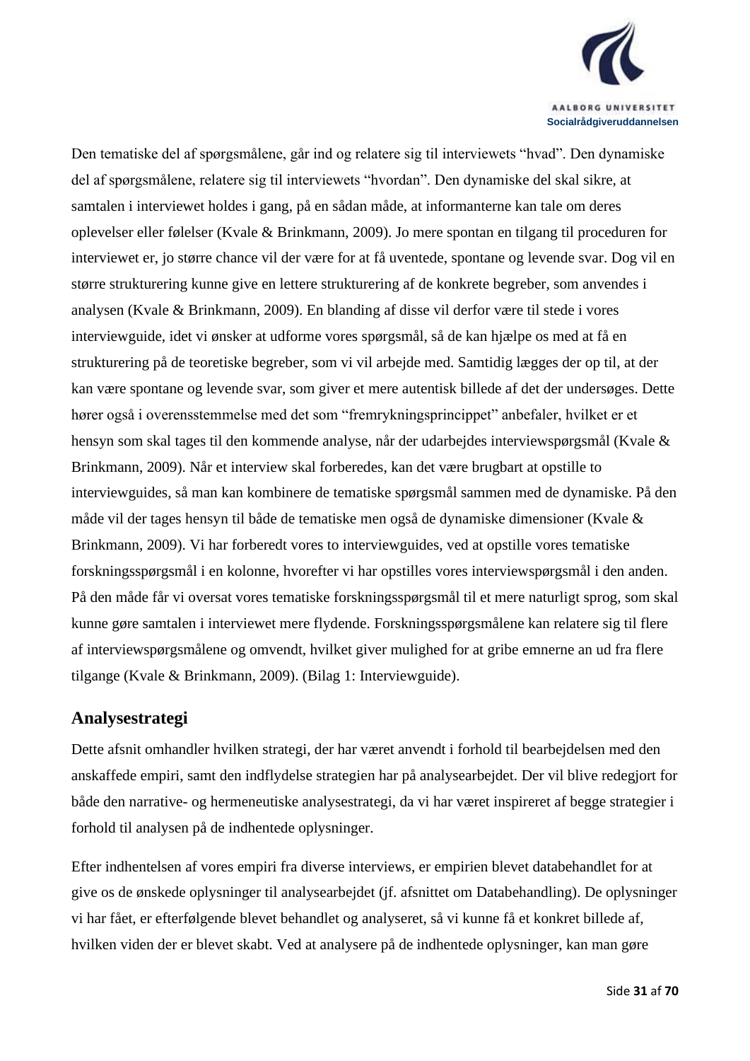Den tematiske del af spørgsmålene, går ind og relatere sig til interviewets “hvad”. Den dynamiske del af spørgsmålene, relatere sig til interviewets “hvordan”. Den dynamiske del skal sikre, at samtalen i interviewet holdes i gang, på en sådan måde, at informanterne kan tale om deres oplevelser eller følelser (Kvale & Brinkmann, 2009). Jo mere spontan en tilgang til proceduren for interviewet er, jo større chance vil der være for at få uventede, spontane og levende svar. Dog vil en større strukturering kunne give en lettere strukturering af de konkrete begreber, som anvendes i analysen (Kvale & Brinkmann, 2009). En blanding af disse vil derfor være til stede i vores interviewguide, idet vi ønsker at udforme vores spørgsmål, så de kan hjælpe os med at få en strukturering på de teoretiske begreber, som vi vil arbejde med. Samtidig lægges der op til, at der kan være spontane og levende svar, som giver et mere autentisk billede af det der undersøges. Dette hører også i overensstemmelse med det som “fremrykningsprincippet” anbefaler, hvilket er et hensyn som skal tages til den kommende analyse, når der udarbejdes interviewspørgsmål (Kvale & Brinkmann, 2009). Når et interview skal forberedes, kan det være brugbart at opstille to interviewguides, så man kan kombinere de tematiske spørgsmål sammen med de dynamiske. På den måde vil der tages hensyn til både de tematiske men også de dynamiske dimensioner (Kvale & Brinkmann, 2009). Vi har forberedt vores to interviewguides, ved at opstille vores tematiske forskningsspørgsmål i en kolonne, hvorefter vi har opstilles vores interviewspørgsmål i den anden. På den måde får vi oversat vores tematiske forskningsspørgsmål til et mere naturligt sprog, som skal kunne gøre samtalen i interviewet mere flydende. Forskningsspørgsmålene kan relatere sig til flere af interviewspørgsmålene og omvendt, hvilket giver mulighed for at gribe emnerne an ud fra flere tilgange (Kvale & Brinkmann, 2009). (Bilag 1: Interviewguide).

## Analysestrategi

Dette afsnit omhandler hvilken strategi, der har været anvendt i forhold til bearbejdelsen med den anskaffede empiri, samt den indflydelse strategien har på analysearbejdet. Der vil blive redegjort for både den narrative- og hermeneutiske analysestrategi, da vi har været inspireret af begge strategier i forhold til analysen på de indhentede oplysninger.

Efter indhentelsen af vores empiri fra diverse interviews, er empirien blevet databehandlet for at give os de ønskede oplysninger til analysearbejdet (jf. afsnittet om Databehandling). De oplysninger vi har fået, er efterfølgende blevet behandlet og analyseret, så vi kunne få et konkret billede af, hvilken viden der er blevet skabt. Ved at analysere på de indhentede oplysninger, kan man gøre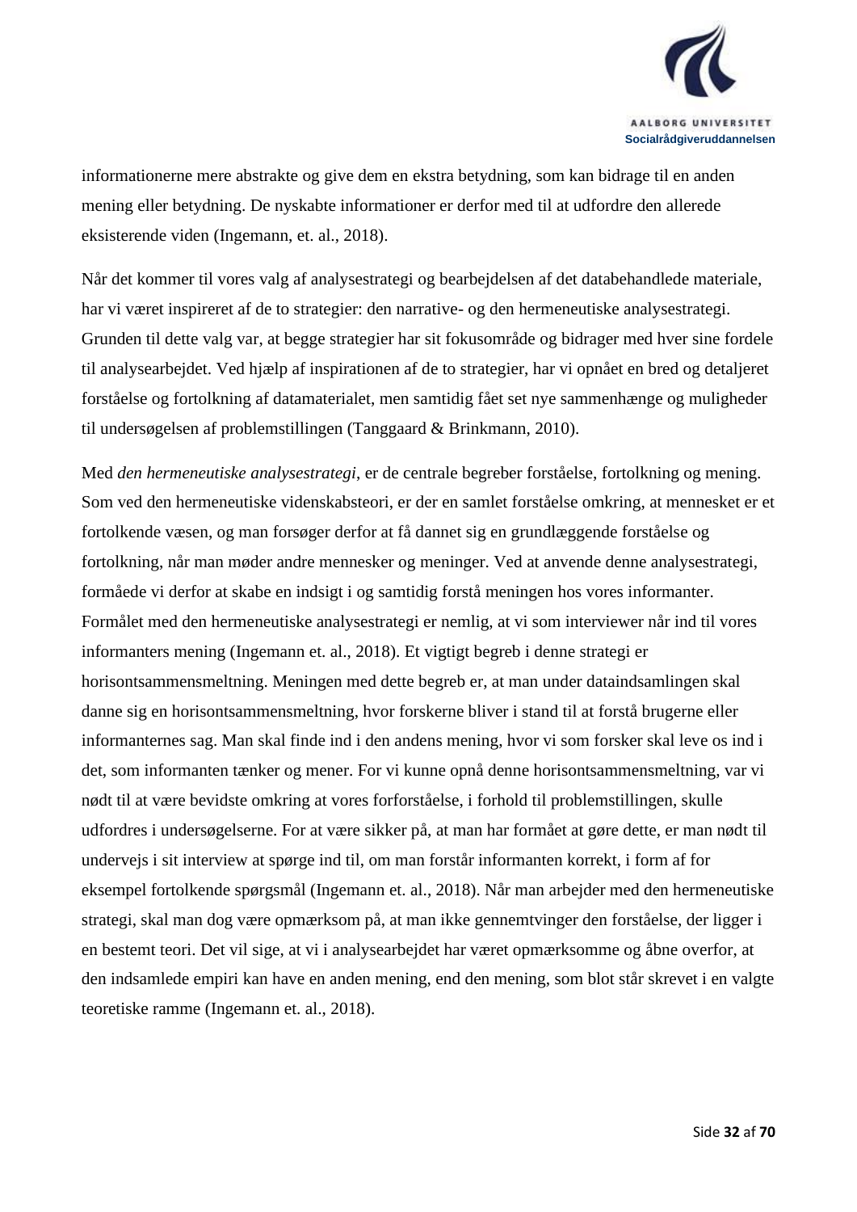informationerne mere abstrakte og give dem en ekstra betydning, som kan bidrage til en anden mening eller betydning. De nyskabte informationer er derfor med til at udfordre den allerede eksisterende viden (Ingemann, et. al., 2018).

Når det kommer til vores valg af analysestrategi og bearbejdelsen af det databehandlede materiale, har vi været inspireret af de to strategier: den narrative- og den hermeneutiske analysestrategi. Grunden til dette valg var, at begge strategier har sit fokusområde og bidrager med hver sine fordele til analysearbejdet. Ved hjælp af inspirationen af de to strategier, har vi opnået en bred og detaljeret forståelse og fortolkning af datamaterialet, men samtidig fået set nye sammenhænge og muligheder til undersøgelsen af problemstillingen (Tanggaard & Brinkmann, 2010).

Med *den hermeneutiske analysestrategi*, er de centrale begreber forståelse, fortolkning og mening. Som ved den hermeneutiske videnskabsteori, er der en samlet forståelse omkring, at mennesket er et fortolkende væsen, og man forsøger derfor at få dannet sig en grundlæggende forståelse og fortolkning, når man møder andre mennesker og meninger. Ved at anvende denne analysestrategi, formåede vi derfor at skabe en indsigt i og samtidig forstå meningen hos vores informanter. Formålet med den hermeneutiske analysestrategi er nemlig, at vi som interviewer når ind til vores informanters mening (Ingemann et. al., 2018). Et vigtigt begreb i denne strategi er horisontsammensmeltning. Meningen med dette begreb er, at man under dataindsamlingen skal danne sig en horisontsammensmeltning, hvor forskerne bliver i stand til at forstå brugerne eller informanternes sag. Man skal finde ind i den andens mening, hvor vi som forsker skal leve os ind i det, som informanten tænker og mener. For vi kunne opnå denne horisontsammensmeltning, var vi nødt til at være bevidste omkring at vores forforståelse, i forhold til problemstillingen, skulle udfordres i undersøgelserne. For at være sikker på, at man har formået at gøre dette, er man nødt til undervejs i sit interview at spørge ind til, om man forstår informanten korrekt, i form af for eksempel fortolkende spørgsmål (Ingemann et. al., 2018). Når man arbejder med den hermeneutiske strategi, skal man dog være opmærksom på, at man ikke gennemtvinger den forståelse, der ligger i en bestemt teori. Det vil sige, at vi i analysearbejdet har været opmærksomme og åbne overfor, at den indsamlede empiri kan have en anden mening, end den mening, som blot står skrevet i en valgte teoretiske ramme (Ingemann et. al., 2018).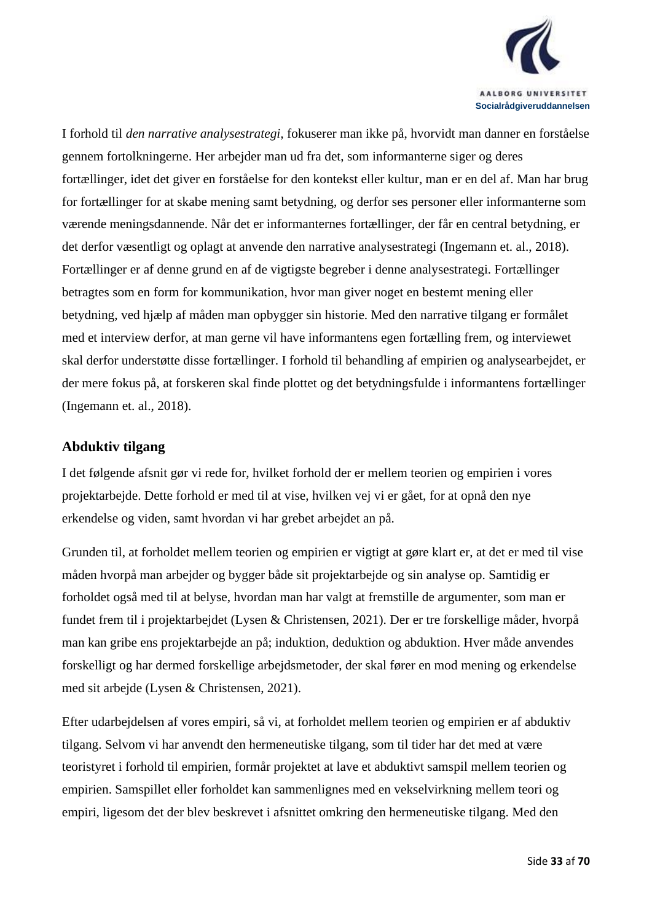I forhold til *den narrative analysestrategi*, fokuserer man ikke på, hvorvidt man danner en forståelse gennem fortolkningerne. Her arbejder man ud fra det, som informanterne siger og deres fortællinger, idet det giver en forståelse for den kontekst eller kultur, man er en del af. Man har brug for fortællinger for at skabe mening samt betydning, og derfor ses personer eller informanterne som værende meningsdannende. Når det er informanternes fortællinger, der får en central betydning, er det derfor væsentligt og oplagt at anvende den narrative analysestrategi (Ingemann et. al., 2018). Fortællinger er af denne grund en af de vigtigste begreber i denne analysestrategi. Fortællinger betragtes som en form for kommunikation, hvor man giver noget en bestemt mening eller betydning, ved hjælp af måden man opbygger sin historie. Med den narrative tilgang er formålet med et interview derfor, at man gerne vil have informantens egen fortælling frem, og interviewet skal derfor understøtte disse fortællinger. I forhold til behandling af empirien og analysearbejdet, er der mere fokus på, at forskeren skal finde plottet og det betydningsfulde i informantens fortællinger (Ingemann et. al., 2018).

## Abduktiv tilgang

I det følgende afsnit gør vi rede for, hvilket forhold der er mellem teorien og empirien i vores projektarbejde. Dette forhold er med til at vise, hvilken vej vi er gået, for at opnå den nye erkendelse og viden, samt hvordan vi har grebet arbejdet an på.

Grunden til, at forholdet mellem teorien og empirien er vigtigt at gøre klart er, at det er med til vise måden hvorpå man arbejder og bygger både sit projektarbejde og sin analyse op. Samtidig er forholdet også med til at belyse, hvordan man har valgt at fremstille de argumenter, som man er fundet frem til i projektarbejdet (Lysen & Christensen, 2021). Der er tre forskellige måder, hvorpå man kan gribe ens projektarbejde an på; induktion, deduktion og abduktion. Hver måde anvendes forskelligt og har dermed forskellige arbejdsmetoder, der skal fører en mod mening og erkendelse med sit arbejde (Lysen & Christensen, 2021).

Efter udarbejdelsen af vores empiri, så vi, at forholdet mellem teorien og empirien er af abduktiv tilgang. Selvom vi har anvendt den hermeneutiske tilgang, som til tider har det med at være teoristyret i forhold til empirien, formår projektet at lave et abduktivt samspil mellem teorien og empirien. Samspillet eller forholdet kan sammenlignes med en vekselvirkning mellem teori og empiri, ligesom det der blev beskrevet i afsnittet omkring den hermeneutiske tilgang. Med den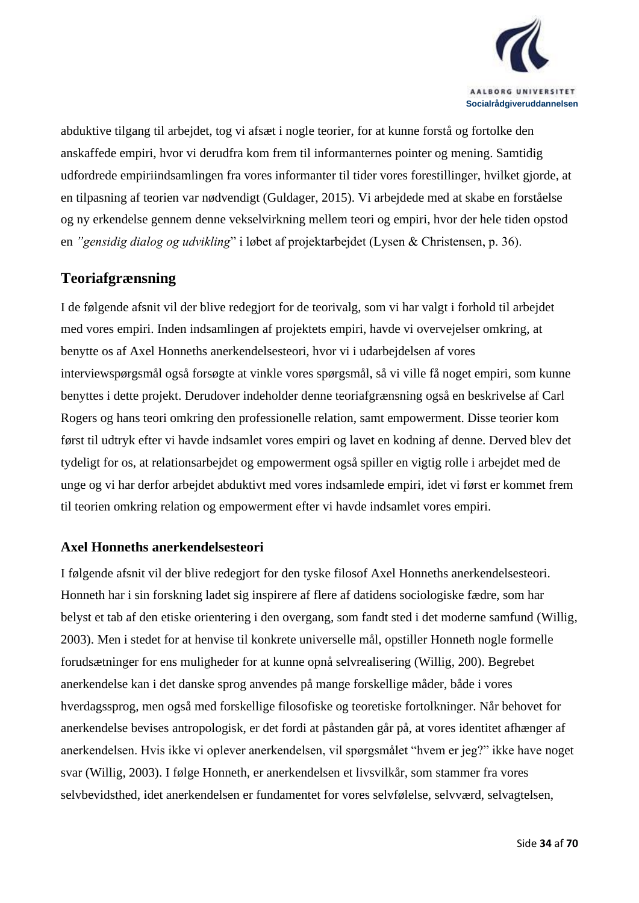abduktive tilgang til arbejdet, tog vi afsæt i nogle teorier, for at kunne forstå og fortolke den anskaffede empiri, hvor vi derudfra kom frem til informanternes pointer og mening. Samtidig udfordrede empiriindsamlingen fra vores informanter til tider vores forestillinger, hvilket gjorde, at en tilpasning af teorien var nødvendigt (Guldager, 2015). Vi arbejdede med at skabe en forståelse og ny erkendelse gennem denne vekselvirkning mellem teori og empiri, hvor der hele tiden opstod en *"gensidig dialog og udvikling*" i løbet af projektarbejdet (Lysen & Christensen, p. 36).

## Teoriafgrænsning

I de følgende afsnit vil der blive redegjort for de teorivalg, som vi har valgt i forhold til arbejdet med vores empiri. Inden indsamlingen af projektets empiri, havde vi overvejelser omkring, at benytte os af Axel Honneths anerkendelsesteori, hvor vi i udarbejdelsen af vores interviewspørgsmål også forsøgte at vinkle vores spørgsmål, så vi ville få noget empiri, som kunne benyttes i dette projekt. Derudover indeholder denne teoriafgrænsning også en beskrivelse af Carl Rogers og hans teori omkring den professionelle relation, samt empowerment. Disse teorier kom først til udtryk efter vi havde indsamlet vores empiri og lavet en kodning af denne. Derved blev det tydeligt for os, at relationsarbejdet og empowerment også spiller en vigtig rolle i arbejdet med de unge og vi har derfor arbejdet abduktivt med vores indsamlede empiri, idet vi først er kommet frem til teorien omkring relation og empowerment efter vi havde indsamlet vores empiri.

### Axel Honneths anerkendelsesteori

I følgende afsnit vil der blive redegjort for den tyske filosof Axel Honneths anerkendelsesteori. Honneth har i sin forskning ladet sig inspirere af flere af datidens sociologiske fædre, som har belyst et tab af den etiske orientering i den overgang, som fandt sted i det moderne samfund (Willig, 2003). Men i stedet for at henvise til konkrete universelle mål, opstiller Honneth nogle formelle forudsætninger for ens muligheder for at kunne opnå selvrealisering (Willig, 200). Begrebet anerkendelse kan i det danske sprog anvendes på mange forskellige måder, både i vores hverdagssprog, men også med forskellige filosofiske og teoretiske fortolkninger. Når behovet for anerkendelse bevises antropologisk, er det fordi at påstanden går på, at vores identitet afhænger af anerkendelsen. Hvis ikke vi oplever anerkendelsen, vil spørgsmålet "hvem er jeg?" ikke have noget svar (Willig, 2003). I følge Honneth, er anerkendelsen et livsvilkår, som stammer fra vores selvbevidsthed, idet anerkendelsen er fundamentet for vores selvfølelse, selvværd, selvagtelsen,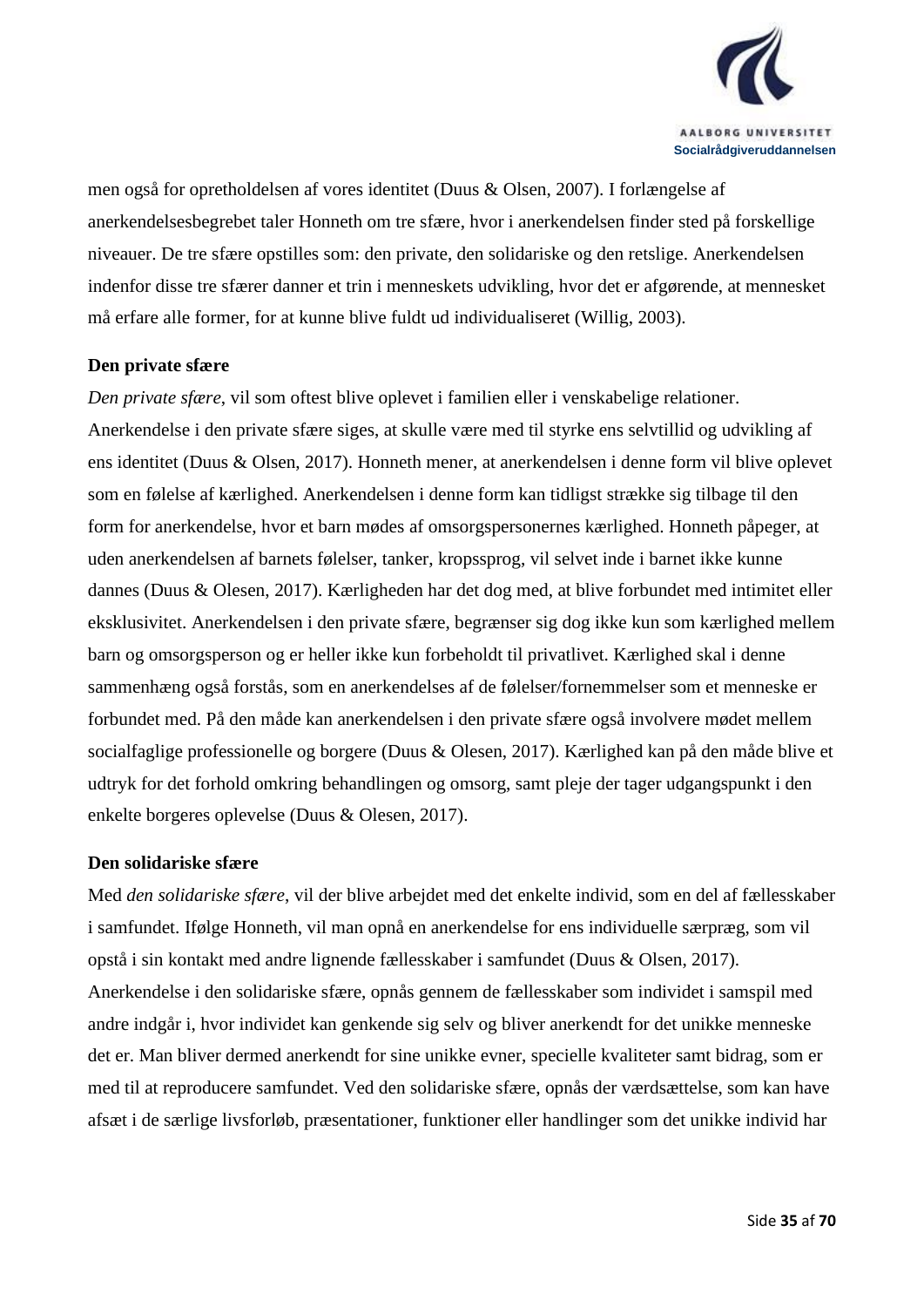men også for opretholdelsen af vores identitet (Duus & Olsen, 2007). I forlængelse af anerkendelsesbegrebet taler Honneth om tre sfære, hvor i anerkendelsen finder sted på forskellige niveauer. De tre sfære opstilles som: den private, den solidariske og den retslige. Anerkendelsen indenfor disse tre sfærer danner et trin i menneskets udvikling, hvor det er afgørende, at mennesket må erfare alle former, for at kunne blive fuldt ud individualiseret (Willig, 2003).

**Den private sfære**

*Den private sfære*, vil som oftest blive oplevet i familien eller i venskabelige relationer. Anerkendelse i den private sfære siges, at skulle være med til styrke ens selvtillid og udvikling af ens identitet (Duus & Olsen, 2017). Honneth mener, at anerkendelsen i denne form vil blive oplevet som en følelse af kærlighed. Anerkendelsen i denne form kan tidligst strække sig tilbage til den form for anerkendelse, hvor et barn mødes af omsorgspersonernes kærlighed. Honneth påpeger, at uden anerkendelsen af barnets følelser, tanker, kropssprog, vil selvet inde i barnet ikke kunne dannes (Duus & Olesen, 2017). Kærligheden har det dog med, at blive forbundet med intimitet eller eksklusivitet. Anerkendelsen i den private sfære, begrænser sig dog ikke kun som kærlighed mellem barn og omsorgsperson og er heller ikke kun forbeholdt til privatlivet. Kærlighed skal i denne sammenhæng også forstås, som en anerkendelses af de følelser/fornemmelser som et menneske er forbundet med. På den måde kan anerkendelsen i den private sfære også involvere mødet mellem socialfaglige professionelle og borgere (Duus & Olesen, 2017). Kærlighed kan på den måde blive et udtryk for det forhold omkring behandlingen og omsorg, samt pleje der tager udgangspunkt i den enkelte borgeres oplevelse (Duus & Olesen, 2017).

**Den solidariske sfære**

Med *den solidariske sfære*, vil der blive arbejdet med det enkelte individ, som en del af fællesskaber i samfundet. Ifølge Honneth, vil man opnå en anerkendelse for ens individuelle særpræg, som vil opstå i sin kontakt med andre lignende fællesskaber i samfundet (Duus & Olsen, 2017). Anerkendelse i den solidariske sfære, opnås gennem de fællesskaber som individet i samspil med andre indgår i, hvor individet kan genkende sig selv og bliver anerkendt for det unikke menneske det er. Man bliver dermed anerkendt for sine unikke evner, specielle kvaliteter samt bidrag, som er med til at reproducere samfundet. Ved den solidariske sfære, opnås der værdsættelse, som kan have afsæt i de særlige livsforløb, præsentationer, funktioner eller handlinger som det unikke individ har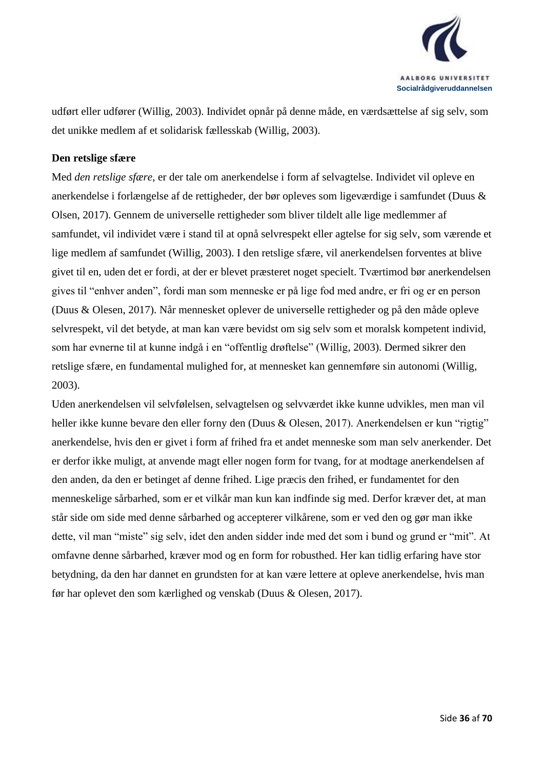udført eller udfører (Willig, 2003). Individet opnår på denne måde, en værdsættelse af sig selv, som det unikke medlem af et solidarisk fællesskab (Willig, 2003).

**Den retslige sfære**

Med *den retslige sfære*, er der tale om anerkendelse i form af selvagtelse. Individet vil opleve en anerkendelse i forlængelse af de rettigheder, der bør opleves som ligeværdige i samfundet (Duus & Olsen, 2017). Gennem de universelle rettigheder som bliver tildelt alle lige medlemmer af samfundet, vil individet være i stand til at opnå selvrespekt eller agtelse for sig selv, som værende et lige medlem af samfundet (Willig, 2003). I den retslige sfære, vil anerkendelsen forventes at blive givet til en, uden det er fordi, at der er blevet præsteret noget specielt. Tværtimod bør anerkendelsen gives til "enhver anden", fordi man som menneske er på lige fod med andre, er fri og er en person (Duus & Olesen, 2017). Når mennesket oplever de universelle rettigheder og på den måde opleve selvrespekt, vil det betyde, at man kan være bevidst om sig selv som et moralsk kompetent individ, som har evnerne til at kunne indgå i en "offentlig drøftelse" (Willig, 2003). Dermed sikrer den retslige sfære, en fundamental mulighed for, at mennesket kan gennemføre sin autonomi (Willig, 2003).

Uden anerkendelsen vil selvfølelsen, selvagtelsen og selvværdet ikke kunne udvikles, men man vil heller ikke kunne bevare den eller forny den (Duus & Olesen, 2017). Anerkendelsen er kun "rigtig" anerkendelse, hvis den er givet i form af frihed fra et andet menneske som man selv anerkender. Det er derfor ikke muligt, at anvende magt eller nogen form for tvang, for at modtage anerkendelsen af den anden, da den er betinget af denne frihed. Lige præcis den frihed, er fundamentet for den menneskelige sårbarhed, som er et vilkår man kun kan indfinde sig med. Derfor kræver det, at man står side om side med denne sårbarhed og accepterer vilkårene, som er ved den og gør man ikke dette, vil man "miste" sig selv, idet den anden sidder inde med det som i bund og grund er "mit". At omfavne denne sårbarhed, kræver mod og en form for robusthed. Her kan tidlig erfaring have stor betydning, da den har dannet en grundsten for at kan være lettere at opleve anerkendelse, hvis man før har oplevet den som kærlighed og venskab (Duus & Olesen, 2017).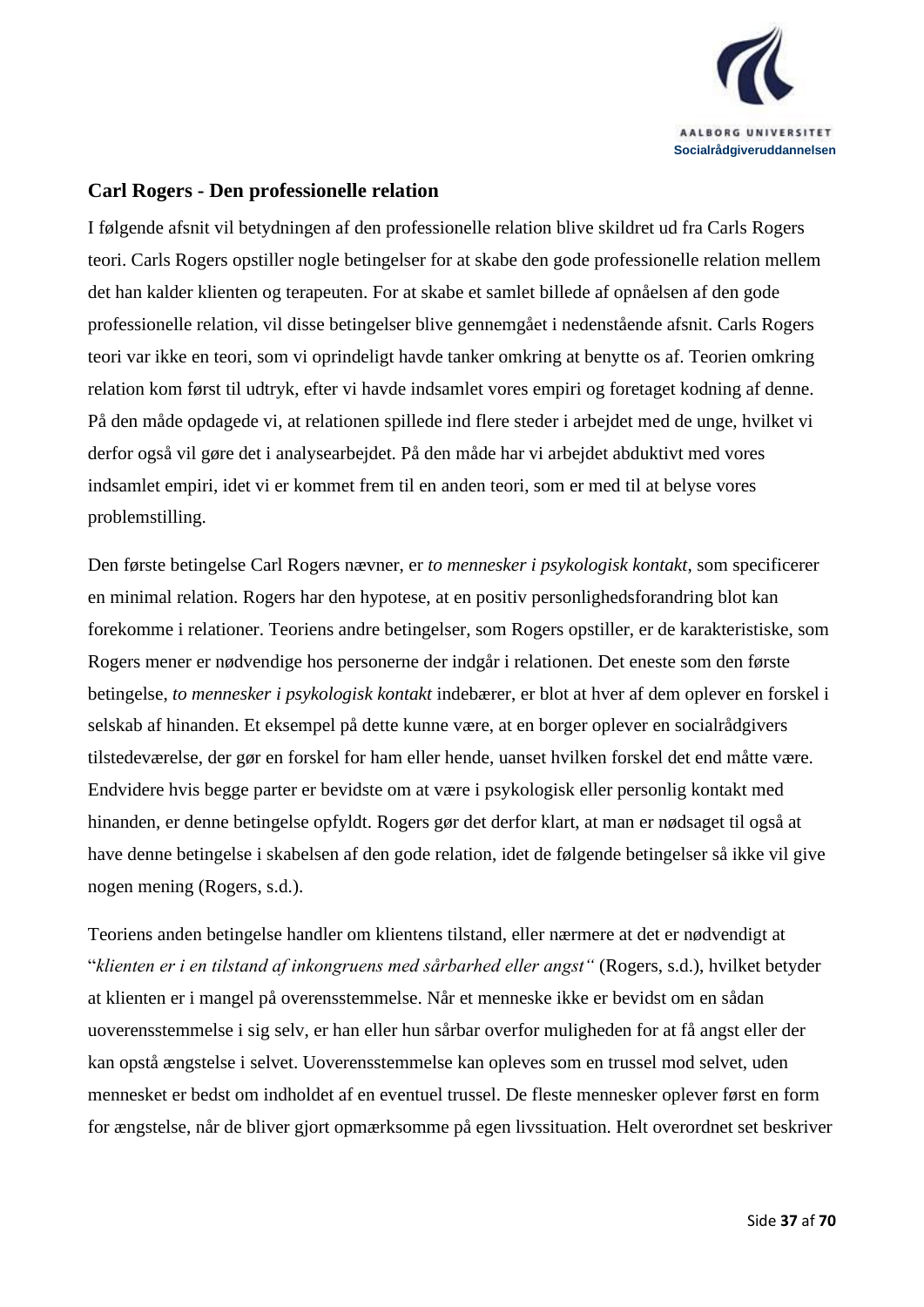## Carl Rogers - Den professionelle relation

I følgende afsnit vil betydningen af den professionelle relation blive skildret ud fra Carls Rogers teori. Carls Rogers opstiller nogle betingelser for at skabe den gode professionelle relation mellem det han kalder klienten og terapeuten. For at skabe et samlet billede af opnåelsen af den gode professionelle relation, vil disse betingelser blive gennemgået i nedenstående afsnit. Carls Rogers teori var ikke en teori, som vi oprindeligt havde tanker omkring at benytte os af. Teorien omkring relation kom først til udtryk, efter vi havde indsamlet vores empiri og foretaget kodning af denne. På den måde opdagede vi, at relationen spillede ind flere steder i arbejdet med de unge, hvilket vi derfor også vil gøre det i analysearbejdet. På den måde har vi arbejdet abduktivt med vores indsamlet empiri, idet vi er kommet frem til en anden teori, som er med til at belyse vores problemstilling.

Den første betingelse Carl Rogers nævner, er *to mennesker i psykologisk kontakt*, som specificerer en minimal relation. Rogers har den hypotese, at en positiv personlighedsforandring blot kan forekomme i relationer. Teoriens andre betingelser, som Rogers opstiller, er de karakteristiske, som Rogers mener er nødvendige hos personerne der indgår i relationen. Det eneste som den første betingelse, *to mennesker i psykologisk kontakt* indebærer, er blot at hver af dem oplever en forskel i selskab af hinanden. Et eksempel på dette kunne være, at en borger oplever en socialrådgivers tilstedeværelse, der gør en forskel for ham eller hende, uanset hvilken forskel det end måtte være. Endvidere hvis begge parter er bevidste om at være i psykologisk eller personlig kontakt med hinanden, er denne betingelse opfyldt. Rogers gør det derfor klart, at man er nødsaget til også at have denne betingelse i skabelsen af den gode relation, idet de følgende betingelser så ikke vil give nogen mening (Rogers, s.d.).

Teoriens anden betingelse handler om klientens tilstand, eller nærmere at det er nødvendigt at "*klienten er i en tilstand af inkongruens med sårbarhed eller angst*" (Rogers, s.d.), hvilket betyder at klienten er i mangel på overensstemmelse. Når et menneske ikke er bevidst om en sådan uoverensstemmelse i sig selv, er han eller hun sårbar overfor muligheden for at få angst eller der kan opstå ængstelse i selvet. Uoverensstemmelse kan opleves som en trussel mod selvet, uden mennesket er bedst om indholdet af en eventuel trussel. De fleste mennesker oplever først en form for ængstelse, når de bliver gjort opmærksomme på egen livssituation. Helt overordnet set beskriver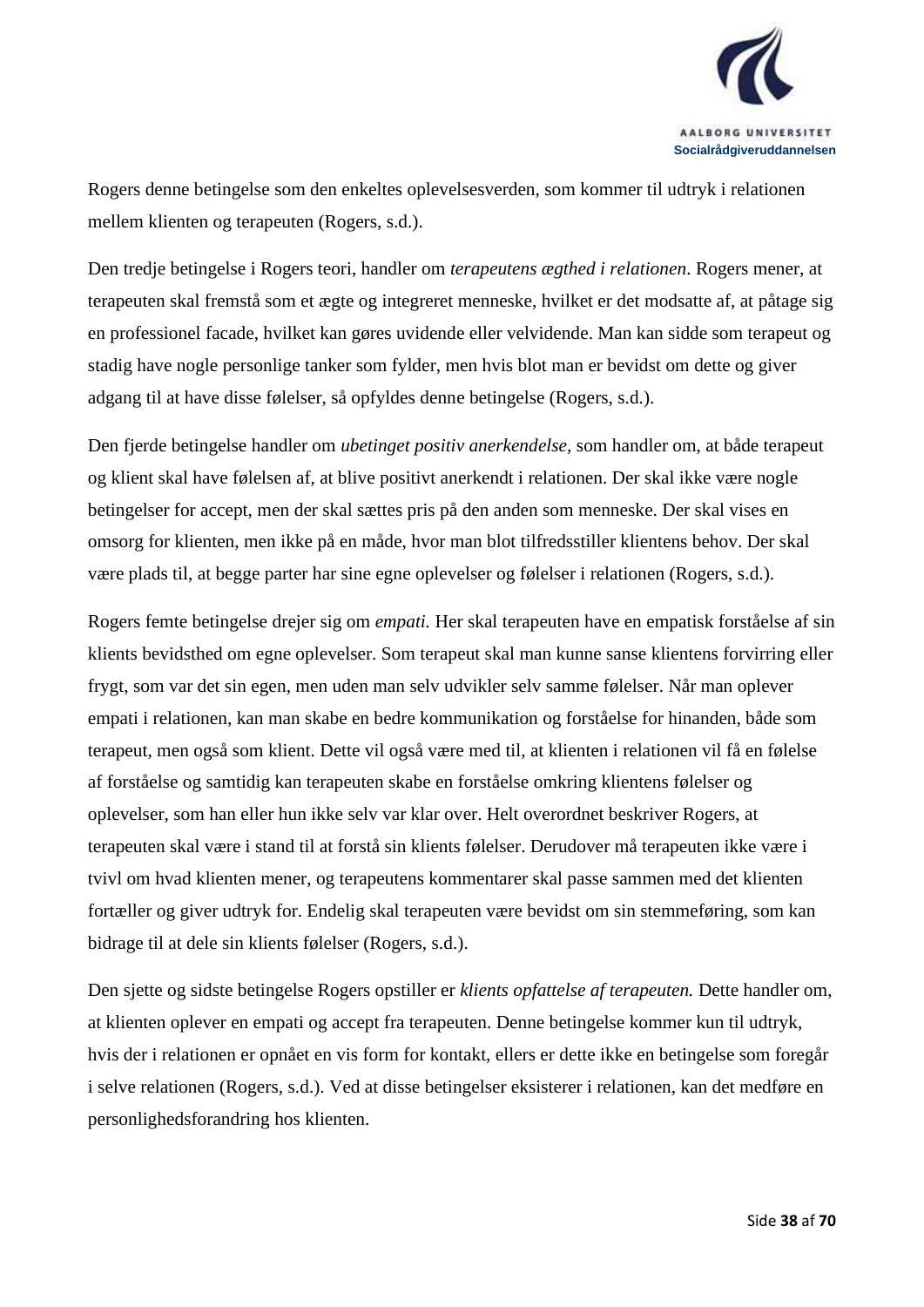Rogers denne betingelse som den enkeltes oplevelsesverden, som kommer til udtryk i relationen mellem klienten og terapeuten (Rogers, s.d.).

Den tredje betingelse i Rogers teori, handler om *terapeutens ægthed i relationen*. Rogers mener, at terapeuten skal fremstå som et ægte og integreret menneske, hvilket er det modsatte af, at påtage sig en professionel facade, hvilket kan gøres uvidende eller velvidende. Man kan sidde som terapeut og stadig have nogle personlige tanker som fylder, men hvis blot man er bevidst om dette og giver adgang til at have disse følelser, så opfyldes denne betingelse (Rogers, s.d.).

Den fjerde betingelse handler om *ubetinget positiv anerkendelse,* som handler om, at både terapeut og klient skal have følelsen af, at blive positivt anerkendt i relationen. Der skal ikke være nogle betingelser for accept, men der skal sættes pris på den anden som menneske. Der skal vises en omsorg for klienten, men ikke på en måde, hvor man blot tilfredsstiller klientens behov. Der skal være plads til, at begge parter har sine egne oplevelser og følelser i relationen (Rogers, s.d.).

Rogers femte betingelse drejer sig om *empati.* Her skal terapeuten have en empatisk forståelse af sin klients bevidsthed om egne oplevelser. Som terapeut skal man kunne sanse klientens forvirring eller frygt, som var det sin egen, men uden man selv udvikler selv samme følelser. Når man oplever empati i relationen, kan man skabe en bedre kommunikation og forståelse for hinanden, både som terapeut, men også som klient. Dette vil også være med til, at klienten i relationen vil få en følelse af forståelse og samtidig kan terapeuten skabe en forståelse omkring klientens følelser og oplevelser, som han eller hun ikke selv var klar over. Helt overordnet beskriver Rogers, at terapeuten skal være i stand til at forstå sin klients følelser. Derudover må terapeuten ikke være i tvivl om hvad klienten mener, og terapeutens kommentarer skal passe sammen med det klienten fortæller og giver udtryk for. Endelig skal terapeuten være bevidst om sin stemmeføring, som kan bidrage til at dele sin klients følelser (Rogers, s.d.).

Den sjette og sidste betingelse Rogers opstiller er *klients opfattelse af terapeuten.* Dette handler om, at klienten oplever en empati og accept fra terapeuten. Denne betingelse kommer kun til udtryk, hvis der i relationen er opnået en vis form for kontakt, ellers er dette ikke en betingelse som foregår i selve relationen (Rogers, s.d.). Ved at disse betingelser eksisterer i relationen, kan det medføre en personlighedsforandring hos klienten.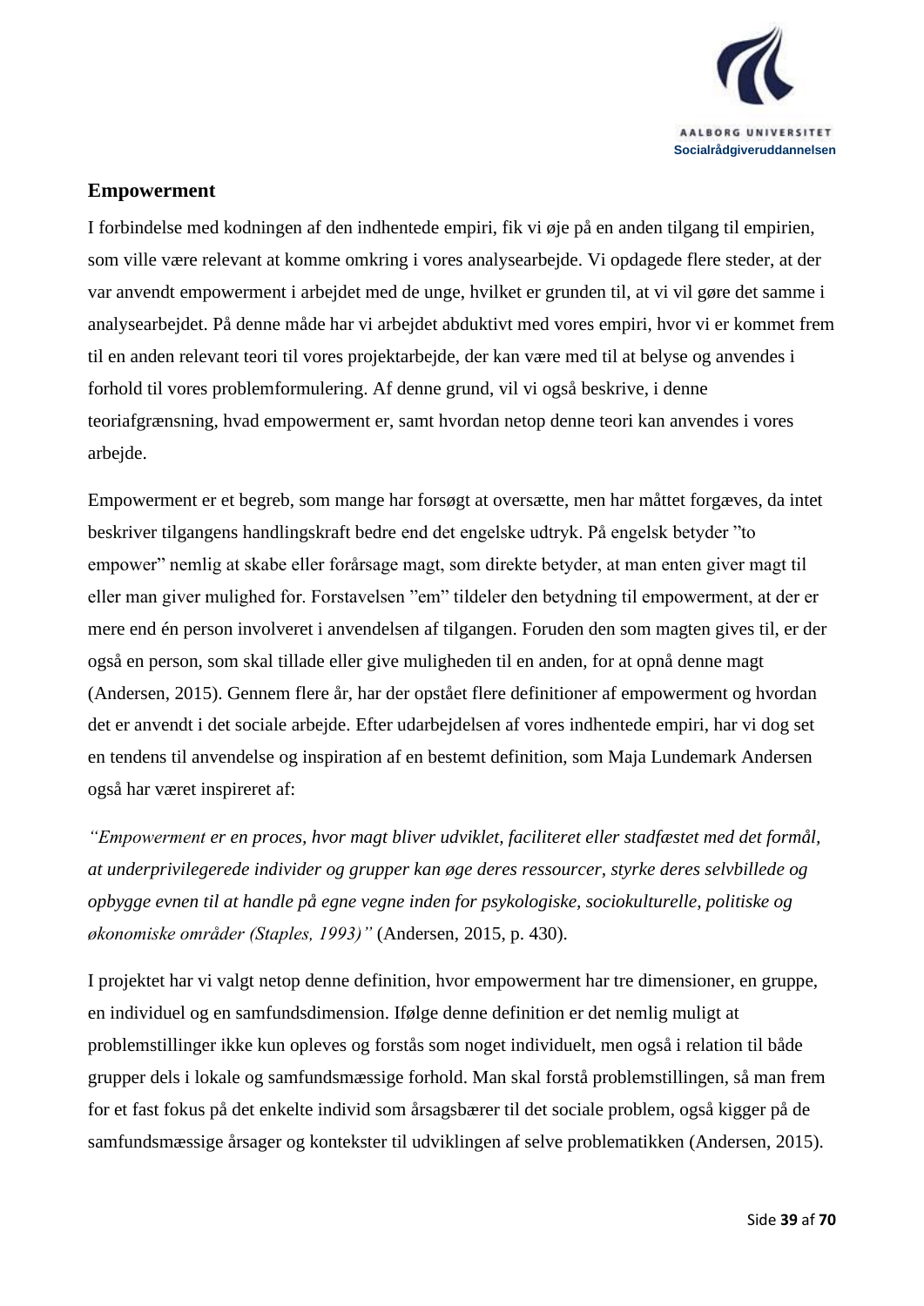## Empowerment

I forbindelse med kodningen af den indhentede empiri, fik vi øje på en anden tilgang til empirien, som ville være relevant at komme omkring i vores analysearbejde. Vi opdagede flere steder, at der var anvendt empowerment i arbejdet med de unge, hvilket er grunden til, at vi vil gøre det samme i analysearbejdet. På denne måde har vi arbejdet abduktivt med vores empiri, hvor vi er kommet frem til en anden relevant teori til vores projektarbejde, der kan være med til at belyse og anvendes i forhold til vores problemformulering. Af denne grund, vil vi også beskrive, i denne teoriafgrænsning, hvad empowerment er, samt hvordan netop denne teori kan anvendes i vores arbejde.

Empowerment er et begreb, som mange har forsøgt at oversætte, men har måttet forgæves, da intet beskriver tilgangens handlingskraft bedre end det engelske udtryk. På engelsk betyder "to empower" nemlig at skabe eller forårsage magt, som direkte betyder, at man enten giver magt til eller man giver mulighed for. Forstavelsen "em" tildeler den betydning til empowerment, at der er mere end én person involveret i anvendelsen af tilgangen. Foruden den som magten gives til, er der også en person, som skal tillade eller give muligheden til en anden, for at opnå denne magt (Andersen, 2015). Gennem flere år, har der opstået flere definitioner af empowerment og hvordan det er anvendt i det sociale arbejde. Efter udarbejdelsen af vores indhentede empiri, har vi dog set en tendens til anvendelse og inspiration af en bestemt definition, som Maja Lundemark Andersen også har været inspireret af:

*"Empowerment er en proces, hvor magt bliver udviklet, faciliteret eller stadfæstet med det formål, at underprivilegerede individer og grupper kan øge deres ressourcer, styrke deres selvbillede og opbygge evnen til at handle på egne vegne inden for psykologiske, sociokulturelle, politiske og økonomiske områder (Staples, 1993)"* (Andersen, 2015, p. 430).

I projektet har vi valgt netop denne definition, hvor empowerment har tre dimensioner, en gruppe, en individuel og en samfundsdimension. Ifølge denne definition er det nemlig muligt at problemstillinger ikke kun opleves og forstås som noget individuelt, men også i relation til både grupper dels i lokale og samfundsmæssige forhold. Man skal forstå problemstillingen, så man frem for et fast fokus på det enkelte individ som årsagsbærer til det sociale problem, også kigger på de samfundsmæssige årsager og kontekster til udviklingen af selve problematikken (Andersen, 2015).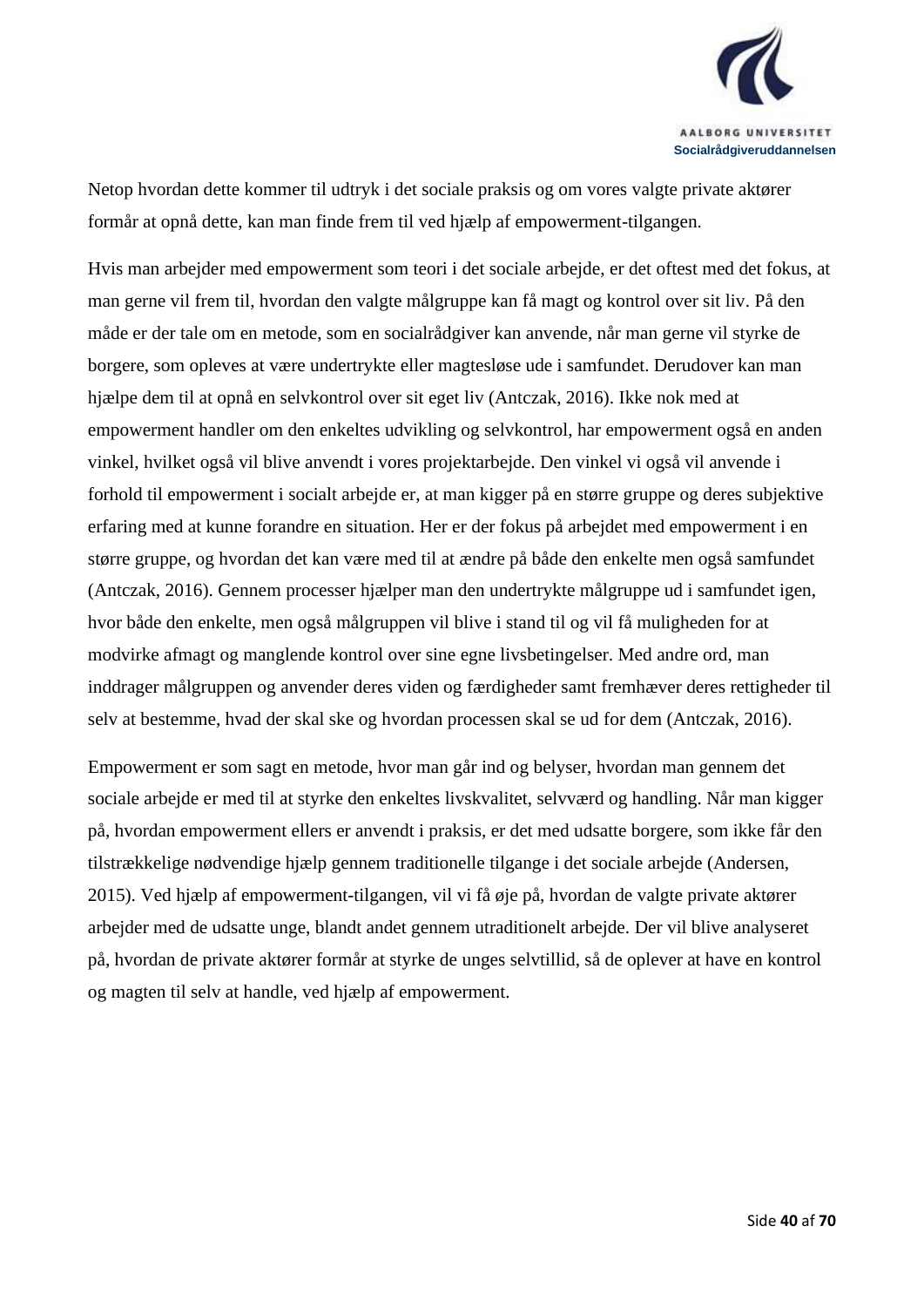Netop hvordan dette kommer til udtryk i det sociale praksis og om vores valgte private aktører formår at opnå dette, kan man finde frem til ved hjælp af empowerment-tilgangen.

Hvis man arbejder med empowerment som teori i det sociale arbejde, er det oftest med det fokus, at man gerne vil frem til, hvordan den valgte målgruppe kan få magt og kontrol over sit liv. På den måde er der tale om en metode, som en socialrådgiver kan anvende, når man gerne vil styrke de borgere, som opleves at være undertrykte eller magtesløse ude i samfundet. Derudover kan man hjælpe dem til at opnå en selvkontrol over sit eget liv (Antczak, 2016). Ikke nok med at empowerment handler om den enkeltes udvikling og selvkontrol, har empowerment også en anden vinkel, hvilket også vil blive anvendt i vores projektarbejde. Den vinkel vi også vil anvende i forhold til empowerment i socialt arbejde er, at man kigger på en større gruppe og deres subjektive erfaring med at kunne forandre en situation. Her er der fokus på arbejdet med empowerment i en større gruppe, og hvordan det kan være med til at ændre på både den enkelte men også samfundet (Antczak, 2016). Gennem processer hjælper man den undertrykte målgruppe ud i samfundet igen, hvor både den enkelte, men også målgruppen vil blive i stand til og vil få muligheden for at modvirke afmagt og manglende kontrol over sine egne livsbetingelser. Med andre ord, man inddrager målgruppen og anvender deres viden og færdigheder samt fremhæver deres rettigheder til selv at bestemme, hvad der skal ske og hvordan processen skal se ud for dem (Antczak, 2016).

Empowerment er som sagt en metode, hvor man går ind og belyser, hvordan man gennem det sociale arbejde er med til at styrke den enkeltes livskvalitet, selvværd og handling. Når man kigger på, hvordan empowerment ellers er anvendt i praksis, er det med udsatte borgere, som ikke får den tilstrækkelige nødvendige hjælp gennem traditionelle tilgange i det sociale arbejde (Andersen, 2015). Ved hjælp af empowerment-tilgangen, vil vi få øje på, hvordan de valgte private aktører arbejder med de udsatte unge, blandt andet gennem utraditionelt arbejde. Der vil blive analyseret på, hvordan de private aktører formår at styrke de unges selvtillid, så de oplever at have en kontrol og magten til selv at handle, ved hjælp af empowerment.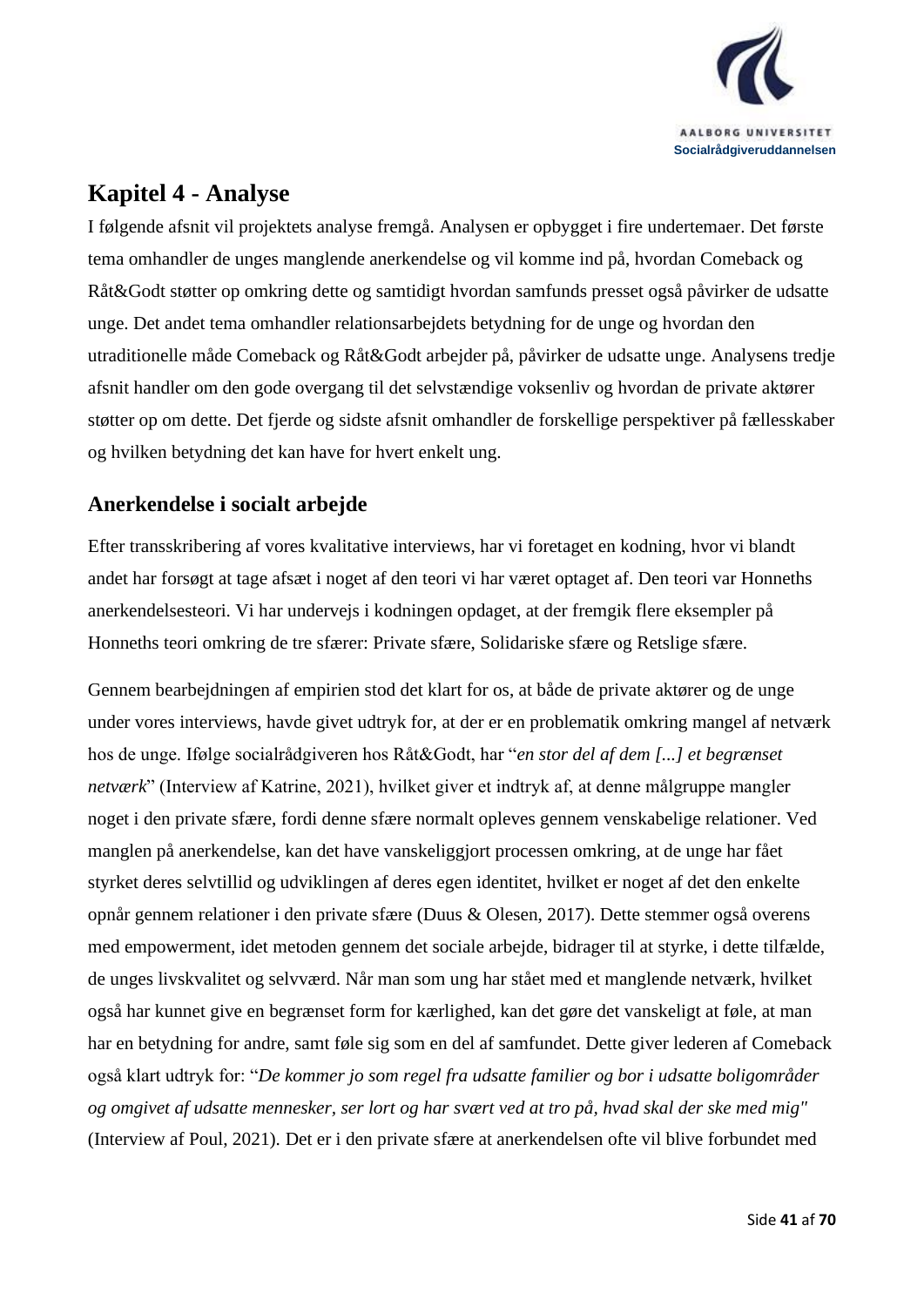# Kapitel 4 - Analyse

I følgende afsnit vil projektets analyse fremgå. Analysen er opbygget i fire undertemaer. Det første tema omhandler de unges manglende anerkendelse og vil komme ind på, hvordan Comeback og Råt&Godt støtter op omkring dette og samtidigt hvordan samfunds presset også påvirker de udsatte unge. Det andet tema omhandler relationsarbejdets betydning for de unge og hvordan den utraditionelle måde Comeback og Råt&Godt arbejder på, påvirker de udsatte unge. Analysens tredje afsnit handler om den gode overgang til det selvstændige voksenliv og hvordan de private aktører støtter op om dette. Det fjerde og sidste afsnit omhandler de forskellige perspektiver på fællesskaber og hvilken betydning det kan have for hvert enkelt ung.

## Anerkendelse i socialt arbejde

Efter transskribering af vores kvalitative interviews, har vi foretaget en kodning, hvor vi blandt andet har forsøgt at tage afsæt i noget af den teori vi har været optaget af. Den teori var Honneths anerkendelsesteori. Vi har undervejs i kodningen opdaget, at der fremgik flere eksempler på Honneths teori omkring de tre sfærer: Private sfære, Solidariske sfære og Retslige sfære.

Gennem bearbejdningen af empirien stod det klart for os, at både de private aktører og de unge under vores interviews, havde givet udtryk for, at der er en problematik omkring mangel af netværk hos de unge. Ifølge socialrådgiveren hos Råt&Godt, har "*en stor del af dem [...] et begrænset netværk*" (Interview af Katrine, 2021), hvilket giver et indtryk af, at denne målgruppe mangler noget i den private sfære, fordi denne sfære normalt opleves gennem venskabelige relationer. Ved manglen på anerkendelse, kan det have vanskeliggjort processen omkring, at de unge har fået styrket deres selvtillid og udviklingen af deres egen identitet, hvilket er noget af det den enkelte opnår gennem relationer i den private sfære (Duus & Olesen, 2017). Dette stemmer også overens med empowerment, idet metoden gennem det sociale arbejde, bidrager til at styrke, i dette tilfælde, de unges livskvalitet og selvværd. Når man som ung har stået med et manglende netværk, hvilket også har kunnet give en begrænset form for kærlighed, kan det gøre det vanskeligt at føle, at man har en betydning for andre, samt føle sig som en del af samfundet. Dette giver lederen af Comeback også klart udtryk for: "*De kommer jo som regel fra udsatte familier og bor i udsatte boligområder og omgivet af udsatte mennesker, ser lort og har svært ved at tro på, hvad skal der ske med mig"* (Interview af Poul, 2021). Det er i den private sfære at anerkendelsen ofte vil blive forbundet med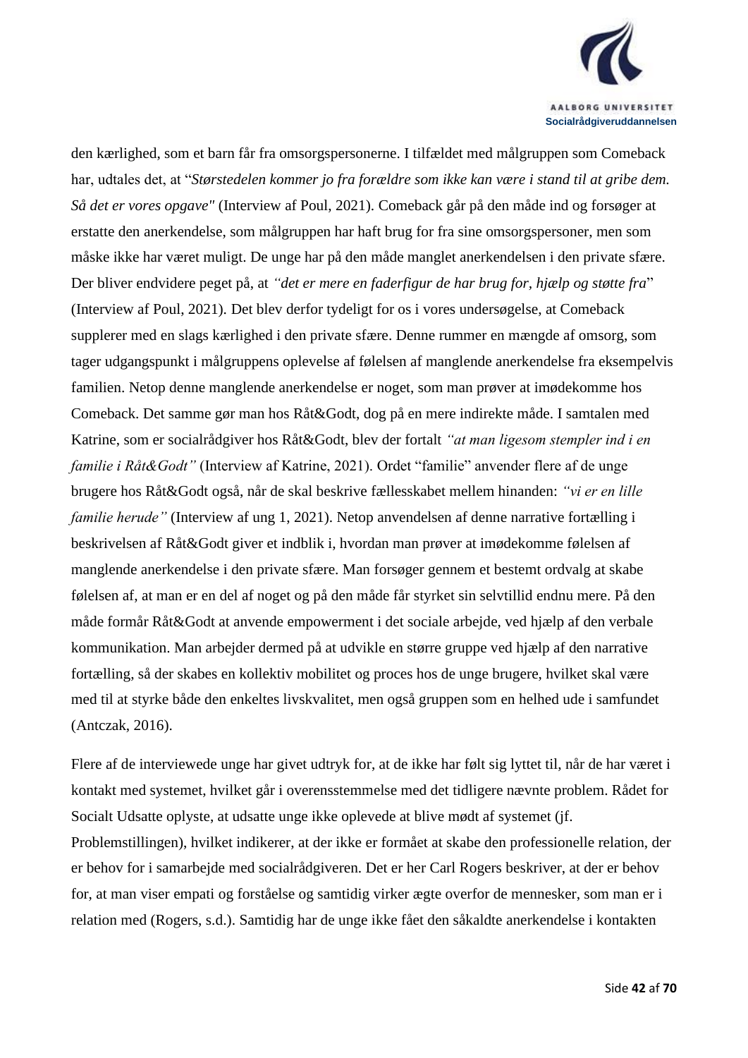den kærlighed, som et barn får fra omsorgspersonerne. I tilfældet med målgruppen som Comeback har, udtales det, at "*Størstedelen kommer jo fra forældre som ikke kan være i stand til at gribe dem. Så det er vores opgave"* (Interview af Poul, 2021). Comeback går på den måde ind og forsøger at erstatte den anerkendelse, som målgruppen har haft brug for fra sine omsorgspersoner, men som måske ikke har været muligt. De unge har på den måde manglet anerkendelsen i den private sfære. Der bliver endvidere peget på, at *"det er mere en faderfigur de har brug for, hjælp og støtte fra*" (Interview af Poul, 2021). Det blev derfor tydeligt for os i vores undersøgelse, at Comeback supplerer med en slags kærlighed i den private sfære. Denne rummer en mængde af omsorg, som tager udgangspunkt i målgruppens oplevelse af følelsen af manglende anerkendelse fra eksempelvis familien. Netop denne manglende anerkendelse er noget, som man prøver at imødekomme hos Comeback. Det samme gør man hos Råt&Godt, dog på en mere indirekte måde. I samtalen med Katrine, som er socialrådgiver hos Råt&Godt, blev der fortalt *"at man ligesom stempler ind i en familie i Råt&Godt"* (Interview af Katrine, 2021). Ordet "familie" anvender flere af de unge brugere hos Råt&Godt også, når de skal beskrive fællesskabet mellem hinanden: *"vi er en lille familie herude"* (Interview af ung 1, 2021). Netop anvendelsen af denne narrative fortælling i beskrivelsen af Råt&Godt giver et indblik i, hvordan man prøver at imødekomme følelsen af manglende anerkendelse i den private sfære. Man forsøger gennem et bestemt ordvalg at skabe følelsen af, at man er en del af noget og på den måde får styrket sin selvtillid endnu mere. På den måde formår Råt&Godt at anvende empowerment i det sociale arbejde, ved hjælp af den verbale kommunikation. Man arbejder dermed på at udvikle en større gruppe ved hjælp af den narrative fortælling, så der skabes en kollektiv mobilitet og proces hos de unge brugere, hvilket skal være med til at styrke både den enkeltes livskvalitet, men også gruppen som en helhed ude i samfundet (Antczak, 2016).

Flere af de interviewede unge har givet udtryk for, at de ikke har følt sig lyttet til, når de har været i kontakt med systemet, hvilket går i overensstemmelse med det tidligere nævnte problem. Rådet for Socialt Udsatte oplyste, at udsatte unge ikke oplevede at blive mødt af systemet (jf. Problemstillingen), hvilket indikerer, at der ikke er formået at skabe den professionelle relation, der er behov for i samarbejde med socialrådgiveren. Det er her Carl Rogers beskriver, at der er behov for, at man viser empati og forståelse og samtidig virker ægte overfor de mennesker, som man er i relation med (Rogers, s.d.). Samtidig har de unge ikke fået den såkaldte anerkendelse i kontakten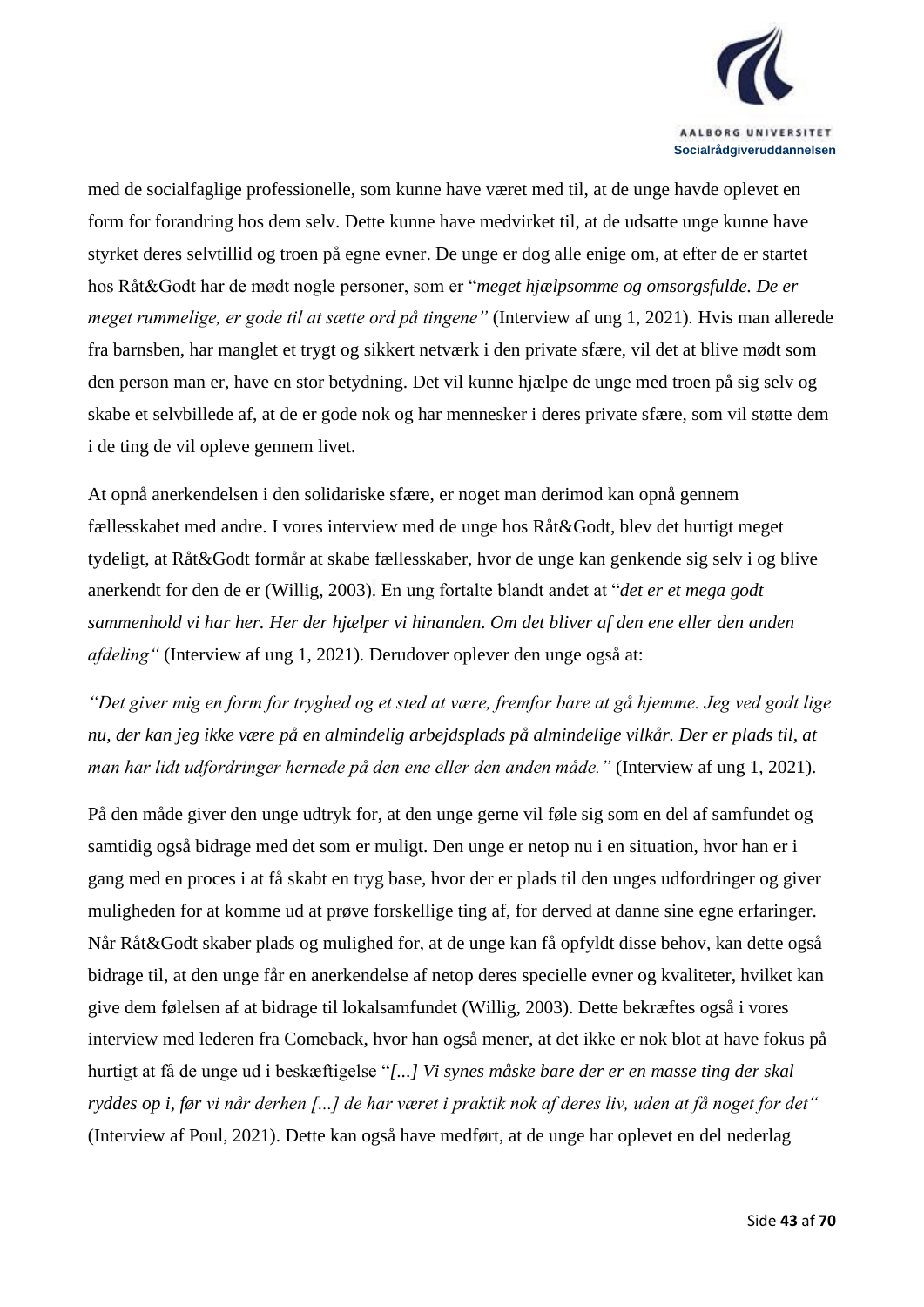med de socialfaglige professionelle, som kunne have været med til, at de unge havde oplevet en form for forandring hos dem selv. Dette kunne have medvirket til, at de udsatte unge kunne have styrket deres selvtillid og troen på egne evner. De unge er dog alle enige om, at efter de er startet hos Råt&Godt har de mødt nogle personer, som er "*meget hjælpsomme og omsorgsfulde. De er meget rummelige, er gode til at sætte ord på tingene*" (Interview af ung 1, 2021). Hvis man allerede fra barnsben, har manglet et trygt og sikkert netværk i den private sfære, vil det at blive mødt som den person man er, have en stor betydning. Det vil kunne hjælpe de unge med troen på sig selv og skabe et selvbillede af, at de er gode nok og har mennesker i deres private sfære, som vil støtte dem i de ting de vil opleve gennem livet.

At opnå anerkendelsen i den solidariske sfære, er noget man derimod kan opnå gennem fællesskabet med andre. I vores interview med de unge hos Råt&Godt, blev det hurtigt meget tydeligt, at Råt&Godt formår at skabe fællesskaber, hvor de unge kan genkende sig selv i og blive anerkendt for den de er (Willig, 2003). En ung fortalte blandt andet at "*det er et mega godt sammenhold vi har her. Her der hjælper vi hinanden. Om det bliver af den ene eller den anden afdeling*" (Interview af ung 1, 2021). Derudover oplever den unge også at:

*"Det giver mig en form for tryghed og et sted at være, fremfor bare at gå hjemme. Jeg ved godt lige nu, der kan jeg ikke være på en almindelig arbejdsplads på almindelige vilkår. Der er plads til, at man har lidt udfordringer hernede på den ene eller den anden måde."* (Interview af ung 1, 2021).

På den måde giver den unge udtryk for, at den unge gerne vil føle sig som en del af samfundet og samtidig også bidrage med det som er muligt. Den unge er netop nu i en situation, hvor han er i gang med en proces i at få skabt en tryg base, hvor der er plads til den unges udfordringer og giver muligheden for at komme ud at prøve forskellige ting af, for derved at danne sine egne erfaringer. Når Råt&Godt skaber plads og mulighed for, at de unge kan få opfyldt disse behov, kan dette også bidrage til, at den unge får en anerkendelse af netop deres specielle evner og kvaliteter, hvilket kan give dem følelsen af at bidrage til lokalsamfundet (Willig, 2003). Dette bekræftes også i vores interview med lederen fra Comeback, hvor han også mener, at det ikke er nok blot at have fokus på hurtigt at få de unge ud i beskæftigelse "*[...] Vi synes måske bare der er en masse ting der skal ryddes op i, før vi når derhen [...] de har været i praktik nok af deres liv, uden at få noget for det*" (Interview af Poul, 2021). Dette kan også have medført, at de unge har oplevet en del nederlag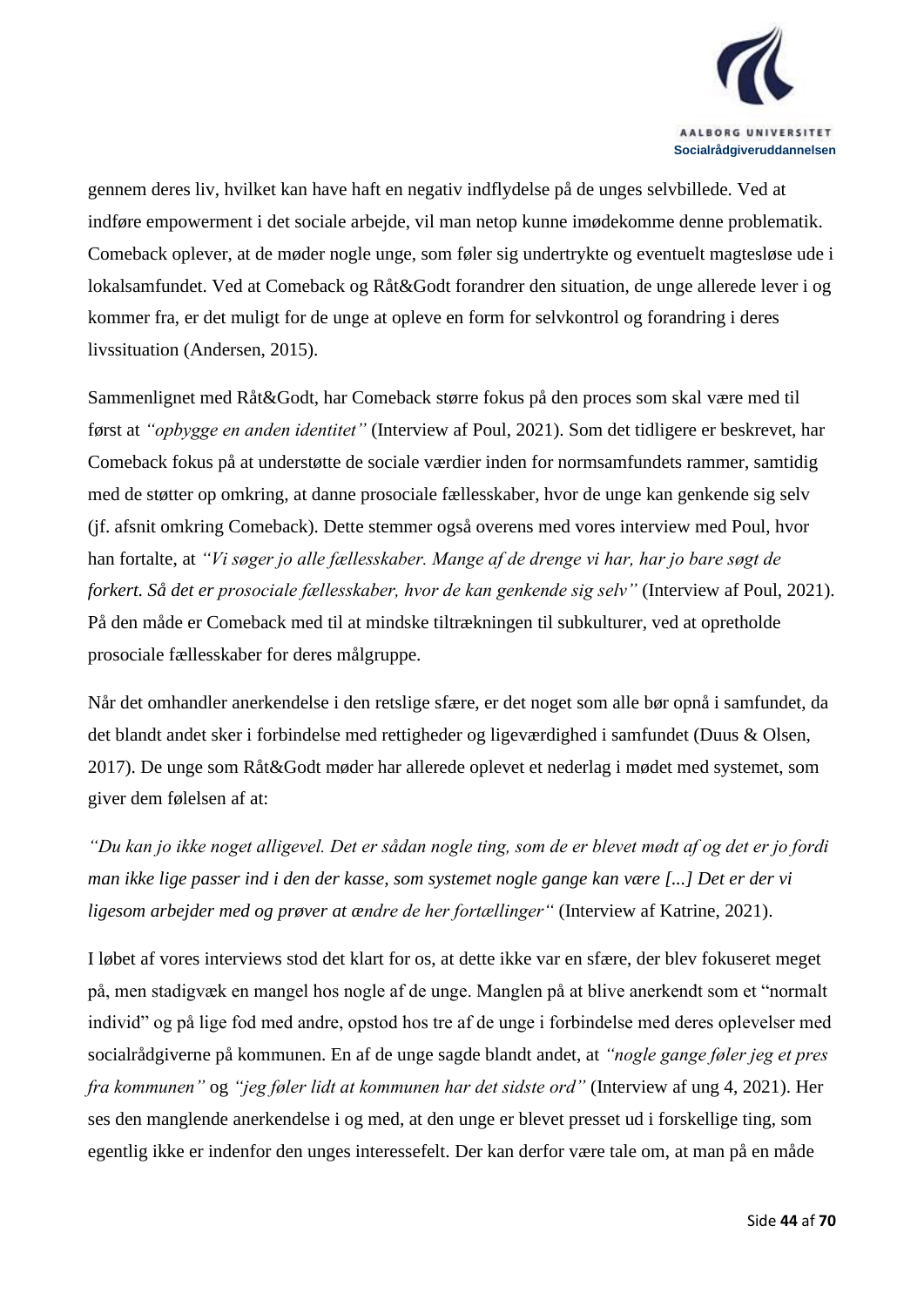gennem deres liv, hvilket kan have haft en negativ indflydelse på de unges selvbillede. Ved at indføre empowerment i det sociale arbejde, vil man netop kunne imødekomme denne problematik. Comeback oplever, at de møder nogle unge, som føler sig undertrykte og eventuelt magtesløse ude i lokalsamfundet. Ved at Comeback og Råt&Godt forandrer den situation, de unge allerede lever i og kommer fra, er det muligt for de unge at opleve en form for selvkontrol og forandring i deres livssituation (Andersen, 2015).

Sammenlignet med Råt&Godt, har Comeback større fokus på den proces som skal være med til først at *"opbygge en anden identitet"* (Interview af Poul, 2021). Som det tidligere er beskrevet, har Comeback fokus på at understøtte de sociale værdier inden for normsamfundets rammer, samtidig med de støtter op omkring, at danne prosociale fællesskaber, hvor de unge kan genkende sig selv (jf. afsnit omkring Comeback). Dette stemmer også overens med vores interview med Poul, hvor han fortalte, at *"Vi søger jo alle fællesskaber. Mange af de drenge vi har, har jo bare søgt de forkert. Så det er prosociale fællesskaber, hvor de kan genkende sig selv"* (Interview af Poul, 2021). På den måde er Comeback med til at mindske tiltrækningen til subkulturer, ved at opretholde prosociale fællesskaber for deres målgruppe.

Når det omhandler anerkendelse i den retslige sfære, er det noget som alle bør opnå i samfundet, da det blandt andet sker i forbindelse med rettigheder og ligeværdighed i samfundet (Duus & Olsen, 2017). De unge som Råt&Godt møder har allerede oplevet et nederlag i mødet med systemet, som giver dem følelsen af at:

*"Du kan jo ikke noget alligevel. Det er sådan nogle ting, som de er blevet mødt af og det er jo fordi man ikke lige passer ind i den der kasse, som systemet nogle gange kan være [...] Det er der vi ligesom arbejder med og prøver at ændre de her fortællinger"* (Interview af Katrine, 2021).

I løbet af vores interviews stod det klart for os, at dette ikke var en sfære, der blev fokuseret meget på, men stadigvæk en mangel hos nogle af de unge. Manglen på at blive anerkendt som et "normalt individ" og på lige fod med andre, opstod hos tre af de unge i forbindelse med deres oplevelser med socialrådgiverne på kommunen. En af de unge sagde blandt andet, at *"nogle gange føler jeg et pres fra kommunen"* og *"jeg føler lidt at kommunen har det sidste ord"* (Interview af ung 4, 2021). Her ses den manglende anerkendelse i og med, at den unge er blevet presset ud i forskellige ting, som egentlig ikke er indenfor den unges interessefelt. Der kan derfor være tale om, at man på en måde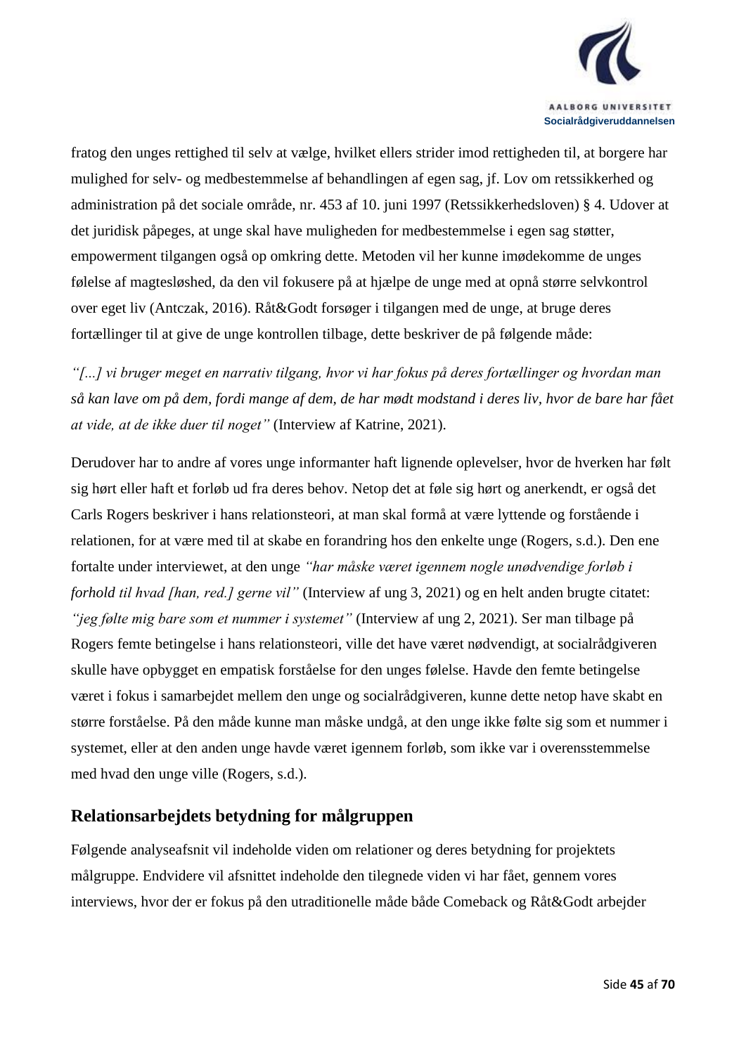fratog den unges rettighed til selv at vælge, hvilket ellers strider imod rettigheden til, at borgere har mulighed for selv- og medbestemmelse af behandlingen af egen sag, jf. Lov om retssikkerhed og administration på det sociale område, nr. 453 af 10. juni 1997 (Retssikkerhedsloven) § 4. Udover at det juridisk påpeges, at unge skal have muligheden for medbestemmelse i egen sag støtter, empowerment tilgangen også op omkring dette. Metoden vil her kunne imødekomme de unges følelse af magtesløshed, da den vil fokusere på at hjælpe de unge med at opnå større selvkontrol over eget liv (Antczak, 2016). Råt&Godt forsøger i tilgangen med de unge, at bruge deres fortællinger til at give de unge kontrollen tilbage, dette beskriver de på følgende måde:

*"[...] vi bruger meget en narrativ tilgang, hvor vi har fokus på deres fortællinger og hvordan man så kan lave om på dem, fordi mange af dem, de har mødt modstand i deres liv, hvor de bare har fået at vide, at de ikke duer til noget"* (Interview af Katrine, 2021).

Derudover har to andre af vores unge informanter haft lignende oplevelser, hvor de hverken har følt sig hørt eller haft et forløb ud fra deres behov. Netop det at føle sig hørt og anerkendt, er også det Carls Rogers beskriver i hans relationsteori, at man skal formå at være lyttende og forstående i relationen, for at være med til at skabe en forandring hos den enkelte unge (Rogers, s.d.). Den ene fortalte under interviewet, at den unge *"har måske været igennem nogle unødvendige forløb i forhold til hvad [han, red.] gerne vil"* (Interview af ung 3, 2021) og en helt anden brugte citatet: *"jeg følte mig bare som et nummer i systemet"* (Interview af ung 2, 2021). Ser man tilbage på Rogers femte betingelse i hans relationsteori, ville det have været nødvendigt, at socialrådgiveren skulle have opbygget en empatisk forståelse for den unges følelse. Havde den femte betingelse været i fokus i samarbejdet mellem den unge og socialrådgiveren, kunne dette netop have skabt en større forståelse. På den måde kunne man måske undgå, at den unge ikke følte sig som et nummer i systemet, eller at den anden unge havde været igennem forløb, som ikke var i overensstemmelse med hvad den unge ville (Rogers, s.d.).

## Relationsarbejdets betydning for målgruppen

Følgende analyseafsnit vil indeholde viden om relationer og deres betydning for projektets målgruppe. Endvidere vil afsnittet indeholde den tilegnede viden vi har fået, gennem vores interviews, hvor der er fokus på den utraditionelle måde både Comeback og Råt&Godt arbejder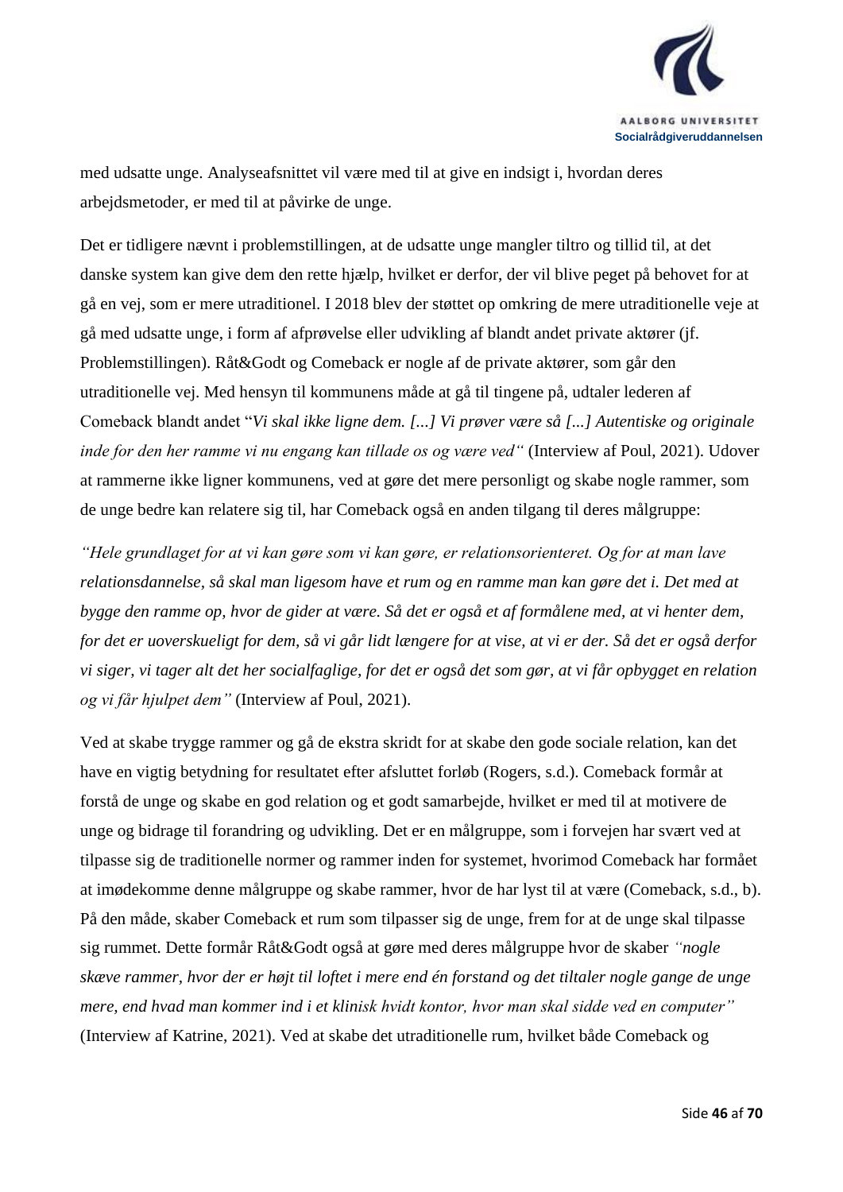med udsatte unge. Analyseafsnittet vil være med til at give en indsigt i, hvordan deres arbejdsmetoder, er med til at påvirke de unge.

Det er tidligere nævnt i problemstillingen, at de udsatte unge mangler tiltro og tillid til, at det danske system kan give dem den rette hjælp, hvilket er derfor, der vil blive peget på behovet for at gå en vej, som er mere utraditionel. I 2018 blev der støttet op omkring de mere utraditionelle veje at gå med udsatte unge, i form af afprøvelse eller udvikling af blandt andet private aktører (jf. Problemstillingen). Råt&Godt og Comeback er nogle af de private aktører, som går den utraditionelle vej. Med hensyn til kommunens måde at gå til tingene på, udtaler lederen af Comeback blandt andet "*Vi skal ikke ligne dem. [...] Vi prøver være så [...] Autentiske og originale inde for den her ramme vi nu engang kan tillade os og være ved"* (Interview af Poul, 2021). Udover at rammerne ikke ligner kommunens, ved at gøre det mere personligt og skabe nogle rammer, som de unge bedre kan relatere sig til, har Comeback også en anden tilgang til deres målgruppe:

*"Hele grundlaget for at vi kan gøre som vi kan gøre, er relationsorienteret. Og for at man lave relationsdannelse, så skal man ligesom have et rum og en ramme man kan gøre det i. Det med at bygge den ramme op, hvor de gider at være. Så det er også et af formålene med, at vi henter dem, for det er uoverskueligt for dem, så vi går lidt længere for at vise, at vi er der. Så det er også derfor vi siger, vi tager alt det her socialfaglige, for det er også det som gør, at vi får opbygget en relation og vi får hjulpet dem"* (Interview af Poul, 2021).

Ved at skabe trygge rammer og gå de ekstra skridt for at skabe den gode sociale relation, kan det have en vigtig betydning for resultatet efter afsluttet forløb (Rogers, s.d.). Comeback formår at forstå de unge og skabe en god relation og et godt samarbejde, hvilket er med til at motivere de unge og bidrage til forandring og udvikling. Det er en målgruppe, som i forvejen har svært ved at tilpasse sig de traditionelle normer og rammer inden for systemet, hvorimod Comeback har formået at imødekomme denne målgruppe og skabe rammer, hvor de har lyst til at være (Comeback, s.d., b). På den måde, skaber Comeback et rum som tilpasser sig de unge, frem for at de unge skal tilpasse sig rummet. Dette formår Råt&Godt også at gøre med deres målgruppe hvor de skaber *"nogle skæve rammer, hvor der er højt til loftet i mere end én forstand og det tiltaler nogle gange de unge mere, end hvad man kommer ind i et klinisk hvidt kontor, hvor man skal sidde ved en computer"* (Interview af Katrine, 2021). Ved at skabe det utraditionelle rum, hvilket både Comeback og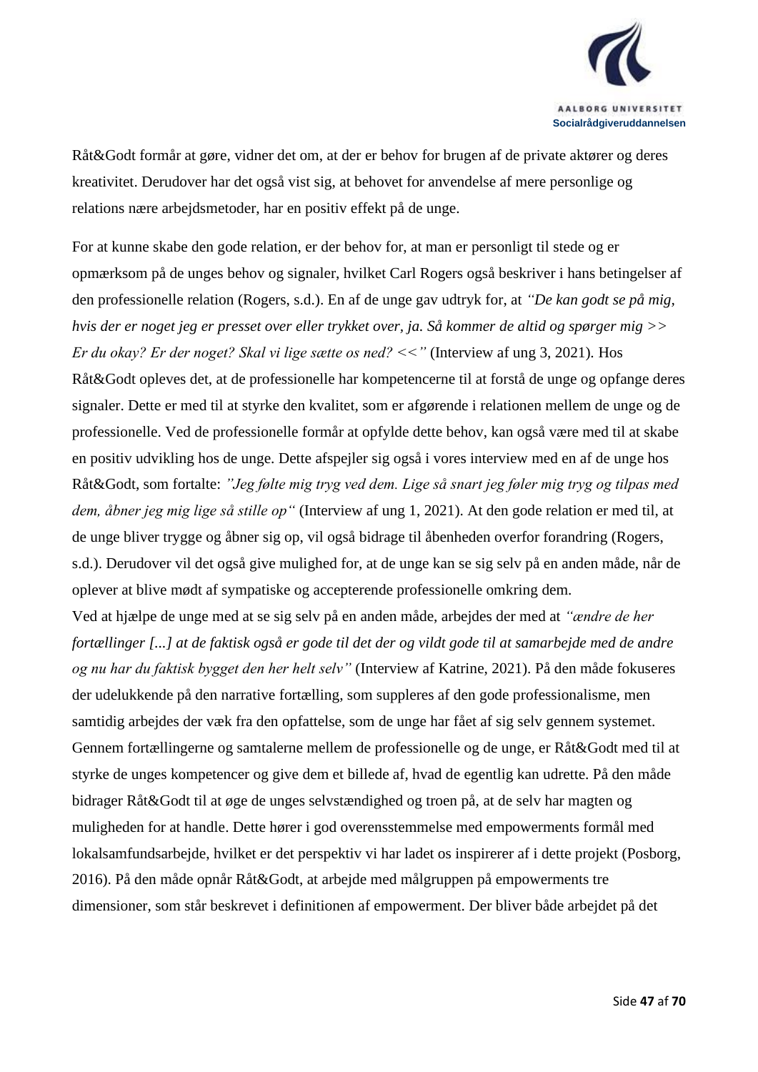Råt&Godt formår at gøre, vidner det om, at der er behov for brugen af de private aktører og deres kreativitet. Derudover har det også vist sig, at behovet for anvendelse af mere personlige og relations nære arbejdsmetoder, har en positiv effekt på de unge.

For at kunne skabe den gode relation, er der behov for, at man er personligt til stede og er opmærksom på de unges behov og signaler, hvilket Carl Rogers også beskriver i hans betingelser af den professionelle relation (Rogers, s.d.). En af de unge gav udtryk for, at *"De kan godt se på mig, hvis der er noget jeg er presset over eller trykket over, ja. Så kommer de altid og spørger mig >> Er du okay? Er der noget? Skal vi lige sætte os ned? <<"* (Interview af ung 3, 2021). Hos Råt&Godt opleves det, at de professionelle har kompetencerne til at forstå de unge og opfange deres signaler. Dette er med til at styrke den kvalitet, som er afgørende i relationen mellem de unge og de professionelle. Ved de professionelle formår at opfylde dette behov, kan også være med til at skabe en positiv udvikling hos de unge. Dette afspejler sig også i vores interview med en af de unge hos Råt&Godt, som fortalte: *"Jeg følte mig tryg ved dem. Lige så snart jeg føler mig tryg og tilpas med dem, åbner jeg mig lige så stille op"* (Interview af ung 1, 2021). At den gode relation er med til, at de unge bliver trygge og åbner sig op, vil også bidrage til åbenheden overfor forandring (Rogers, s.d.). Derudover vil det også give mulighed for, at de unge kan se sig selv på en anden måde, når de oplever at blive mødt af sympatiske og accepterende professionelle omkring dem.
Ved at hjælpe de unge med at se sig selv på en anden måde, arbejdes der med at *"ændre de her fortællinger [...] at de faktisk også er gode til det der og vildt gode til at samarbejde med de andre og nu har du faktisk bygget den her helt selv"* (Interview af Katrine, 2021). På den måde fokuseres der udelukkende på den narrative fortælling, som suppleres af den gode professionalisme, men samtidig arbejdes der væk fra den opfattelse, som de unge har fået af sig selv gennem systemet. Gennem fortællingerne og samtalerne mellem de professionelle og de unge, er Råt&Godt med til at styrke de unges kompetencer og give dem et billede af, hvad de egentlig kan udrette. På den måde bidrager Råt&Godt til at øge de unges selvstændighed og troen på, at de selv har magten og muligheden for at handle. Dette hører i god overensstemmelse med empowerments formål med lokalsamfundsarbejde, hvilket er det perspektiv vi har ladet os inspirerer af i dette projekt (Posborg, 2016). På den måde opnår Råt&Godt, at arbejde med målgruppen på empowerments tre dimensioner, som står beskrevet i definitionen af empowerment. Der bliver både arbejdet på det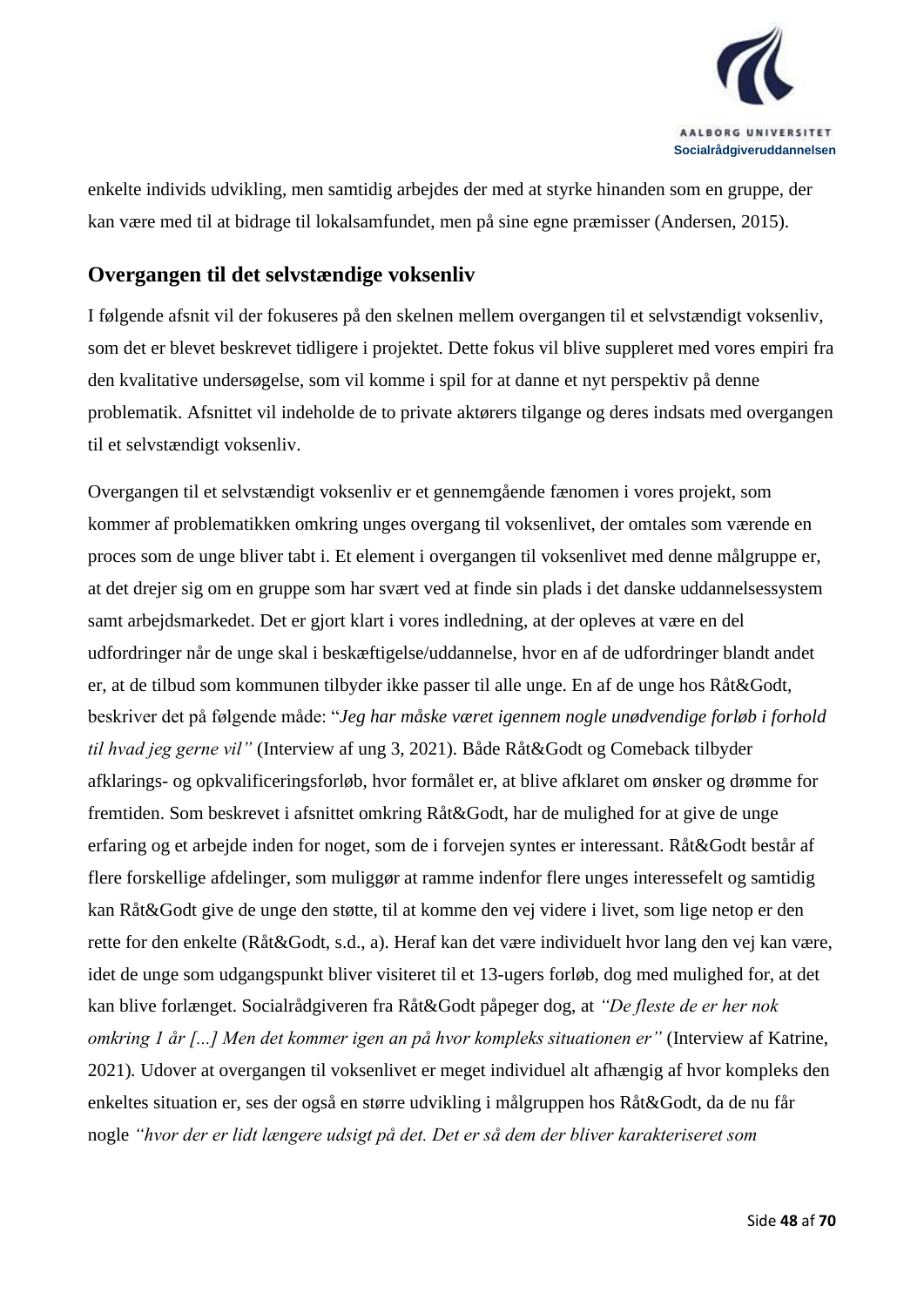enkelte individs udvikling, men samtidig arbejdes der med at styrke hinanden som en gruppe, der kan være med til at bidrage til lokalsamfundet, men på sine egne præmisser (Andersen, 2015).

## Overgangen til det selvstændige voksenliv

I følgende afsnit vil der fokuseres på den skelnen mellem overgangen til et selvstændigt voksenliv, som det er blevet beskrevet tidligere i projektet. Dette fokus vil blive suppleret med vores empiri fra den kvalitative undersøgelse, som vil komme i spil for at danne et nyt perspektiv på denne problematik. Afsnittet vil indeholde de to private aktørers tilgange og deres indsats med overgangen til et selvstændigt voksenliv.

Overgangen til et selvstændigt voksenliv er et gennemgående fænomen i vores projekt, som kommer af problematikken omkring unges overgang til voksenlivet, der omtales som værende en proces som de unge bliver tabt i. Et element i overgangen til voksenlivet med denne målgruppe er, at det drejer sig om en gruppe som har svært ved at finde sin plads i det danske uddannelsessystem samt arbejdsmarkedet. Det er gjort klart i vores indledning, at der opleves at være en del udfordringer når de unge skal i beskæftigelse/uddannelse, hvor en af de udfordringer blandt andet er, at de tilbud som kommunen tilbyder ikke passer til alle unge. En af de unge hos Råt&Godt, beskriver det på følgende måde: "*Jeg har måske været igennem nogle unødvendige forløb i forhold til hvad jeg gerne vil"* (Interview af ung 3, 2021). Både Råt&Godt og Comeback tilbyder afklarings- og opkvalificeringsforløb, hvor formålet er, at blive afklaret om ønsker og drømme for fremtiden. Som beskrevet i afsnittet omkring Råt&Godt, har de mulighed for at give de unge erfaring og et arbejde inden for noget, som de i forvejen syntes er interessant. Råt&Godt består af flere forskellige afdelinger, som muliggør at ramme indenfor flere unges interessefelt og samtidig kan Råt&Godt give de unge den støtte, til at komme den vej videre i livet, som lige netop er den rette for den enkelte (Råt&Godt, s.d., a). Heraf kan det være individuelt hvor lang den vej kan være, idet de unge som udgangspunkt bliver visiteret til et 13-ugers forløb, dog med mulighed for, at det kan blive forlænget. Socialrådgiveren fra Råt&Godt påpeger dog, at *"De fleste de er her nok omkring 1 år [...] Men det kommer igen an på hvor kompleks situationen er"* (Interview af Katrine, 2021). Udover at overgangen til voksenlivet er meget individuel alt afhængig af hvor kompleks den enkeltes situation er, ses der også en større udvikling i målgruppen hos Råt&Godt, da de nu får nogle *"hvor der er lidt længere udsigt på det. Det er så dem der bliver karakteriseret som*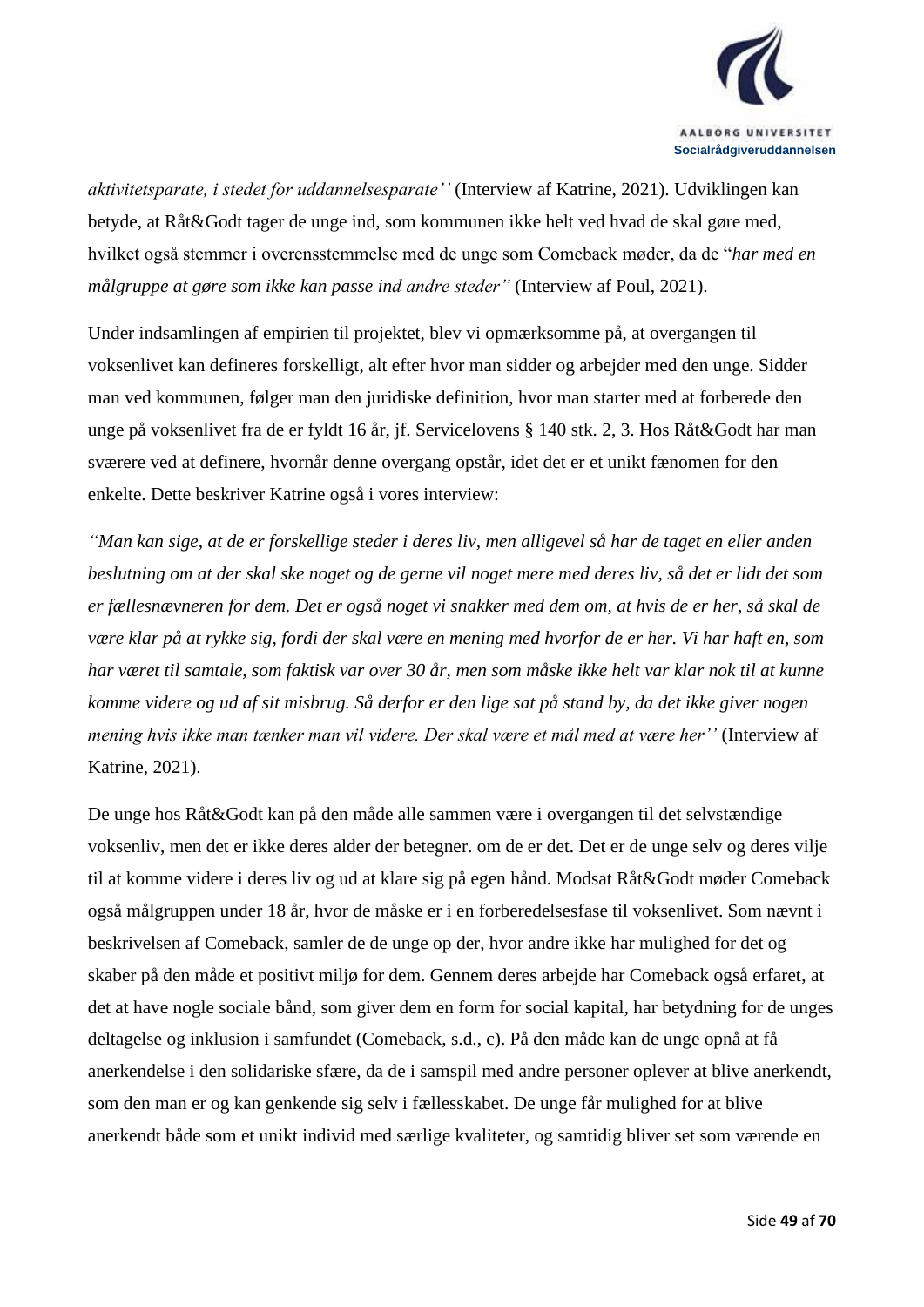*aktivitetsparate, i stedet for uddannelsesparate''* (Interview af Katrine, 2021). Udviklingen kan betyde, at Råt&Godt tager de unge ind, som kommunen ikke helt ved hvad de skal gøre med, hvilket også stemmer i overensstemmelse med de unge som Comeback møder, da de "*har med en målgruppe at gøre som ikke kan passe ind andre steder"* (Interview af Poul, 2021).

Under indsamlingen af empirien til projektet, blev vi opmærksomme på, at overgangen til voksenlivet kan defineres forskelligt, alt efter hvor man sidder og arbejder med den unge. Sidder man ved kommunen, følger man den juridiske definition, hvor man starter med at forberede den unge på voksenlivet fra de er fyldt 16 år, jf. Servicelovens § 140 stk. 2, 3. Hos Råt&Godt har man sværere ved at definere, hvornår denne overgang opstår, idet det er et unikt fænomen for den enkelte. Dette beskriver Katrine også i vores interview:

*"Man kan sige, at de er forskellige steder i deres liv, men alligevel så har de taget en eller anden beslutning om at der skal ske noget og de gerne vil noget mere med deres liv, så det er lidt det som er fællesnævneren for dem. Det er også noget vi snakker med dem om, at hvis de er her, så skal de være klar på at rykke sig, fordi der skal være en mening med hvorfor de er her. Vi har haft en, som har været til samtale, som faktisk var over 30 år, men som måske ikke helt var klar nok til at kunne komme videre og ud af sit misbrug. Så derfor er den lige sat på stand by, da det ikke giver nogen mening hvis ikke man tænker man vil videre. Der skal være et mål med at være her''* (Interview af Katrine, 2021).

De unge hos Råt&Godt kan på den måde alle sammen være i overgangen til det selvstændige voksenliv, men det er ikke deres alder der betegner. om de er det. Det er de unge selv og deres vilje til at komme videre i deres liv og ud at klare sig på egen hånd. Modsat Råt&Godt møder Comeback også målgruppen under 18 år, hvor de måske er i en forberedelsesfase til voksenlivet. Som nævnt i beskrivelsen af Comeback, samler de de unge op der, hvor andre ikke har mulighed for det og skaber på den måde et positivt miljø for dem. Gennem deres arbejde har Comeback også erfaret, at det at have nogle sociale bånd, som giver dem en form for social kapital, har betydning for de unges deltagelse og inklusion i samfundet (Comeback, s.d., c). På den måde kan de unge opnå at få anerkendelse i den solidariske sfære, da de i samspil med andre personer oplever at blive anerkendt, som den man er og kan genkende sig selv i fællesskabet. De unge får mulighed for at blive anerkendt både som et unikt individ med særlige kvaliteter, og samtidig bliver set som værende en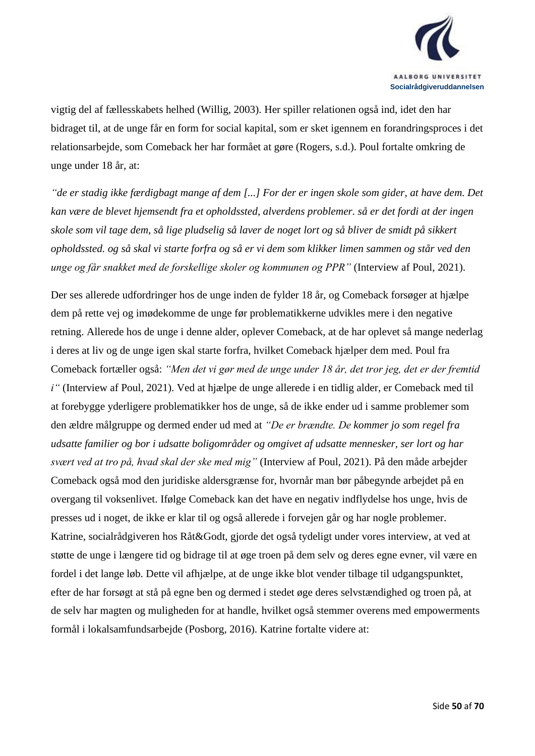vigtig del af fællesskabets helhed (Willig, 2003). Her spiller relationen også ind, idet den har bidraget til, at de unge får en form for social kapital, som er sket igennem en forandringsproces i det relationsarbejde, som Comeback her har formået at gøre (Rogers, s.d.). Poul fortalte omkring de unge under 18 år, at:

*"de er stadig ikke færdigbagt mange af dem [...] For der er ingen skole som gider, at have dem. Det kan være de blevet hjemsendt fra et opholdssted, alverdens problemer. så er det fordi at der ingen skole som vil tage dem, så lige pludselig så laver de noget lort og så bliver de smidt på sikkert opholdssted. og så skal vi starte forfra og så er vi dem som klikker limen sammen og står ved den unge og får snakket med de forskellige skoler og kommunen og PPR"* (Interview af Poul, 2021).

Der ses allerede udfordringer hos de unge inden de fylder 18 år, og Comeback forsøger at hjælpe dem på rette vej og imødekomme de unge før problematikkerne udvikles mere i den negative retning. Allerede hos de unge i denne alder, oplever Comeback, at de har oplevet så mange nederlag i deres at liv og de unge igen skal starte forfra, hvilket Comeback hjælper dem med. Poul fra Comeback fortæller også: *"Men det vi gør med de unge under 18 år, det tror jeg, det er der fremtid i"* (Interview af Poul, 2021). Ved at hjælpe de unge allerede i en tidlig alder, er Comeback med til at forebygge yderligere problematikker hos de unge, så de ikke ender ud i samme problemer som den ældre målgruppe og dermed ender ud med at *"De er brændte. De kommer jo som regel fra udsatte familier og bor i udsatte boligområder og omgivet af udsatte mennesker, ser lort og har svært ved at tro på, hvad skal der ske med mig"* (Interview af Poul, 2021). På den måde arbejder Comeback også mod den juridiske aldersgrænse for, hvornår man bør påbegynde arbejdet på en overgang til voksenlivet. Ifølge Comeback kan det have en negativ indflydelse hos unge, hvis de presses ud i noget, de ikke er klar til og også allerede i forvejen går og har nogle problemer. Katrine, socialrådgiveren hos Råt&Godt, gjorde det også tydeligt under vores interview, at ved at støtte de unge i længere tid og bidrage til at øge troen på dem selv og deres egne evner, vil være en fordel i det lange løb. Dette vil afhjælpe, at de unge ikke blot vender tilbage til udgangspunktet, efter de har forsøgt at stå på egne ben og dermed i stedet øge deres selvstændighed og troen på, at de selv har magten og muligheden for at handle, hvilket også stemmer overens med empowerments formål i lokalsamfundsarbejde (Posborg, 2016). Katrine fortalte videre at: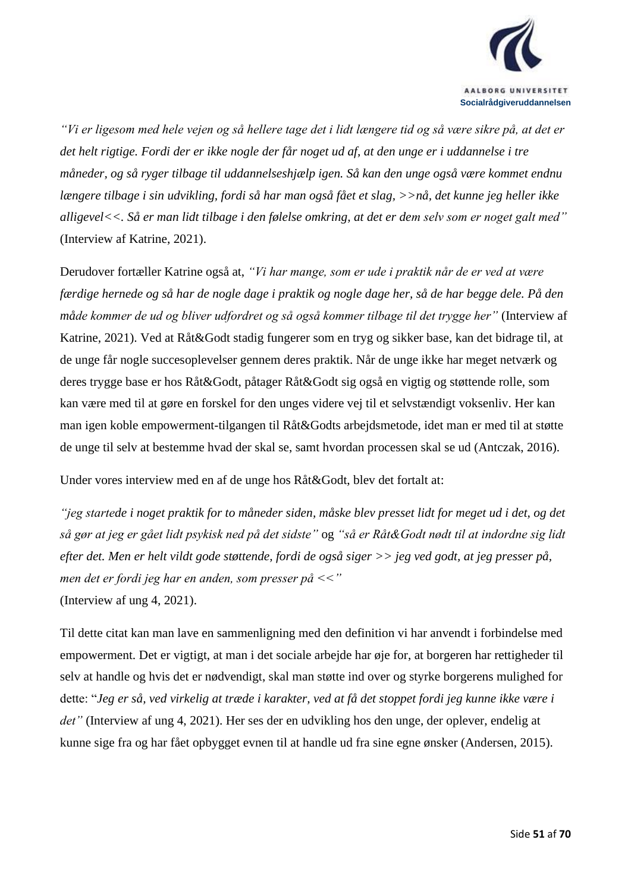*"Vi er ligesom med hele vejen og så hellere tage det i lidt længere tid og så være sikre på, at det er det helt rigtige. Fordi der er ikke nogle der får noget ud af, at den unge er i uddannelse i tre måneder, og så ryger tilbage til uddannelseshjælp igen. Så kan den unge også være kommet endnu længere tilbage i sin udvikling, fordi så har man også fået et slag, >>nå, det kunne jeg heller ikke alligevel<<. Så er man lidt tilbage i den følelse omkring, at det er dem selv som er noget galt med"* (Interview af Katrine, 2021).

Derudover fortæller Katrine også at, *"Vi har mange, som er ude i praktik når de er ved at være færdige hernede og så har de nogle dage i praktik og nogle dage her, så de har begge dele. På den måde kommer de ud og bliver udfordret og så også kommer tilbage til det trygge her"* (Interview af Katrine, 2021). Ved at Råt&Godt stadig fungerer som en tryg og sikker base, kan det bidrage til, at de unge får nogle succesoplevelser gennem deres praktik. Når de unge ikke har meget netværk og deres trygge base er hos Råt&Godt, påtager Råt&Godt sig også en vigtig og støttende rolle, som kan være med til at gøre en forskel for den unges videre vej til et selvstændigt voksenliv. Her kan man igen koble empowerment-tilgangen til Råt&Godts arbejdsmetode, idet man er med til at støtte de unge til selv at bestemme hvad der skal se, samt hvordan processen skal se ud (Antczak, 2016).

Under vores interview med en af de unge hos Råt&Godt, blev det fortalt at:

*"jeg startede i noget praktik for to måneder siden, måske blev presset lidt for meget ud i det, og det så gør at jeg er gået lidt psykisk ned på det sidste"* og *"så er Råt&Godt nødt til at indordne sig lidt efter det. Men er helt vildt gode støttende, fordi de også siger >> jeg ved godt, at jeg presser på, men det er fordi jeg har en anden, som presser på <<"*
(Interview af ung 4, 2021).

Til dette citat kan man lave en sammenligning med den definition vi har anvendt i forbindelse med empowerment. Det er vigtigt, at man i det sociale arbejde har øje for, at borgeren har rettigheder til selv at handle og hvis det er nødvendigt, skal man støtte ind over og styrke borgerens mulighed for dette: "*Jeg er så, ved virkelig at træde i karakter, ved at få det stoppet fordi jeg kunne ikke være i det"* (Interview af ung 4, 2021). Her ses der en udvikling hos den unge, der oplever, endelig at kunne sige fra og har fået opbygget evnen til at handle ud fra sine egne ønsker (Andersen, 2015).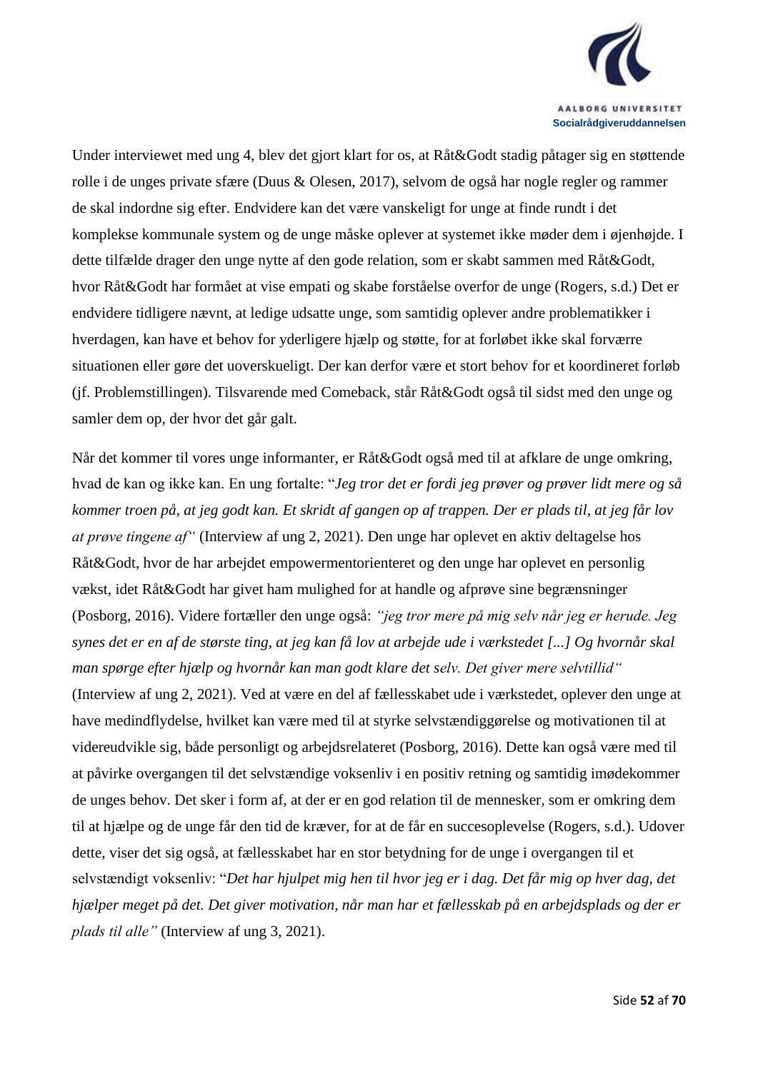Under interviewet med ung 4, blev det gjort klart for os, at Råt&Godt stadig påtager sig en støttende rolle i de unges private sfære (Duus & Olesen, 2017), selvom de også har nogle regler og rammer de skal indordne sig efter. Endvidere kan det være vanskeligt for unge at finde rundt i det komplekse kommunale system og de unge måske oplever at systemet ikke møder dem i øjenhøjde. I dette tilfælde drager den unge nytte af den gode relation, som er skabt sammen med Råt&Godt, hvor Råt&Godt har formået at vise empati og skabe forståelse overfor de unge (Rogers, s.d.) Det er endvidere tidligere nævnt, at ledige udsatte unge, som samtidig oplever andre problematikker i hverdagen, kan have et behov for yderligere hjælp og støtte, for at forløbet ikke skal forværre situationen eller gøre det uoverskueligt. Der kan derfor være et stort behov for et koordineret forløb (jf. Problemstillingen). Tilsvarende med Comeback, står Råt&Godt også til sidst med den unge og samler dem op, der hvor det går galt.

Når det kommer til vores unge informanter, er Råt&Godt også med til at afklare de unge omkring, hvad de kan og ikke kan. En ung fortalte: "*Jeg tror det er fordi jeg prøver og prøver lidt mere og så kommer troen på, at jeg godt kan. Et skridt af gangen op af trappen. Der er plads til, at jeg får lov at prøve tingene af*" (Interview af ung 2, 2021). Den unge har oplevet en aktiv deltagelse hos Råt&Godt, hvor de har arbejdet empowermentorienteret og den unge har oplevet en personlig vækst, idet Råt&Godt har givet ham mulighed for at handle og afprøve sine begrænsninger (Posborg, 2016). Videre fortæller den unge også: *"jeg tror mere på mig selv når jeg er herude. Jeg synes det er en af de største ting, at jeg kan få lov at arbejde ude i værkstedet [...] Og hvornår skal man spørge efter hjælp og hvornår kan man godt klare det selv. Det giver mere selvtillid"* (Interview af ung 2, 2021). Ved at være en del af fællesskabet ude i værkstedet, oplever den unge at have medindflydelse, hvilket kan være med til at styrke selvstændiggørelse og motivationen til at videreudvikle sig, både personligt og arbejdsrelateret (Posborg, 2016). Dette kan også være med til at påvirke overgangen til det selvstændige voksenliv i en positiv retning og samtidig imødekommer de unges behov. Det sker i form af, at der er en god relation til de mennesker, som er omkring dem til at hjælpe og de unge får den tid de kræver, for at de får en succesoplevelse (Rogers, s.d.). Udover dette, viser det sig også, at fællesskabet har en stor betydning for de unge i overgangen til et selvstændigt voksenliv: "*Det har hjulpet mig hen til hvor jeg er i dag. Det får mig op hver dag, det hjælper meget på det. Det giver motivation, når man har et fællesskab på en arbejdsplads og der er plads til alle"* (Interview af ung 3, 2021).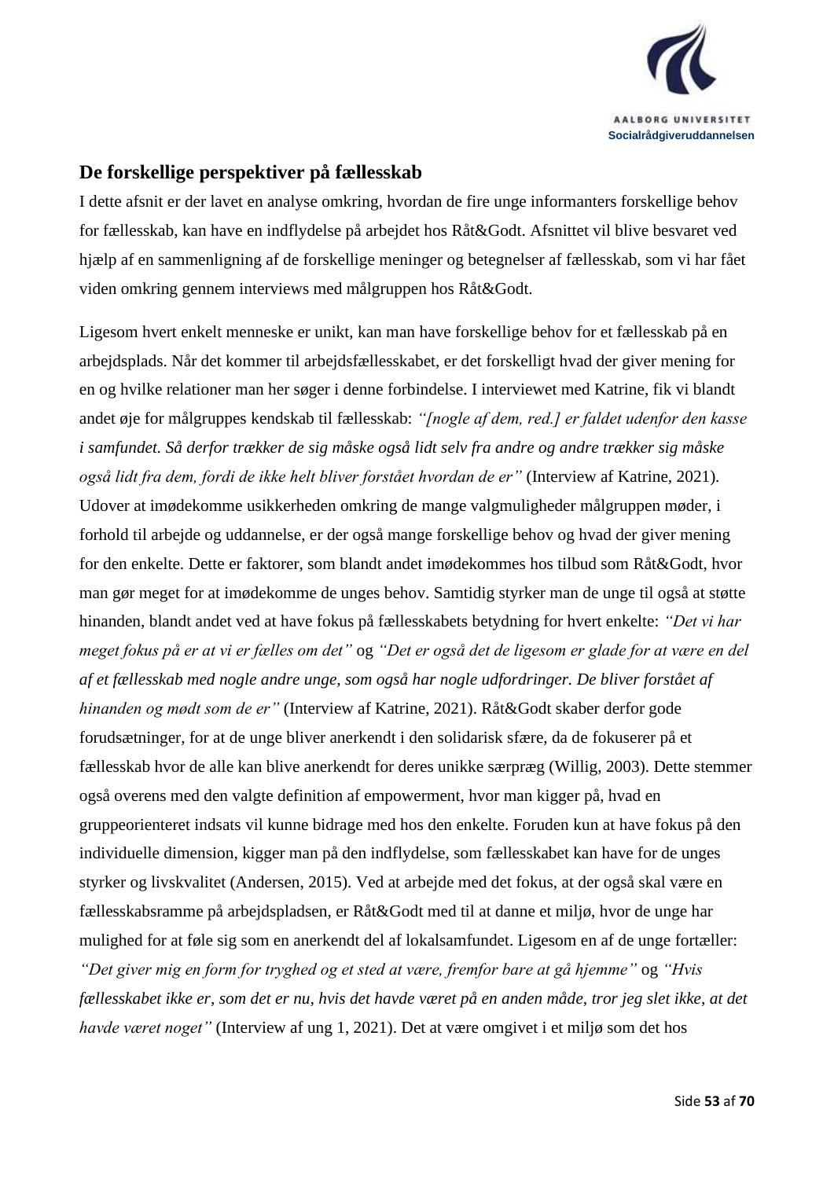## De forskellige perspektiver på fællesskab

I dette afsnit er der lavet en analyse omkring, hvordan de fire unge informanters forskellige behov for fællesskab, kan have en indflydelse på arbejdet hos Råt&Godt. Afsnittet vil blive besvaret ved hjælp af en sammenligning af de forskellige meninger og betegnelser af fællesskab, som vi har fået viden omkring gennem interviews med målgruppen hos Råt&Godt.

Ligesom hvert enkelt menneske er unikt, kan man have forskellige behov for et fællesskab på en arbejdsplads. Når det kommer til arbejdsfællesskabet, er det forskelligt hvad der giver mening for en og hvilke relationer man her søger i denne forbindelse. I interviewet med Katrine, fik vi blandt andet øje for målgruppes kendskab til fællesskab: *"[nogle af dem, red.] er faldet udenfor den kasse i samfundet. Så derfor trækker de sig måske også lidt selv fra andre og andre trækker sig måske også lidt fra dem, fordi de ikke helt bliver forstået hvordan de er"* (Interview af Katrine, 2021). Udover at imødekomme usikkerheden omkring de mange valgmuligheder målgruppen møder, i forhold til arbejde og uddannelse, er der også mange forskellige behov og hvad der giver mening for den enkelte. Dette er faktorer, som blandt andet imødekommes hos tilbud som Råt&Godt, hvor man gør meget for at imødekomme de unges behov. Samtidig styrker man de unge til også at støtte hinanden, blandt andet ved at have fokus på fællesskabets betydning for hvert enkelte: *"Det vi har meget fokus på er at vi er fælles om det"* og *"Det er også det de ligesom er glade for at være en del af et fællesskab med nogle andre unge, som også har nogle udfordringer. De bliver forstået af hinanden og mødt som de er"* (Interview af Katrine, 2021). Råt&Godt skaber derfor gode forudsætninger, for at de unge bliver anerkendt i den solidarisk sfære, da de fokuserer på et fællesskab hvor de alle kan blive anerkendt for deres unikke særpræg (Willig, 2003). Dette stemmer også overens med den valgte definition af empowerment, hvor man kigger på, hvad en gruppeorienteret indsats vil kunne bidrage med hos den enkelte. Foruden kun at have fokus på den individuelle dimension, kigger man på den indflydelse, som fællesskabet kan have for de unges styrker og livskvalitet (Andersen, 2015). Ved at arbejde med det fokus, at der også skal være en fællesskabsramme på arbejdspladsen, er Råt&Godt med til at danne et miljø, hvor de unge har mulighed for at føle sig som en anerkendt del af lokalsamfundet. Ligesom en af de unge fortæller: *"Det giver mig en form for tryghed og et sted at være, fremfor bare at gå hjemme"* og *"Hvis fællesskabet ikke er, som det er nu, hvis det havde været på en anden måde, tror jeg slet ikke, at det havde været noget"* (Interview af ung 1, 2021). Det at være omgivet i et miljø som det hos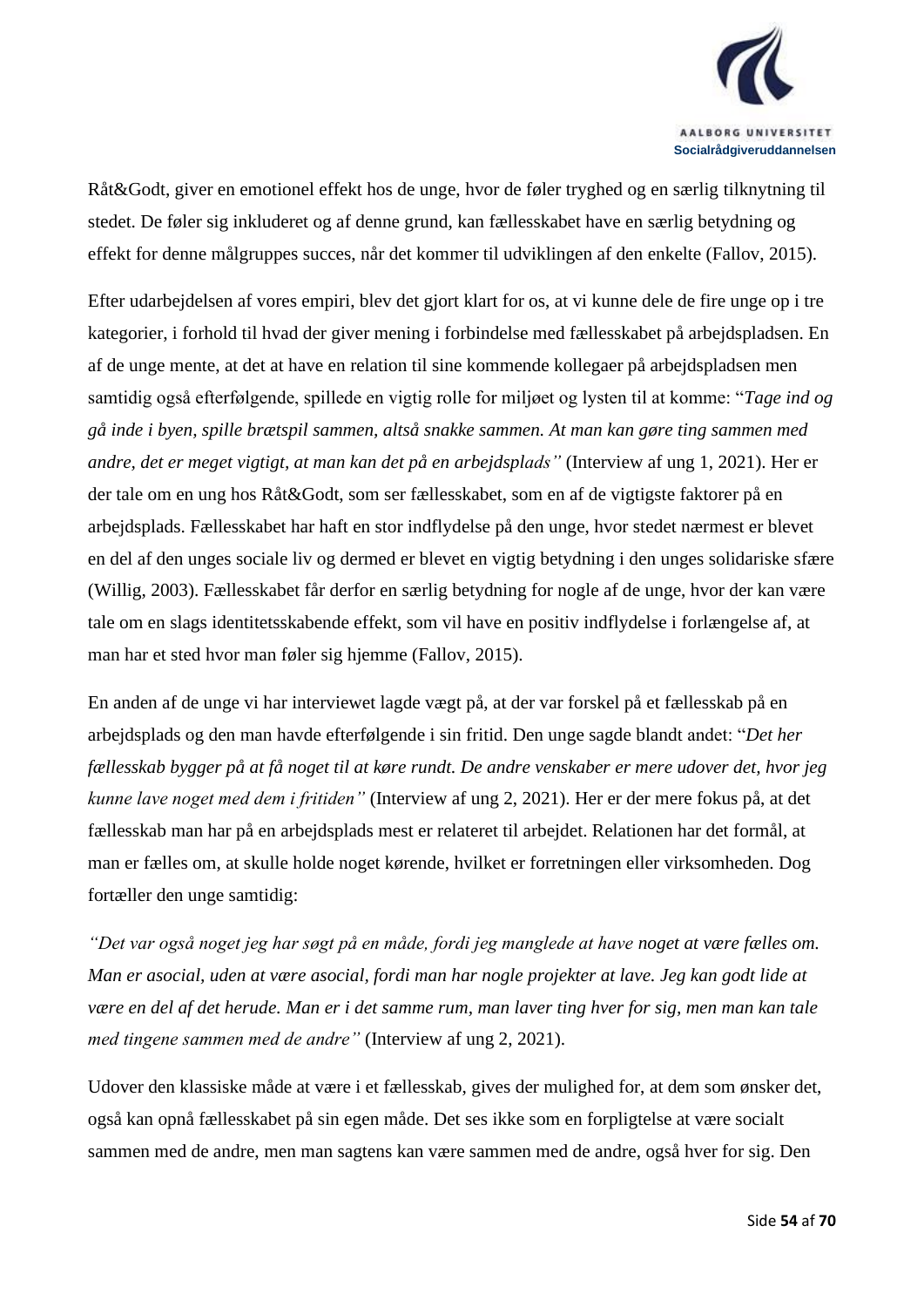Råt&Godt, giver en emotionel effekt hos de unge, hvor de føler tryghed og en særlig tilknytning til stedet. De føler sig inkluderet og af denne grund, kan fællesskabet have en særlig betydning og effekt for denne målgruppes succes, når det kommer til udviklingen af den enkelte (Fallov, 2015).

Efter udarbejdelsen af vores empiri, blev det gjort klart for os, at vi kunne dele de fire unge op i tre kategorier, i forhold til hvad der giver mening i forbindelse med fællesskabet på arbejdspladsen. En af de unge mente, at det at have en relation til sine kommende kollegaer på arbejdspladsen men samtidig også efterfølgende, spillede en vigtig rolle for miljøet og lysten til at komme: "*Tage ind og gå inde i byen, spille brætspil sammen, altså snakke sammen. At man kan gøre ting sammen med andre, det er meget vigtigt, at man kan det på en arbejdsplads"* (Interview af ung 1, 2021). Her er der tale om en ung hos Råt&Godt, som ser fællesskabet, som en af de vigtigste faktorer på en arbejdsplads. Fællesskabet har haft en stor indflydelse på den unge, hvor stedet nærmest er blevet en del af den unges sociale liv og dermed er blevet en vigtig betydning i den unges solidariske sfære (Willig, 2003). Fællesskabet får derfor en særlig betydning for nogle af de unge, hvor der kan være tale om en slags identitetsskabende effekt, som vil have en positiv indflydelse i forlængelse af, at man har et sted hvor man føler sig hjemme (Fallov, 2015).

En anden af de unge vi har interviewet lagde vægt på, at der var forskel på et fællesskab på en arbejdsplads og den man havde efterfølgende i sin fritid. Den unge sagde blandt andet: "*Det her fællesskab bygger på at få noget til at køre rundt. De andre venskaber er mere udover det, hvor jeg kunne lave noget med dem i fritiden"* (Interview af ung 2, 2021). Her er der mere fokus på, at det fællesskab man har på en arbejdsplads mest er relateret til arbejdet. Relationen har det formål, at man er fælles om, at skulle holde noget kørende, hvilket er forretningen eller virksomheden. Dog fortæller den unge samtidig:

*"Det var også noget jeg har søgt på en måde, fordi jeg manglede at have noget at være fælles om. Man er asocial, uden at være asocial, fordi man har nogle projekter at lave. Jeg kan godt lide at være en del af det herude. Man er i det samme rum, man laver ting hver for sig, men man kan tale med tingene sammen med de andre"* (Interview af ung 2, 2021).

Udover den klassiske måde at være i et fællesskab, gives der mulighed for, at dem som ønsker det, også kan opnå fællesskabet på sin egen måde. Det ses ikke som en forpligtelse at være socialt sammen med de andre, men man sagtens kan være sammen med de andre, også hver for sig. Den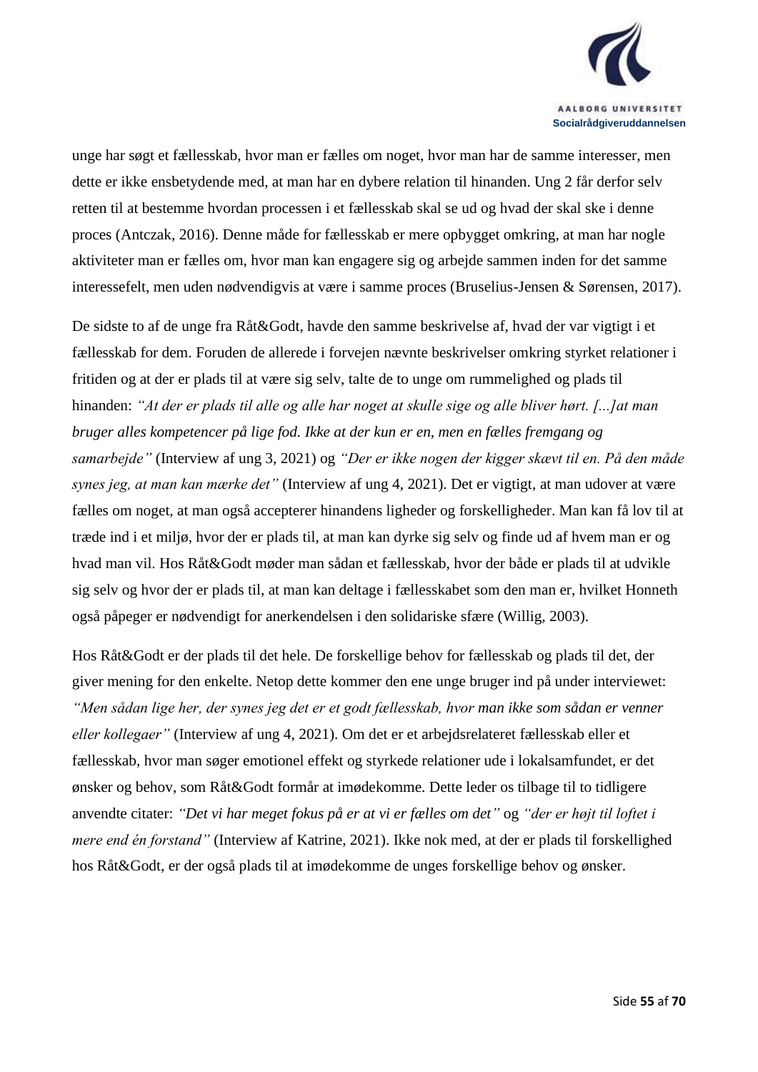unge har søgt et fællesskab, hvor man er fælles om noget, hvor man har de samme interesser, men dette er ikke ensbetydende med, at man har en dybere relation til hinanden. Ung 2 får derfor selv retten til at bestemme hvordan processen i et fællesskab skal se ud og hvad der skal ske i denne proces (Antczak, 2016). Denne måde for fællesskab er mere opbygget omkring, at man har nogle aktiviteter man er fælles om, hvor man kan engagere sig og arbejde sammen inden for det samme interessefelt, men uden nødvendigvis at være i samme proces (Bruselius-Jensen & Sørensen, 2017).

De sidste to af de unge fra Råt&Godt, havde den samme beskrivelse af, hvad der var vigtigt i et fællesskab for dem. Foruden de allerede i forvejen nævnte beskrivelser omkring styrket relationer i fritiden og at der er plads til at være sig selv, talte de to unge om rummelighed og plads til hinanden: *"At der er plads til alle og alle har noget at skulle sige og alle bliver hørt. [...]at man bruger alles kompetencer på lige fod. Ikke at der kun er en, men en fælles fremgang og samarbejde"* (Interview af ung 3, 2021) og *"Der er ikke nogen der kigger skævt til en. På den måde synes jeg, at man kan mærke det"* (Interview af ung 4, 2021). Det er vigtigt, at man udover at være fælles om noget, at man også accepterer hinandens ligheder og forskelligheder. Man kan få lov til at træde ind i et miljø, hvor der er plads til, at man kan dyrke sig selv og finde ud af hvem man er og hvad man vil. Hos Råt&Godt møder man sådan et fællesskab, hvor der både er plads til at udvikle sig selv og hvor der er plads til, at man kan deltage i fællesskabet som den man er, hvilket Honneth også påpeger er nødvendigt for anerkendelsen i den solidariske sfære (Willig, 2003).

Hos Råt&Godt er der plads til det hele. De forskellige behov for fællesskab og plads til det, der giver mening for den enkelte. Netop dette kommer den ene unge bruger ind på under interviewet: *"Men sådan lige her, der synes jeg det er et godt fællesskab, hvor man ikke som sådan er venner eller kollegaer"* (Interview af ung 4, 2021). Om det er et arbejdsrelateret fællesskab eller et fællesskab, hvor man søger emotionel effekt og styrkede relationer ude i lokalsamfundet, er det ønsker og behov, som Råt&Godt formår at imødekomme. Dette leder os tilbage til to tidligere anvendte citater: *"Det vi har meget fokus på er at vi er fælles om det"* og *"der er højt til loftet i mere end én forstand"* (Interview af Katrine, 2021). Ikke nok med, at der er plads til forskellighed hos Råt&Godt, er der også plads til at imødekomme de unges forskellige behov og ønsker.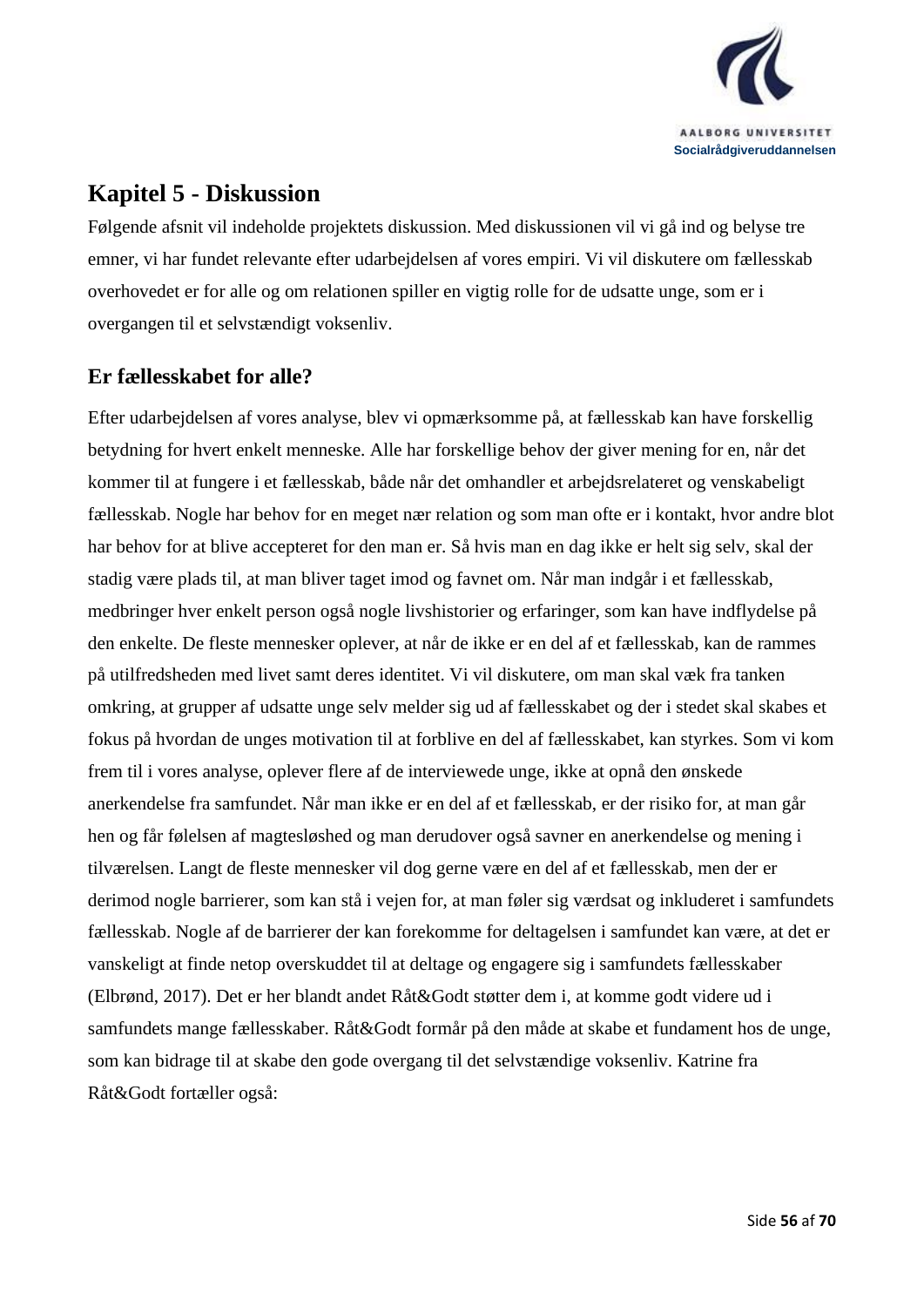# Kapitel 5 - Diskussion

Følgende afsnit vil indeholde projektets diskussion. Med diskussionen vil vi gå ind og belyse tre emner, vi har fundet relevante efter udarbejdelsen af vores empiri. Vi vil diskutere om fællesskab overhovedet er for alle og om relationen spiller en vigtig rolle for de udsatte unge, som er i overgangen til et selvstændigt voksenliv.

## Er fællesskabet for alle?

Efter udarbejdelsen af vores analyse, blev vi opmærksomme på, at fællesskab kan have forskellig betydning for hvert enkelt menneske. Alle har forskellige behov der giver mening for en, når det kommer til at fungere i et fællesskab, både når det omhandler et arbejdsrelateret og venskabeligt fællesskab. Nogle har behov for en meget nær relation og som man ofte er i kontakt, hvor andre blot har behov for at blive accepteret for den man er. Så hvis man en dag ikke er helt sig selv, skal der stadig være plads til, at man bliver taget imod og favnet om. Når man indgår i et fællesskab, medbringer hver enkelt person også nogle livshistorier og erfaringer, som kan have indflydelse på den enkelte. De fleste mennesker oplever, at når de ikke er en del af et fællesskab, kan de rammes på utilfredsheden med livet samt deres identitet. Vi vil diskutere, om man skal væk fra tanken omkring, at grupper af udsatte unge selv melder sig ud af fællesskabet og der i stedet skal skabes et fokus på hvordan de unges motivation til at forblive en del af fællesskabet, kan styrkes. Som vi kom frem til i vores analyse, oplever flere af de interviewede unge, ikke at opnå den ønskede anerkendelse fra samfundet. Når man ikke er en del af et fællesskab, er der risiko for, at man går hen og får følelsen af magtesløshed og man derudover også savner en anerkendelse og mening i tilværelsen. Langt de fleste mennesker vil dog gerne være en del af et fællesskab, men der er derimod nogle barrierer, som kan stå i vejen for, at man føler sig værdsat og inkluderet i samfundets fællesskab. Nogle af de barrierer der kan forekomme for deltagelsen i samfundet kan være, at det er vanskeligt at finde netop overskuddet til at deltage og engagere sig i samfundets fællesskaber (Elbrønd, 2017). Det er her blandt andet Råt&Godt støtter dem i, at komme godt videre ud i samfundets mange fællesskaber. Råt&Godt formår på den måde at skabe et fundament hos de unge, som kan bidrage til at skabe den gode overgang til det selvstændige voksenliv. Katrine fra Råt&Godt fortæller også: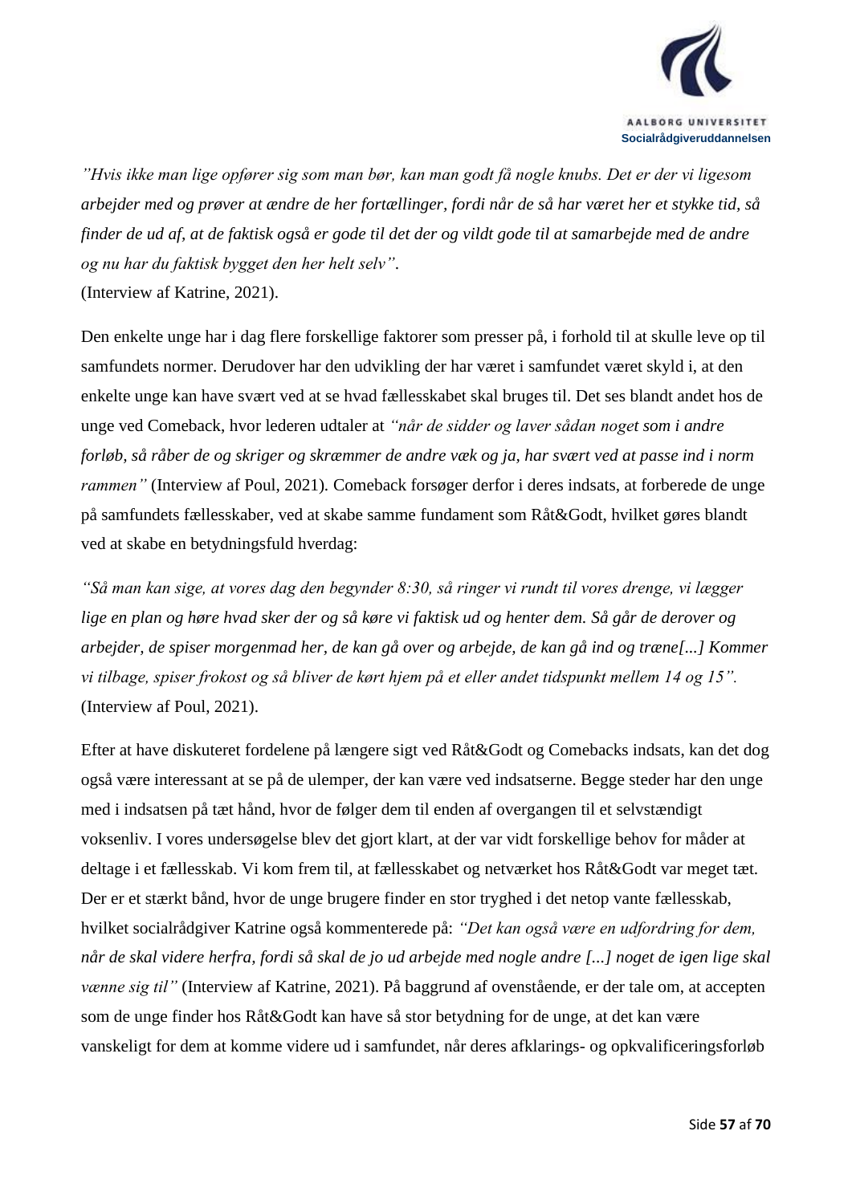*"Hvis ikke man lige opfører sig som man bør, kan man godt få nogle knubs. Det er der vi ligesom arbejder med og prøver at ændre de her fortællinger, fordi når de så har været her et stykke tid, så finder de ud af, at de faktisk også er gode til det der og vildt gode til at samarbejde med de andre og nu har du faktisk bygget den her helt selv".*
(Interview af Katrine, 2021).

Den enkelte unge har i dag flere forskellige faktorer som presser på, i forhold til at skulle leve op til samfundets normer. Derudover har den udvikling der har været i samfundet været skyld i, at den enkelte unge kan have svært ved at se hvad fællesskabet skal bruges til. Det ses blandt andet hos de unge ved Comeback, hvor lederen udtaler at *"når de sidder og laver sådan noget som i andre forløb, så råber de og skriger og skræmmer de andre væk og ja, har svært ved at passe ind i norm rammen"* (Interview af Poul, 2021). Comeback forsøger derfor i deres indsats, at forberede de unge på samfundets fællesskaber, ved at skabe samme fundament som Råt&Godt, hvilket gøres blandt ved at skabe en betydningsfuld hverdag:

*"Så man kan sige, at vores dag den begynder 8:30, så ringer vi rundt til vores drenge, vi lægger lige en plan og høre hvad sker der og så køre vi faktisk ud og henter dem. Så går de derover og arbejder, de spiser morgenmad her, de kan gå over og arbejde, de kan gå ind og træne[...] Kommer vi tilbage, spiser frokost og så bliver de kørt hjem på et eller andet tidspunkt mellem 14 og 15".*
(Interview af Poul, 2021).

Efter at have diskuteret fordelene på længere sigt ved Råt&Godt og Comebacks indsats, kan det dog også være interessant at se på de ulemper, der kan være ved indsatserne. Begge steder har den unge med i indsatsen på tæt hånd, hvor de følger dem til enden af overgangen til et selvstændigt voksenliv. I vores undersøgelse blev det gjort klart, at der var vidt forskellige behov for måder at deltage i et fællesskab. Vi kom frem til, at fællesskabet og netværket hos Råt&Godt var meget tæt. Der er et stærkt bånd, hvor de unge brugere finder en stor tryghed i det netop vante fællesskab, hvilket socialrådgiver Katrine også kommenterede på: *"Det kan også være en udfordring for dem, når de skal videre herfra, fordi så skal de jo ud arbejde med nogle andre [...] noget de igen lige skal vænne sig til"* (Interview af Katrine, 2021). På baggrund af ovenstående, er der tale om, at accepten som de unge finder hos Råt&Godt kan have så stor betydning for de unge, at det kan være vanskeligt for dem at komme videre ud i samfundet, når deres afklarings- og opkvalificeringsforløb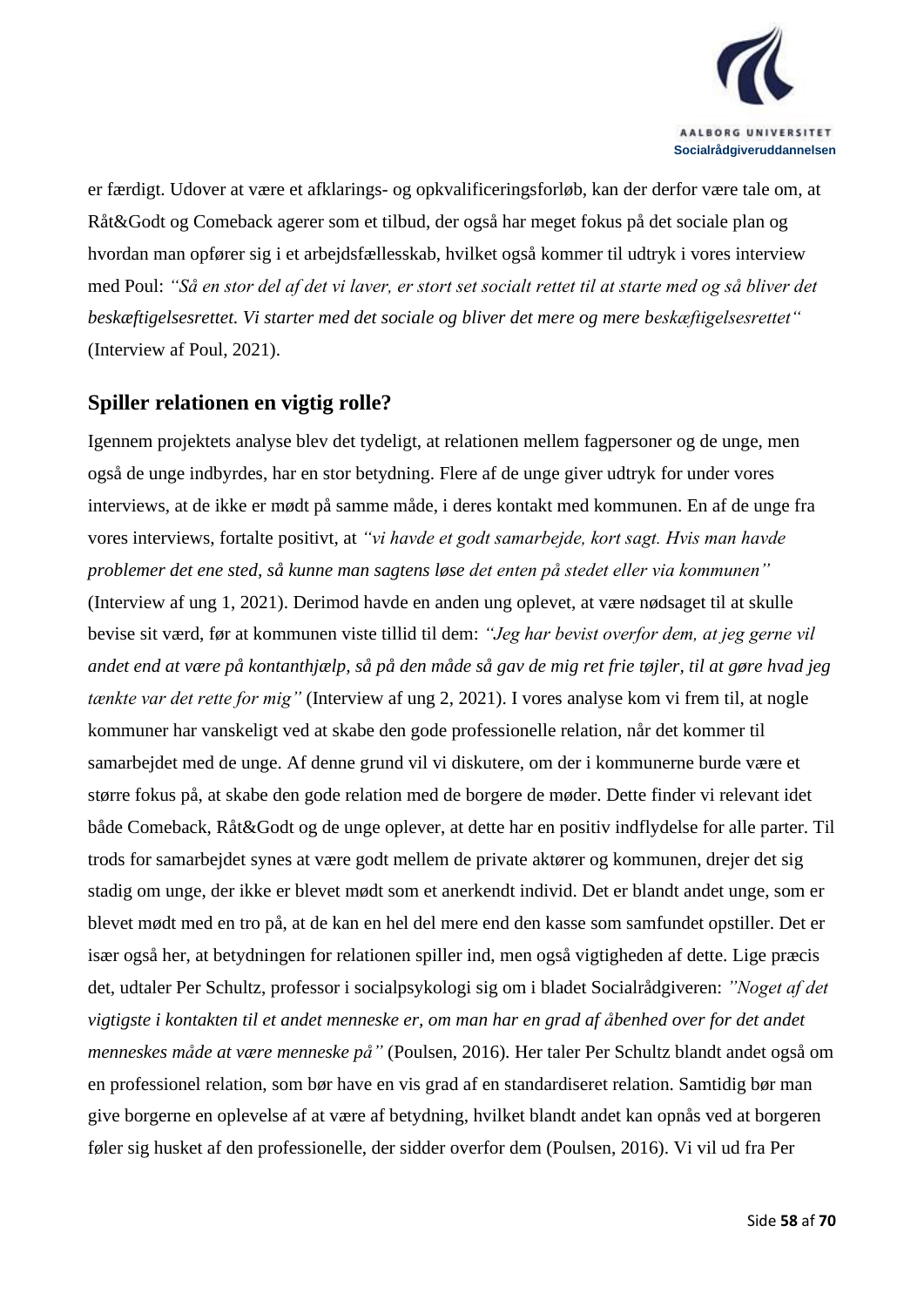er færdigt. Udover at være et afklarings- og opkvalificeringsforløb, kan der derfor være tale om, at Råt&Godt og Comeback agerer som et tilbud, der også har meget fokus på det sociale plan og hvordan man opfører sig i et arbejdsfællesskab, hvilket også kommer til udtryk i vores interview med Poul: *"Så en stor del af det vi laver, er stort set socialt rettet til at starte med og så bliver det beskæftigelsesrettet. Vi starter med det sociale og bliver det mere og mere beskæftigelsesrettet"* (Interview af Poul, 2021).

## Spiller relationen en vigtig rolle?

Igennem projektets analyse blev det tydeligt, at relationen mellem fagpersoner og de unge, men også de unge indbyrdes, har en stor betydning. Flere af de unge giver udtryk for under vores interviews, at de ikke er mødt på samme måde, i deres kontakt med kommunen. En af de unge fra vores interviews, fortalte positivt, at *"vi havde et godt samarbejde, kort sagt. Hvis man havde problemer det ene sted, så kunne man sagtens løse det enten på stedet eller via kommunen"* (Interview af ung 1, 2021). Derimod havde en anden ung oplevet, at være nødsaget til at skulle bevise sit værd, før at kommunen viste tillid til dem: *"Jeg har bevist overfor dem, at jeg gerne vil andet end at være på kontanthjælp, så på den måde så gav de mig ret frie tøjler, til at gøre hvad jeg tænkte var det rette for mig"* (Interview af ung 2, 2021). I vores analyse kom vi frem til, at nogle kommuner har vanskeligt ved at skabe den gode professionelle relation, når det kommer til samarbejdet med de unge. Af denne grund vil vi diskutere, om der i kommunerne burde være et større fokus på, at skabe den gode relation med de borgere de møder. Dette finder vi relevant idet både Comeback, Råt&Godt og de unge oplever, at dette har en positiv indflydelse for alle parter. Til trods for samarbejdet synes at være godt mellem de private aktører og kommunen, drejer det sig stadig om unge, der ikke er blevet mødt som et anerkendt individ. Det er blandt andet unge, som er blevet mødt med en tro på, at de kan en hel del mere end den kasse som samfundet opstiller. Det er især også her, at betydningen for relationen spiller ind, men også vigtigheden af dette. Lige præcis det, udtaler Per Schultz, professor i socialpsykologi sig om i bladet Socialrådgiveren: *"Noget af det vigtigste i kontakten til et andet menneske er, om man har en grad af åbenhed over for det andet menneskes måde at være menneske på"* (Poulsen, 2016). Her taler Per Schultz blandt andet også om en professionel relation, som bør have en vis grad af en standardiseret relation. Samtidig bør man give borgerne en oplevelse af at være af betydning, hvilket blandt andet kan opnås ved at borgeren føler sig husket af den professionelle, der sidder overfor dem (Poulsen, 2016). Vi vil ud fra Per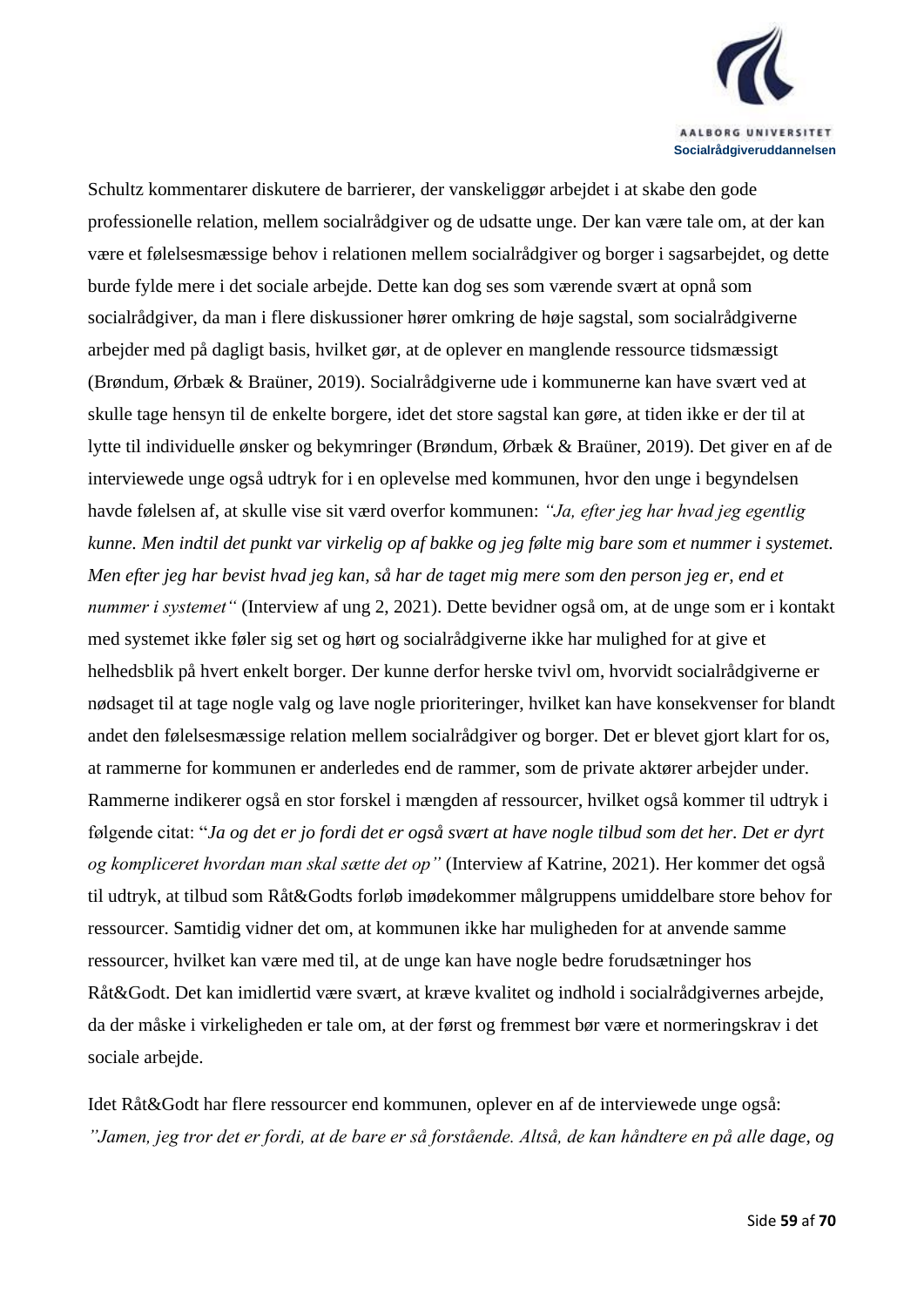Schultz kommentarer diskutere de barrierer, der vanskeliggør arbejdet i at skabe den gode professionelle relation, mellem socialrådgiver og de udsatte unge. Der kan være tale om, at der kan være et følelsesmæssige behov i relationen mellem socialrådgiver og borger i sagsarbejdet, og dette burde fylde mere i det sociale arbejde. Dette kan dog ses som værende svært at opnå som socialrådgiver, da man i flere diskussioner hører omkring de høje sagstal, som socialrådgiverne arbejder med på dagligt basis, hvilket gør, at de oplever en manglende ressource tidsmæssigt (Brøndum, Ørbæk & Braüner, 2019). Socialrådgiverne ude i kommunerne kan have svært ved at skulle tage hensyn til de enkelte borgere, idet det store sagstal kan gøre, at tiden ikke er der til at lytte til individuelle ønsker og bekymringer (Brøndum, Ørbæk & Braüner, 2019). Det giver en af de interviewede unge også udtryk for i en oplevelse med kommunen, hvor den unge i begyndelsen havde følelsen af, at skulle vise sit værd overfor kommunen: *"Ja, efter jeg har hvad jeg egentlig kunne. Men indtil det punkt var virkelig op af bakke og jeg følte mig bare som et nummer i systemet. Men efter jeg har bevist hvad jeg kan, så har de taget mig mere som den person jeg er, end et nummer i systemet"* (Interview af ung 2, 2021). Dette bevidner også om, at de unge som er i kontakt med systemet ikke føler sig set og hørt og socialrådgiverne ikke har mulighed for at give et helhedsblik på hvert enkelt borger. Der kunne derfor herske tvivl om, hvorvidt socialrådgiverne er nødsaget til at tage nogle valg og lave nogle prioriteringer, hvilket kan have konsekvenser for blandt andet den følelsesmæssige relation mellem socialrådgiver og borger. Det er blevet gjort klart for os, at rammerne for kommunen er anderledes end de rammer, som de private aktører arbejder under. Rammerne indikerer også en stor forskel i mængden af ressourcer, hvilket også kommer til udtryk i følgende citat: "*Ja og det er jo fordi det er også svært at have nogle tilbud som det her. Det er dyrt og kompliceret hvordan man skal sætte det op"* (Interview af Katrine, 2021). Her kommer det også til udtryk, at tilbud som Råt&Godts forløb imødekommer målgruppens umiddelbare store behov for ressourcer. Samtidig vidner det om, at kommunen ikke har muligheden for at anvende samme ressourcer, hvilket kan være med til, at de unge kan have nogle bedre forudsætninger hos Råt&Godt. Det kan imidlertid være svært, at kræve kvalitet og indhold i socialrådgivernes arbejde, da der måske i virkeligheden er tale om, at der først og fremmest bør være et normeringskrav i det sociale arbejde.

Idet Råt&Godt har flere ressourcer end kommunen, oplever en af de interviewede unge også: *"Jamen, jeg tror det er fordi, at de bare er så forstående. Altså, de kan håndtere en på alle dage, og*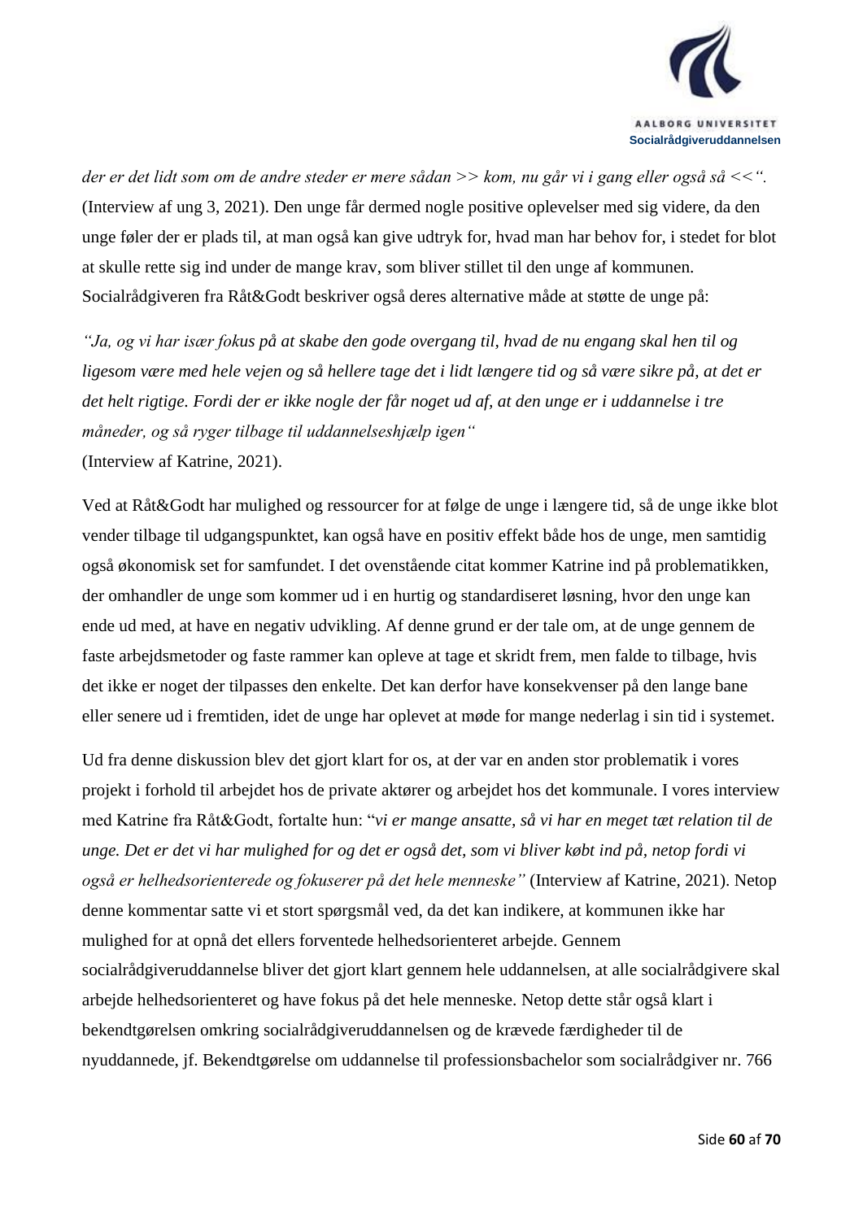*der er det lidt som om de andre steder er mere sådan >> kom, nu går vi i gang eller også så <<".* (Interview af ung 3, 2021). Den unge får dermed nogle positive oplevelser med sig videre, da den unge føler der er plads til, at man også kan give udtryk for, hvad man har behov for, i stedet for blot at skulle rette sig ind under de mange krav, som bliver stillet til den unge af kommunen. Socialrådgiveren fra Råt&Godt beskriver også deres alternative måde at støtte de unge på:

*"Ja, og vi har især fokus på at skabe den gode overgang til, hvad de nu engang skal hen til og ligesom være med hele vejen og så hellere tage det i lidt længere tid og så være sikre på, at det er det helt rigtige. Fordi der er ikke nogle der får noget ud af, at den unge er i uddannelse i tre måneder, og så ryger tilbage til uddannelseshjælp igen"*
(Interview af Katrine, 2021).

Ved at Råt&Godt har mulighed og ressourcer for at følge de unge i længere tid, så de unge ikke blot vender tilbage til udgangspunktet, kan også have en positiv effekt både hos de unge, men samtidig også økonomisk set for samfundet. I det ovenstående citat kommer Katrine ind på problematikken, der omhandler de unge som kommer ud i en hurtig og standardiseret løsning, hvor den unge kan ende ud med, at have en negativ udvikling. Af denne grund er der tale om, at de unge gennem de faste arbejdsmetoder og faste rammer kan opleve at tage et skridt frem, men falde to tilbage, hvis det ikke er noget der tilpasses den enkelte. Det kan derfor have konsekvenser på den lange bane eller senere ud i fremtiden, idet de unge har oplevet at møde for mange nederlag i sin tid i systemet.

Ud fra denne diskussion blev det gjort klart for os, at der var en anden stor problematik i vores projekt i forhold til arbejdet hos de private aktører og arbejdet hos det kommunale. I vores interview med Katrine fra Råt&Godt, fortalte hun: "*vi er mange ansatte, så vi har en meget tæt relation til de unge. Det er det vi har mulighed for og det er også det, som vi bliver købt ind på, netop fordi vi også er helhedsorienterede og fokuserer på det hele menneske"* (Interview af Katrine, 2021). Netop denne kommentar satte vi et stort spørgsmål ved, da det kan indikere, at kommunen ikke har mulighed for at opnå det ellers forventede helhedsorienteret arbejde. Gennem socialrådgiveruddannelse bliver det gjort klart gennem hele uddannelsen, at alle socialrådgivere skal arbejde helhedsorienteret og have fokus på det hele menneske. Netop dette står også klart i bekendtgørelsen omkring socialrådgiveruddannelsen og de krævede færdigheder til de nyuddannede, jf. Bekendtgørelse om uddannelse til professionsbachelor som socialrådgiver nr. 766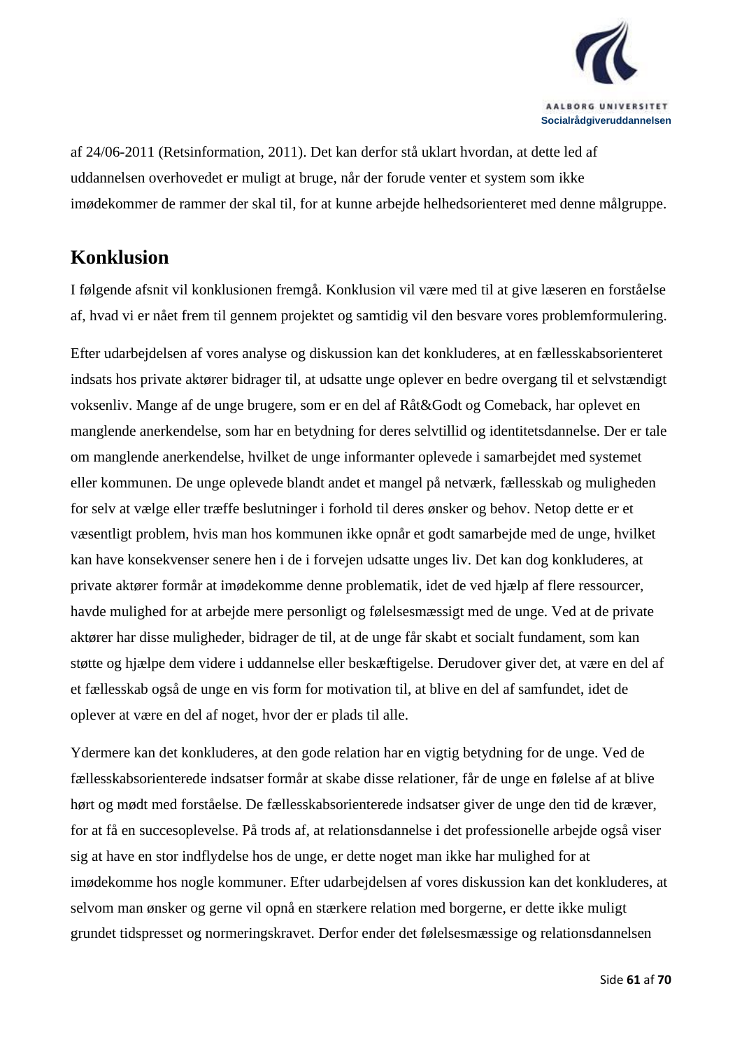af 24/06-2011 (Retsinformation, 2011). Det kan derfor stå uklart hvordan, at dette led af uddannelsen overhovedet er muligt at bruge, når der forude venter et system som ikke imødekommer de rammer der skal til, for at kunne arbejde helhedsorienteret med denne målgruppe.

## Konklusion

I følgende afsnit vil konklusionen fremgå. Konklusion vil være med til at give læseren en forståelse af, hvad vi er nået frem til gennem projektet og samtidig vil den besvare vores problemformulering.

Efter udarbejdelsen af vores analyse og diskussion kan det konkluderes, at en fællesskabsorienteret indsats hos private aktører bidrager til, at udsatte unge oplever en bedre overgang til et selvstændigt voksenliv. Mange af de unge brugere, som er en del af Råt&Godt og Comeback, har oplevet en manglende anerkendelse, som har en betydning for deres selvtillid og identitetsdannelse. Der er tale om manglende anerkendelse, hvilket de unge informanter oplevede i samarbejdet med systemet eller kommunen. De unge oplevede blandt andet et mangel på netværk, fællesskab og muligheden for selv at vælge eller træffe beslutninger i forhold til deres ønsker og behov. Netop dette er et væsentligt problem, hvis man hos kommunen ikke opnår et godt samarbejde med de unge, hvilket kan have konsekvenser senere hen i de i forvejen udsatte unges liv. Det kan dog konkluderes, at private aktører formår at imødekomme denne problematik, idet de ved hjælp af flere ressourcer, havde mulighed for at arbejde mere personligt og følelsesmæssigt med de unge. Ved at de private aktører har disse muligheder, bidrager de til, at de unge får skabt et socialt fundament, som kan støtte og hjælpe dem videre i uddannelse eller beskæftigelse. Derudover giver det, at være en del af et fællesskab også de unge en vis form for motivation til, at blive en del af samfundet, idet de oplever at være en del af noget, hvor der er plads til alle.

Ydermere kan det konkluderes, at den gode relation har en vigtig betydning for de unge. Ved de fællesskabsorienterede indsatser formår at skabe disse relationer, får de unge en følelse af at blive hørt og mødt med forståelse. De fællesskabsorienterede indsatser giver de unge den tid de kræver, for at få en succesoplevelse. På trods af, at relationsdannelse i det professionelle arbejde også viser sig at have en stor indflydelse hos de unge, er dette noget man ikke har mulighed for at imødekomme hos nogle kommuner. Efter udarbejdelsen af vores diskussion kan det konkluderes, at selvom man ønsker og gerne vil opnå en stærkere relation med borgerne, er dette ikke muligt grundet tidspresset og normeringskravet. Derfor ender det følelsesmæssige og relationsdannelsen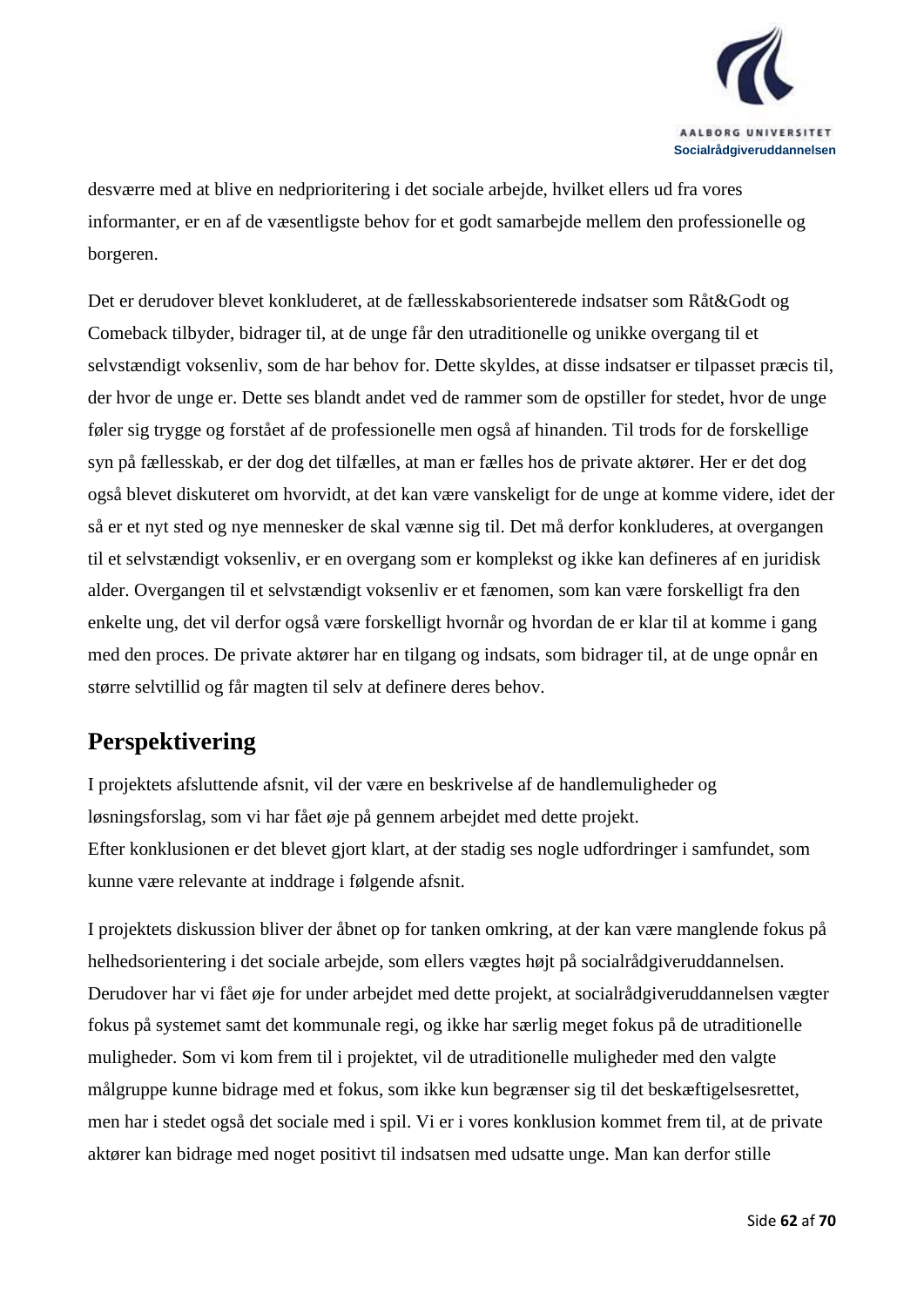desværre med at blive en nedprioritering i det sociale arbejde, hvilket ellers ud fra vores informanter, er en af de væsentligste behov for et godt samarbejde mellem den professionelle og borgeren.

Det er derudover blevet konkluderet, at de fællesskabsorienterede indsatser som Råt&Godt og Comeback tilbyder, bidrager til, at de unge får den utraditionelle og unikke overgang til et selvstændigt voksenliv, som de har behov for. Dette skyldes, at disse indsatser er tilpasset præcis til, der hvor de unge er. Dette ses blandt andet ved de rammer som de opstiller for stedet, hvor de unge føler sig trygge og forstået af de professionelle men også af hinanden. Til trods for de forskellige syn på fællesskab, er der dog det tilfælles, at man er fælles hos de private aktører. Her er det dog også blevet diskuteret om hvorvidt, at det kan være vanskeligt for de unge at komme videre, idet der så er et nyt sted og nye mennesker de skal vænne sig til. Det må derfor konkluderes, at overgangen til et selvstændigt voksenliv, er en overgang som er komplekst og ikke kan defineres af en juridisk alder. Overgangen til et selvstændigt voksenliv er et fænomen, som kan være forskelligt fra den enkelte ung, det vil derfor også være forskelligt hvornår og hvordan de er klar til at komme i gang med den proces. De private aktører har en tilgang og indsats, som bidrager til, at de unge opnår en større selvtillid og får magten til selv at definere deres behov.

# Perspektivering

I projektets afsluttende afsnit, vil der være en beskrivelse af de handlemuligheder og løsningsforslag, som vi har fået øje på gennem arbejdet med dette projekt.
Efter konklusionen er det blevet gjort klart, at der stadig ses nogle udfordringer i samfundet, som kunne være relevante at inddrage i følgende afsnit.

I projektets diskussion bliver der åbnet op for tanken omkring, at der kan være manglende fokus på helhedsorientering i det sociale arbejde, som ellers vægtes højt på socialrådgiveruddannelsen. Derudover har vi fået øje for under arbejdet med dette projekt, at socialrådgiveruddannelsen vægter fokus på systemet samt det kommunale regi, og ikke har særlig meget fokus på de utraditionelle muligheder. Som vi kom frem til i projektet, vil de utraditionelle muligheder med den valgte målgruppe kunne bidrage med et fokus, som ikke kun begrænser sig til det beskæftigelsesrettet, men har i stedet også det sociale med i spil. Vi er i vores konklusion kommet frem til, at de private aktører kan bidrage med noget positivt til indsatsen med udsatte unge. Man kan derfor stille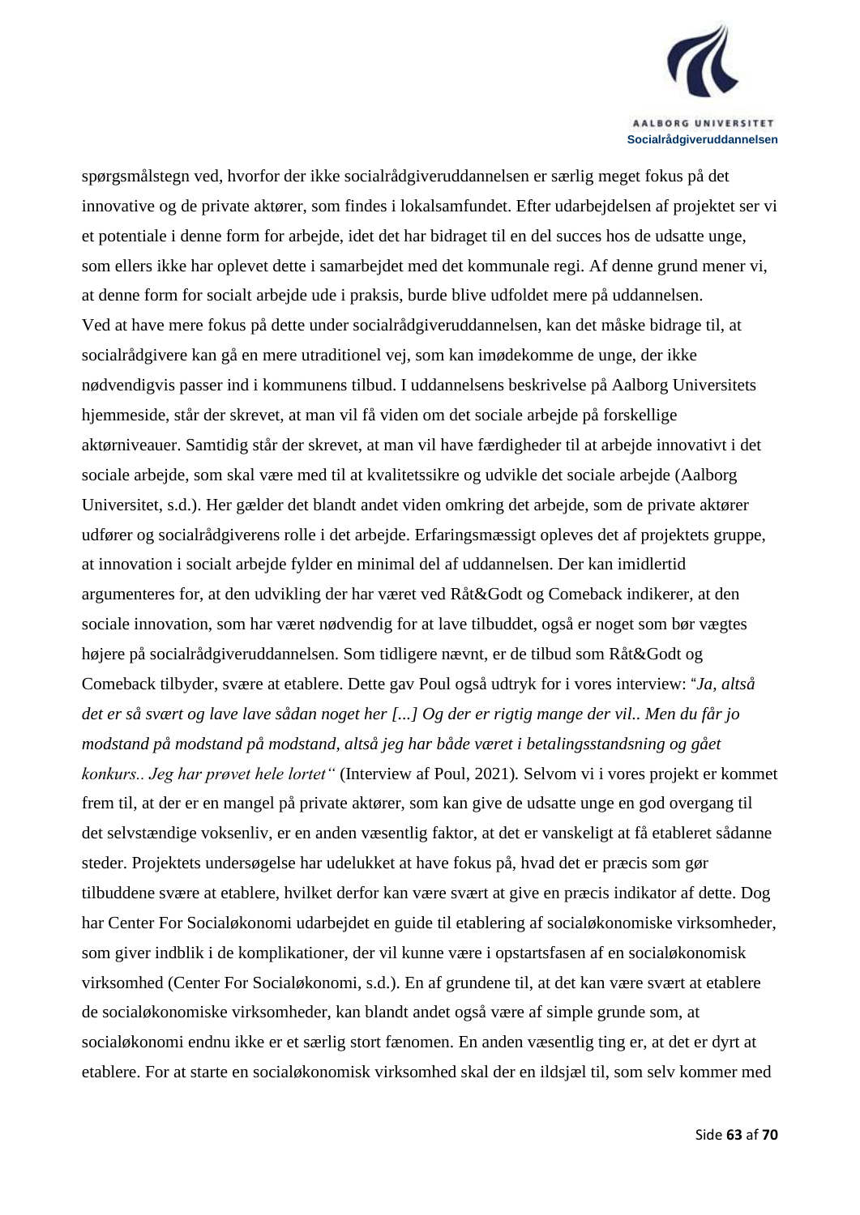spørgsmålstegn ved, hvorfor der ikke socialrådgiveruddannelsen er særlig meget fokus på det innovative og de private aktører, som findes i lokalsamfundet. Efter udarbejdelsen af projektet ser vi et potentiale i denne form for arbejde, idet det har bidraget til en del succes hos de udsatte unge, som ellers ikke har oplevet dette i samarbejdet med det kommunale regi. Af denne grund mener vi, at denne form for socialt arbejde ude i praksis, burde blive udfoldet mere på uddannelsen.
Ved at have mere fokus på dette under socialrådgiveruddannelsen, kan det måske bidrage til, at socialrådgivere kan gå en mere utraditionel vej, som kan imødekomme de unge, der ikke nødvendigvis passer ind i kommunens tilbud. I uddannelsens beskrivelse på Aalborg Universitets hjemmeside, står der skrevet, at man vil få viden om det sociale arbejde på forskellige aktørniveauer. Samtidig står der skrevet, at man vil have færdigheder til at arbejde innovativt i det sociale arbejde, som skal være med til at kvalitetssikre og udvikle det sociale arbejde (Aalborg Universitet, s.d.). Her gælder det blandt andet viden omkring det arbejde, som de private aktører udfører og socialrådgiverens rolle i det arbejde. Erfaringsmæssigt opleves det af projektets gruppe, at innovation i socialt arbejde fylder en minimal del af uddannelsen. Der kan imidlertid argumenteres for, at den udvikling der har været ved Råt&Godt og Comeback indikerer, at den sociale innovation, som har været nødvendig for at lave tilbuddet, også er noget som bør vægtes højere på socialrådgiveruddannelsen. Som tidligere nævnt, er de tilbud som Råt&Godt og Comeback tilbyder, svære at etablere. Dette gav Poul også udtryk for i vores interview: "*Ja, altså det er så svært og lave lave sådan noget her [...] Og der er rigtig mange der vil.. Men du får jo modstand på modstand på modstand, altså jeg har både været i betalingsstandsning og gået konkurs.. Jeg har prøvet hele lortet*" (Interview af Poul, 2021). Selvom vi i vores projekt er kommet frem til, at der er en mangel på private aktører, som kan give de udsatte unge en god overgang til det selvstændige voksenliv, er en anden væsentlig faktor, at det er vanskeligt at få etableret sådanne steder. Projektets undersøgelse har udelukket at have fokus på, hvad det er præcis som gør tilbuddene svære at etablere, hvilket derfor kan være svært at give en præcis indikator af dette. Dog har Center For Socialøkonomi udarbejdet en guide til etablering af socialøkonomiske virksomheder, som giver indblik i de komplikationer, der vil kunne være i opstartsfasen af en socialøkonomisk virksomhed (Center For Socialøkonomi, s.d.). En af grundene til, at det kan være svært at etablere de socialøkonomiske virksomheder, kan blandt andet også være af simple grunde som, at socialøkonomi endnu ikke er et særlig stort fænomen. En anden væsentlig ting er, at det er dyrt at etablere. For at starte en socialøkonomisk virksomhed skal der en ildsjæl til, som selv kommer med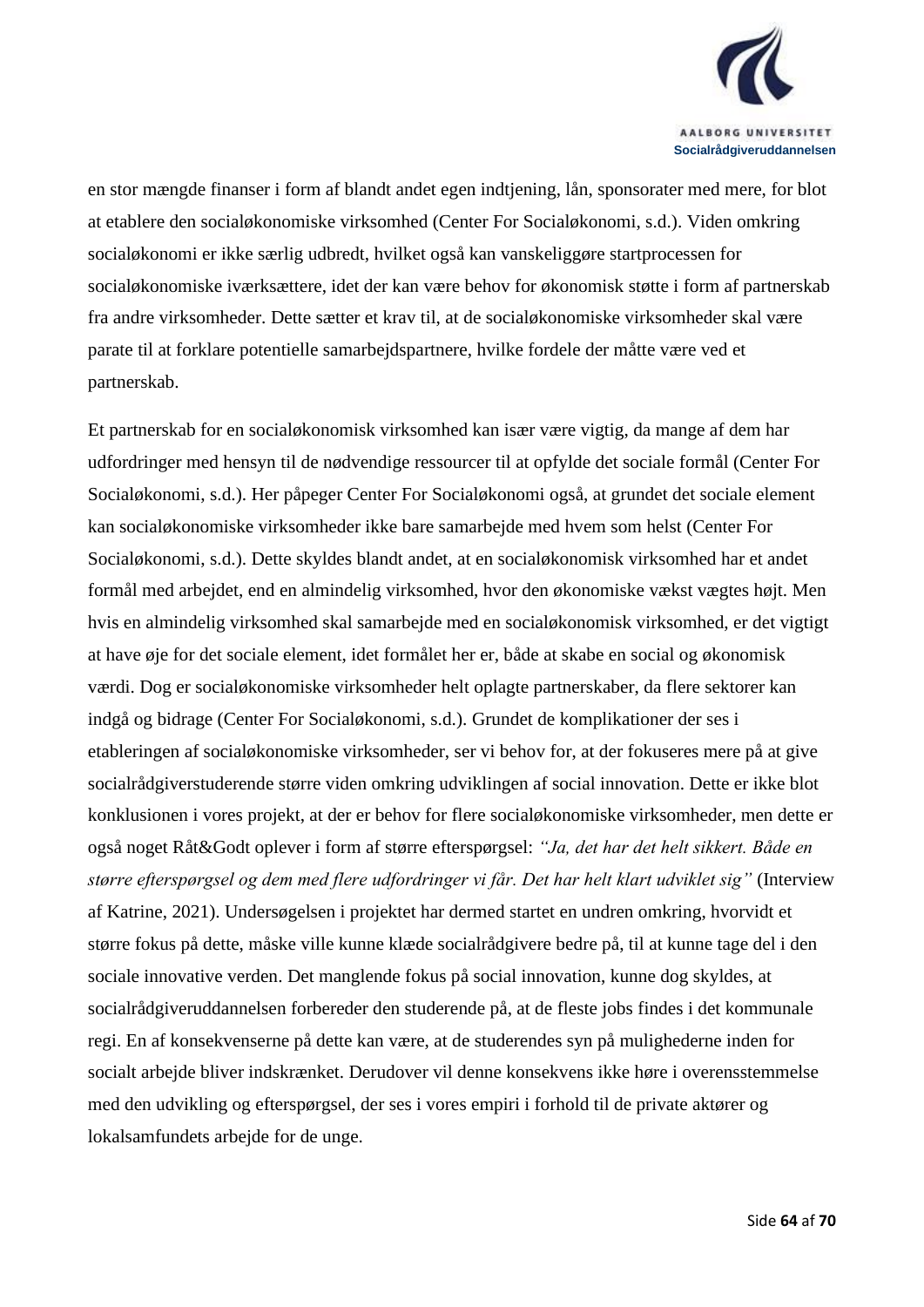en stor mængde finanser i form af blandt andet egen indtjening, lån, sponsorater med mere, for blot at etablere den socialøkonomiske virksomhed (Center For Socialøkonomi, s.d.). Viden omkring socialøkonomi er ikke særlig udbredt, hvilket også kan vanskeliggøre startprocessen for socialøkonomiske iværksættere, idet der kan være behov for økonomisk støtte i form af partnerskab fra andre virksomheder. Dette sætter et krav til, at de socialøkonomiske virksomheder skal være parate til at forklare potentielle samarbejdspartnere, hvilke fordele der måtte være ved et partnerskab.

Et partnerskab for en socialøkonomisk virksomhed kan især være vigtig, da mange af dem har udfordringer med hensyn til de nødvendige ressourcer til at opfylde det sociale formål (Center For Socialøkonomi, s.d.). Her påpeger Center For Socialøkonomi også, at grundet det sociale element kan socialøkonomiske virksomheder ikke bare samarbejde med hvem som helst (Center For Socialøkonomi, s.d.). Dette skyldes blandt andet, at en socialøkonomisk virksomhed har et andet formål med arbejdet, end en almindelig virksomhed, hvor den økonomiske vækst vægtes højt. Men hvis en almindelig virksomhed skal samarbejde med en socialøkonomisk virksomhed, er det vigtigt at have øje for det sociale element, idet formålet her er, både at skabe en social og økonomisk værdi. Dog er socialøkonomiske virksomheder helt oplagte partnerskaber, da flere sektorer kan indgå og bidrage (Center For Socialøkonomi, s.d.). Grundet de komplikationer der ses i etableringen af socialøkonomiske virksomheder, ser vi behov for, at der fokuseres mere på at give socialrådgiverstuderende større viden omkring udviklingen af social innovation. Dette er ikke blot konklusionen i vores projekt, at der er behov for flere socialøkonomiske virksomheder, men dette er også noget Råt&Godt oplever i form af større efterspørgsel: *"Ja, det har det helt sikkert. Både en større efterspørgsel og dem med flere udfordringer vi får. Det har helt klart udviklet sig"* (Interview af Katrine, 2021). Undersøgelsen i projektet har dermed startet en undren omkring, hvorvidt et større fokus på dette, måske ville kunne klæde socialrådgivere bedre på, til at kunne tage del i den sociale innovative verden. Det manglende fokus på social innovation, kunne dog skyldes, at socialrådgiveruddannelsen forbereder den studerende på, at de fleste jobs findes i det kommunale regi. En af konsekvenserne på dette kan være, at de studerendes syn på mulighederne inden for socialt arbejde bliver indskrænket. Derudover vil denne konsekvens ikke høre i overensstemmelse med den udvikling og efterspørgsel, der ses i vores empiri i forhold til de private aktører og lokalsamfundets arbejde for de unge.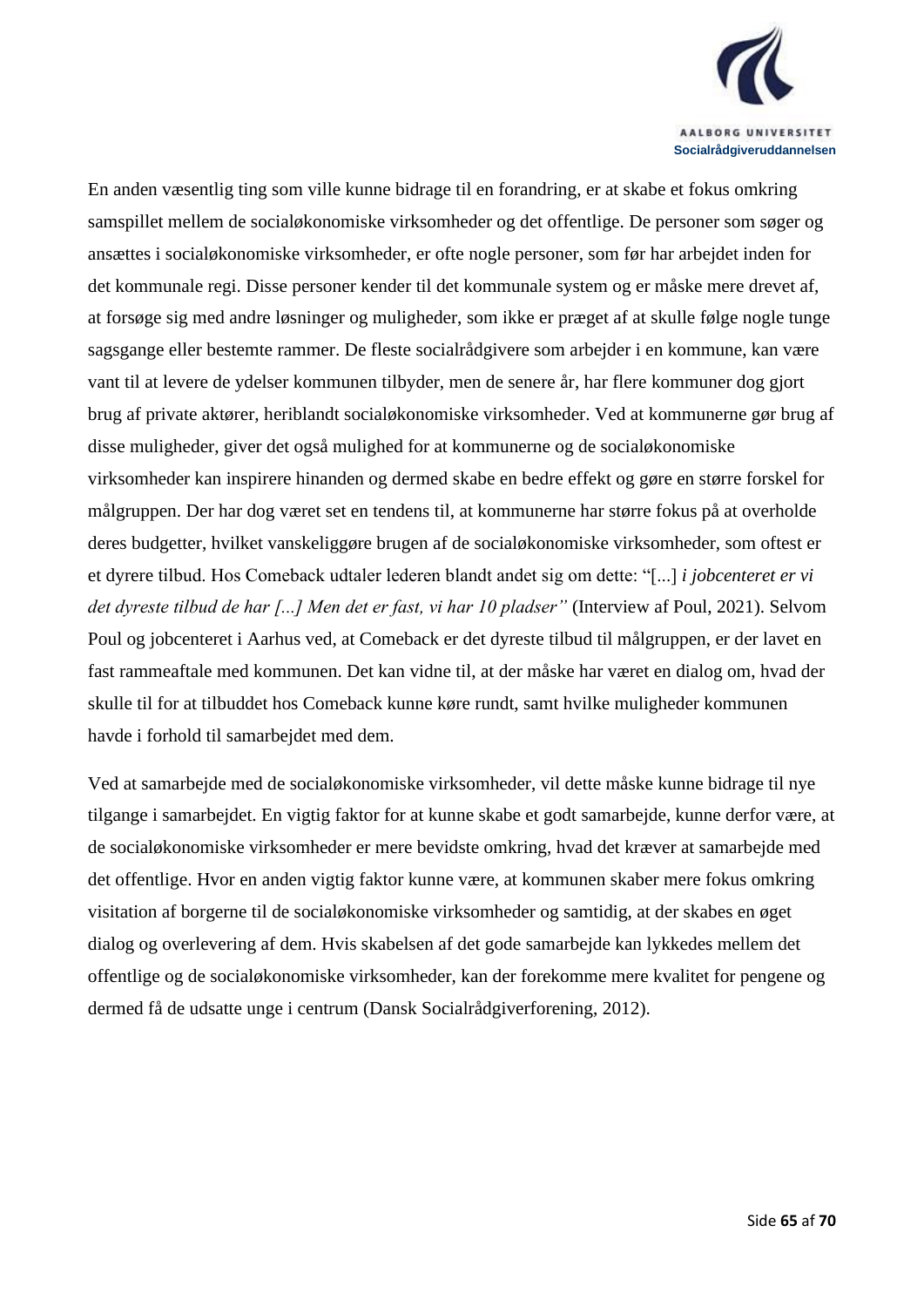En anden væsentlig ting som ville kunne bidrage til en forandring, er at skabe et fokus omkring samspillet mellem de socialøkonomiske virksomheder og det offentlige. De personer som søger og ansættes i socialøkonomiske virksomheder, er ofte nogle personer, som før har arbejdet inden for det kommunale regi. Disse personer kender til det kommunale system og er måske mere drevet af, at forsøge sig med andre løsninger og muligheder, som ikke er præget af at skulle følge nogle tunge sagsgange eller bestemte rammer. De fleste socialrådgivere som arbejder i en kommune, kan være vant til at levere de ydelser kommunen tilbyder, men de senere år, har flere kommuner dog gjort brug af private aktører, heriblandt socialøkonomiske virksomheder. Ved at kommunerne gør brug af disse muligheder, giver det også mulighed for at kommunerne og de socialøkonomiske virksomheder kan inspirere hinanden og dermed skabe en bedre effekt og gøre en større forskel for målgruppen. Der har dog været set en tendens til, at kommunerne har større fokus på at overholde deres budgetter, hvilket vanskeliggøre brugen af de socialøkonomiske virksomheder, som oftest er et dyrere tilbud. Hos Comeback udtaler lederen blandt andet sig om dette: "[...] *i jobcenteret er vi det dyreste tilbud de har [...] Men det er fast, vi har 10 pladser"* (Interview af Poul, 2021). Selvom Poul og jobcenteret i Aarhus ved, at Comeback er det dyreste tilbud til målgruppen, er der lavet en fast rammeaftale med kommunen. Det kan vidne til, at der måske har været en dialog om, hvad der skulle til for at tilbuddet hos Comeback kunne køre rundt, samt hvilke muligheder kommunen havde i forhold til samarbejdet med dem.

Ved at samarbejde med de socialøkonomiske virksomheder, vil dette måske kunne bidrage til nye tilgange i samarbejdet. En vigtig faktor for at kunne skabe et godt samarbejde, kunne derfor være, at de socialøkonomiske virksomheder er mere bevidste omkring, hvad det kræver at samarbejde med det offentlige. Hvor en anden vigtig faktor kunne være, at kommunen skaber mere fokus omkring visitation af borgerne til de socialøkonomiske virksomheder og samtidig, at der skabes en øget dialog og overlevering af dem. Hvis skabelsen af det gode samarbejde kan lykkedes mellem det offentlige og de socialøkonomiske virksomheder, kan der forekomme mere kvalitet for pengene og dermed få de udsatte unge i centrum (Dansk Socialrådgiverforening, 2012).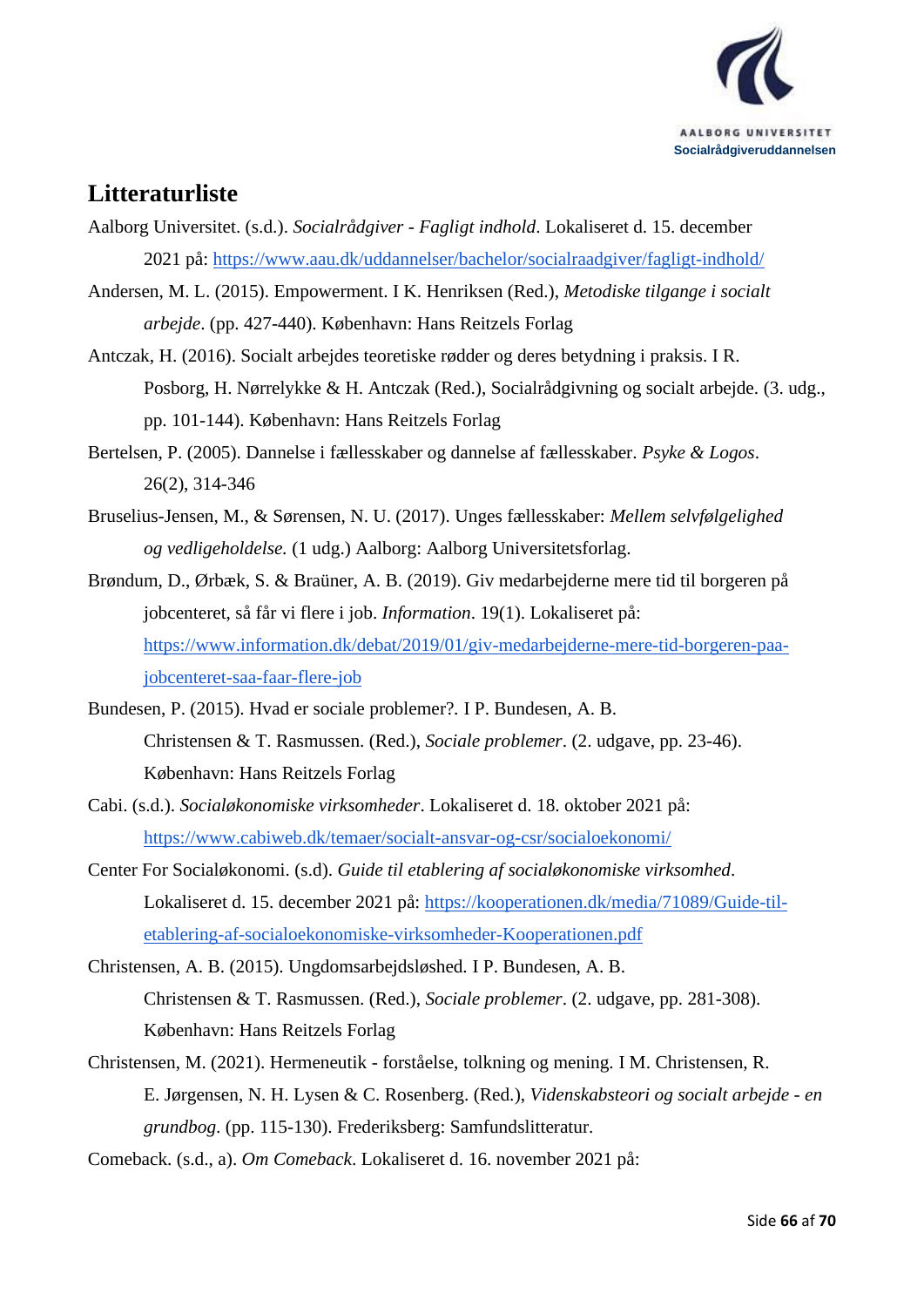## Litteraturliste

Aalborg Universitet. (s.d.). *Socialrådgiver - Fagligt indhold*. Lokaliseret d. 15. december 2021 på: https://www.aau.dk/uddannelser/bachelor/socialraadgiver/fagligt-indhold/

Andersen, M. L. (2015). Empowerment. I K. Henriksen (Red.), *Metodiske tilgange i socialt arbejde*. (pp. 427-440). København: Hans Reitzels Forlag

Antczak, H. (2016). Socialt arbejdes teoretiske rødder og deres betydning i praksis. I R. Posborg, H. Nørrelykke & H. Antczak (Red.), Socialrådgivning og socialt arbejde. (3. udg., pp. 101-144). København: Hans Reitzels Forlag

Bertelsen, P. (2005). Dannelse i fællesskaber og dannelse af fællesskaber. *Psyke & Logos*. 26(2), 314-346

Bruselius-Jensen, M., & Sørensen, N. U. (2017). Unges fællesskaber: *Mellem selvfølgelighed og vedligeholdelse.* (1 udg.) Aalborg: Aalborg Universitetsforlag.

Brøndum, D., Ørbæk, S. & Braüner, A. B. (2019). Giv medarbejderne mere tid til borgeren på jobcenteret, så får vi flere i job. *Information*. 19(1). Lokaliseret på: https://www.information.dk/debat/2019/01/giv-medarbejderne-mere-tid-borgeren-paa-jobcenteret-saa-faar-flere-job

Bundesen, P. (2015). Hvad er sociale problemer?. I P. Bundesen, A. B. Christensen & T. Rasmussen. (Red.), *Sociale problemer*. (2. udgave, pp. 23-46). København: Hans Reitzels Forlag

Cabi. (s.d.). *Socialøkonomiske virksomheder*. Lokaliseret d. 18. oktober 2021 på: https://www.cabiweb.dk/temaer/socialt-ansvar-og-csr/socialoekonomi/

Center For Socialøkonomi. (s.d). *Guide til etablering af socialøkonomiske virksomhed*. Lokaliseret d. 15. december 2021 på: https://kooperationen.dk/media/71089/Guide-til-etablering-af-socialoekonomiske-virksomheder-Kooperationen.pdf

Christensen, A. B. (2015). Ungdomsarbejdsløshed. I P. Bundesen, A. B. Christensen & T. Rasmussen. (Red.), *Sociale problemer*. (2. udgave, pp. 281-308). København: Hans Reitzels Forlag

Christensen, M. (2021). Hermeneutik - forståelse, tolkning og mening. I M. Christensen, R. E. Jørgensen, N. H. Lysen & C. Rosenberg. (Red.), *Videnskabsteori og socialt arbejde - en grundbog*. (pp. 115-130). Frederiksberg: Samfundslitteratur.

Comeback. (s.d., a). *Om Comeback*. Lokaliseret d. 16. november 2021 på: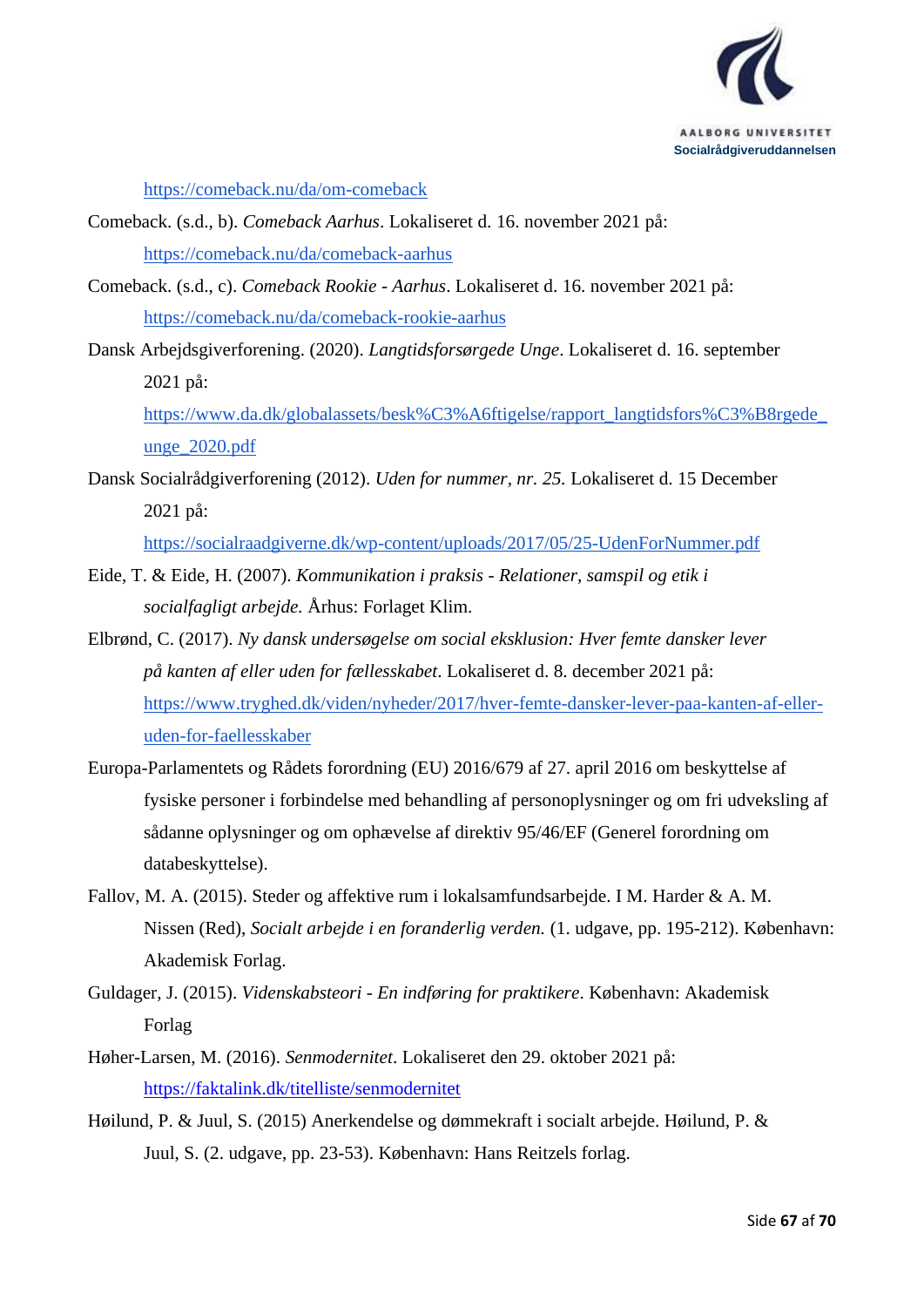https://comeback.nu/da/om-comeback

Comeback. (s.d., b). *Comeback Aarhus*. Lokaliseret d. 16. november 2021 på: https://comeback.nu/da/comeback-aarhus

Comeback. (s.d., c). *Comeback Rookie - Aarhus*. Lokaliseret d. 16. november 2021 på: https://comeback.nu/da/comeback-rookie-aarhus

Dansk Arbejdsgiverforening. (2020). *Langtidsforsørgede Unge*. Lokaliseret d. 16. september 2021 på: https://www.da.dk/globalassets/besk%C3%A6ftigelse/rapport_langtidsfors%C3%B8rgede_unge_2020.pdf

Dansk Socialrådgiverforening (2012). *Uden for nummer, nr. 25.* Lokaliseret d. 15 December 2021 på: https://socialraadgiverne.dk/wp-content/uploads/2017/05/25-UdenForNummer.pdf

Eide, T. & Eide, H. (2007). *Kommunikation i praksis - Relationer, samspil og etik i socialfagligt arbejde.* Århus: Forlaget Klim.

Elbrønd, C. (2017). *Ny dansk undersøgelse om social eksklusion: Hver femte dansker lever på kanten af eller uden for fællesskabet*. Lokaliseret d. 8. december 2021 på: https://www.tryghed.dk/viden/nyheder/2017/hver-femte-danskere-lever-paa-kanten-af-eller-uden-for-faellesskaber

Europa-Parlamentets og Rådets forordning (EU) 2016/679 af 27. april 2016 om beskyttelse af fysiske personer i forbindelse med behandling af personoplysninger og om fri udveksling af sådanne oplysninger og om ophævelse af direktiv 95/46/EF (Generel forordning om databeskyttelse).

Fallov, M. A. (2015). Steder og affektive rum i lokalsamfundsarbejde. I M. Harder & A. M. Nissen (Red), *Socialt arbejde i en foranderlig verden.* (1. udgave, pp. 195-212). København: Akademisk Forlag.

Guldager, J. (2015). *Videnskabsteori - En indføring for praktikere*. København: Akademisk Forlag

Høher-Larsen, M. (2016). *Senmodernitet*. Lokaliseret den 29. oktober 2021 på: https://faktalink.dk/titelliste/senmodernitet

Høilund, P. & Juul, S. (2015) Anerkendelse og dømmekraft i socialt arbejde. Høilund, P. & Juul, S. (2. udgave, pp. 23-53). København: Hans Reitzels forlag.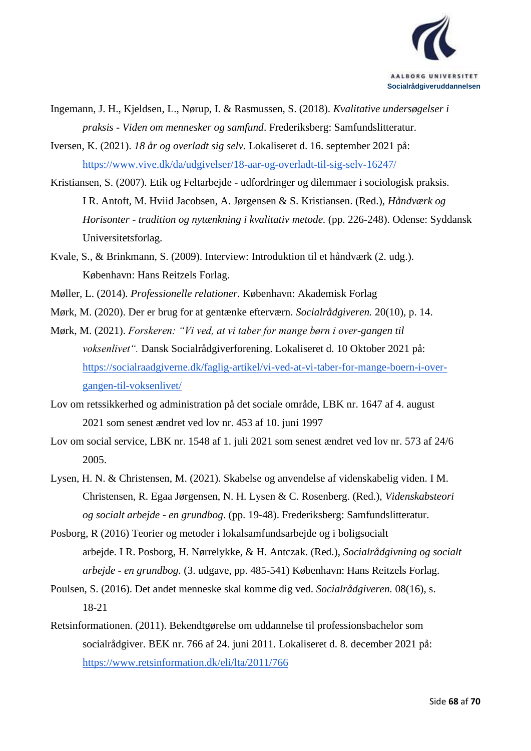Ingemann, J. H., Kjeldsen, L., Nørup, I. & Rasmussen, S. (2018). *Kvalitative undersøgelser i praksis - Viden om mennesker og samfund*. Frederiksberg: Samfundslitteratur.

Iversen, K. (2021). *18 år og overladt sig selv.* Lokaliseret d. 16. september 2021 på: https://www.vive.dk/da/udgivelser/18-aar-og-overladt-til-sig-selv-16247/

Kristiansen, S. (2007). Etik og Feltarbejde - udfordringer og dilemmaer i sociologisk praksis. I R. Antoft, M. Hviid Jacobsen, A. Jørgensen & S. Kristiansen. (Red.), *Håndværk og Horisonter - tradition og nytænkning i kvalitativ metode.* (pp. 226-248). Odense: Syddansk Universitetsforlag.

Kvale, S., & Brinkmann, S. (2009). Interview: Introduktion til et håndværk (2. udg.). København: Hans Reitzels Forlag.

Møller, L. (2014). *Professionelle relationer.* København: Akademisk Forlag

Mørk, M. (2020). Der er brug for at gentænke efterværn. *Socialrådgiveren.* 20(10), p. 14.

Mørk, M. (2021). *Forskeren: "Vi ved, at vi taber for mange børn i over-gangen til voksenlivet".* Dansk Socialrådgiverforening. Lokaliseret d. 10 Oktober 2021 på: https://socialraadgiverne.dk/faglig-artikel/vi-ved-at-vi-taber-for-mange-boern-i-over-gangen-til-voksenlivet/

Lov om retssikkerhed og administration på det sociale område, LBK nr. 1647 af 4. august 2021 som senest ændret ved lov nr. 453 af 10. juni 1997

Lov om social service, LBK nr. 1548 af 1. juli 2021 som senest ændret ved lov nr. 573 af 24/6 2005.

Lysen, H. N. & Christensen, M. (2021). Skabelse og anvendelse af videnskabelig viden. I M. Christensen, R. Egaa Jørgensen, N. H. Lysen & C. Rosenberg. (Red.), *Videnskabsteori og socialt arbejde - en grundbog*. (pp. 19-48). Frederiksberg: Samfundslitteratur.

Posborg, R (2016) Teorier og metoder i lokalsamfundsarbejde og i boligsocialt arbejde. I R. Posborg, H. Nørrelykke, & H. Antczak. (Red.), *Socialrådgivning og socialt arbejde - en grundbog.* (3. udgave, pp. 485-541) København: Hans Reitzels Forlag.

Poulsen, S. (2016). Det andet menneske skal komme dig ved. *Socialrådgiveren.* 08(16), s. 18-21

Retsinformationen. (2011). Bekendtgørelse om uddannelse til professionsbachelor som socialrådgiver. BEK nr. 766 af 24. juni 2011. Lokaliseret d. 8. december 2021 på: https://www.retsinformation.dk/eli/lta/2011/766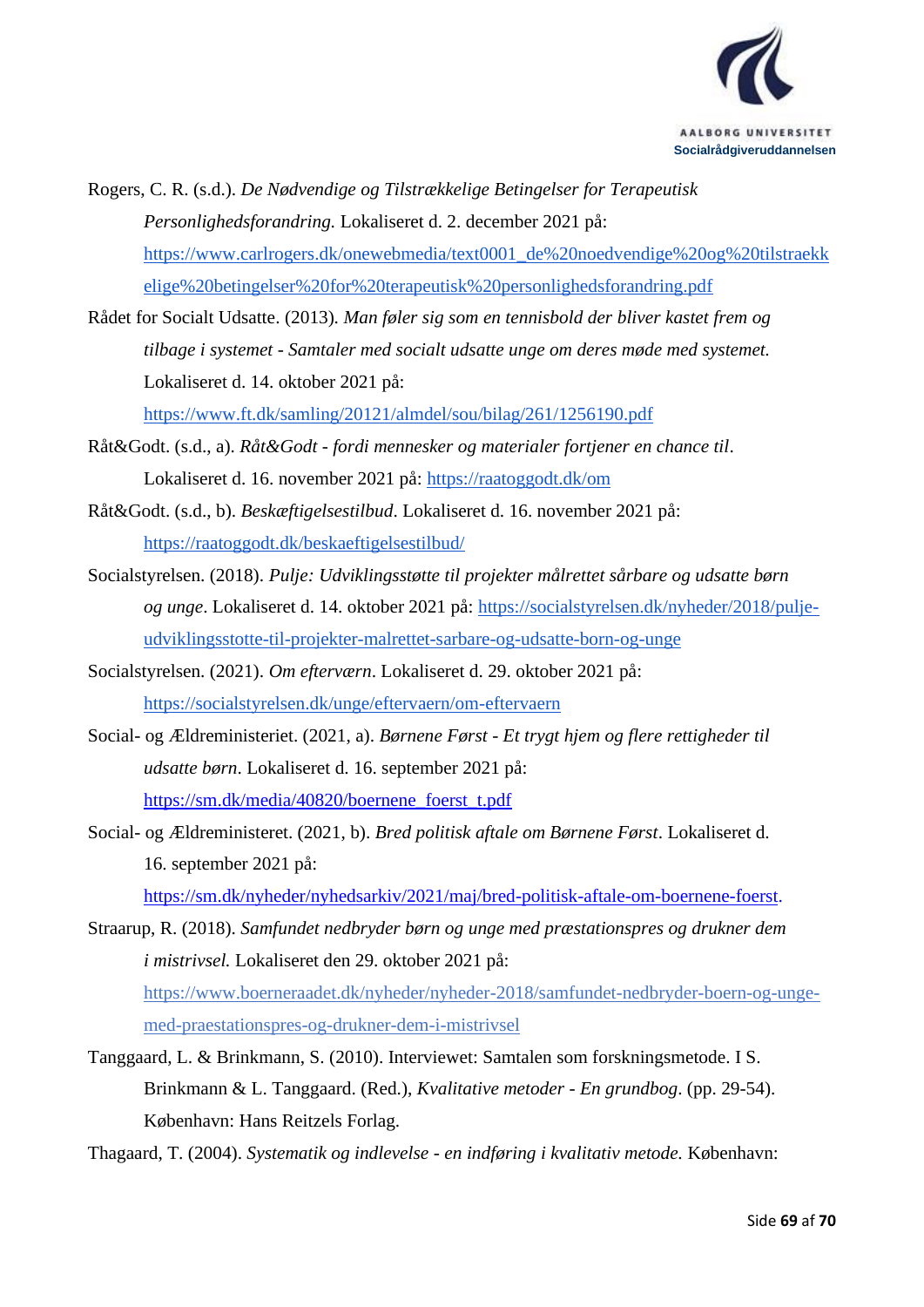Rogers, C. R. (s.d.). *De Nødvendige og Tilstrækkelige Betingelser for Terapeutisk Personlighedsforandring.* Lokaliseret d. 2. december 2021 på: https://www.carlrogers.dk/onewebmedia/text0001_de%20noedvendige%20og%20tilstraekkelige%20betingelser%20for%20terapeutisk%20personlighedsforandring.pdf

Rådet for Socialt Udsatte. (2013). *Man føler sig som en tennisbold der bliver kastet frem og tilbage i systemet - Samtaler med socialt udsatte unge om deres møde med systemet.* Lokaliseret d. 14. oktober 2021 på: https://www.ft.dk/samling/20121/almdel/sou/bilag/261/1256190.pdf

Råt&Godt. (s.d., a). *Råt&Godt - fordi mennesker og materialer fortjener en chance til*. Lokaliseret d. 16. november 2021 på: https://raatoggodt.dk/om

Råt&Godt. (s.d., b). *Beskæftigelsestilbud*. Lokaliseret d. 16. november 2021 på: https://raatoggodt.dk/beskaeftigelsestilbud/

Socialstyrelsen. (2018). *Pulje: Udviklingsstøtte til projekter målrettet sårbare og udsatte børn og unge*. Lokaliseret d. 14. oktober 2021 på: https://socialstyrelsen.dk/nyheder/2018/pulje-udviklingsstotte-til-projekter-malrettet-sarbare-og-udsatte-born-og-unge

Socialstyrelsen. (2021). *Om efterværn*. Lokaliseret d. 29. oktober 2021 på: https://socialstyrelsen.dk/unge/eftervaern/om-eftervaern

Social- og Ældreministeriet. (2021, a). *Børnene Først - Et trygt hjem og flere rettigheder til udsatte børn*. Lokaliseret d. 16. september 2021 på: https://sm.dk/media/40820/boernene_foerst_t.pdf

Social- og Ældreministeret. (2021, b). *Bred politisk aftale om Børnene Først*. Lokaliseret d. 16. september 2021 på: https://sm.dk/nyheder/nyhedsarkiv/2021/maj/bred-politisk-aftale-om-boernene-foerst.

Straarup, R. (2018). *Samfundet nedbryder børn og unge med præstationspres og drukner dem i mistrivsel.* Lokaliseret den 29. oktober 2021 på: https://www.boerneraadet.dk/nyheder/nyheder-2018/samfundet-nedbryder-boern-og-unge-med-praestationspres-og-drukner-dem-i-mistrivsel

Tanggaard, L. & Brinkmann, S. (2010). Interviewet: Samtalen som forskningsmetode. I S. Brinkmann & L. Tanggaard. (Red.), *Kvalitative metoder - En grundbog*. (pp. 29-54). København: Hans Reitzels Forlag.

Thagaard, T. (2004). *Systematik og indlevelse - en indføring i kvalitativ metode.* København: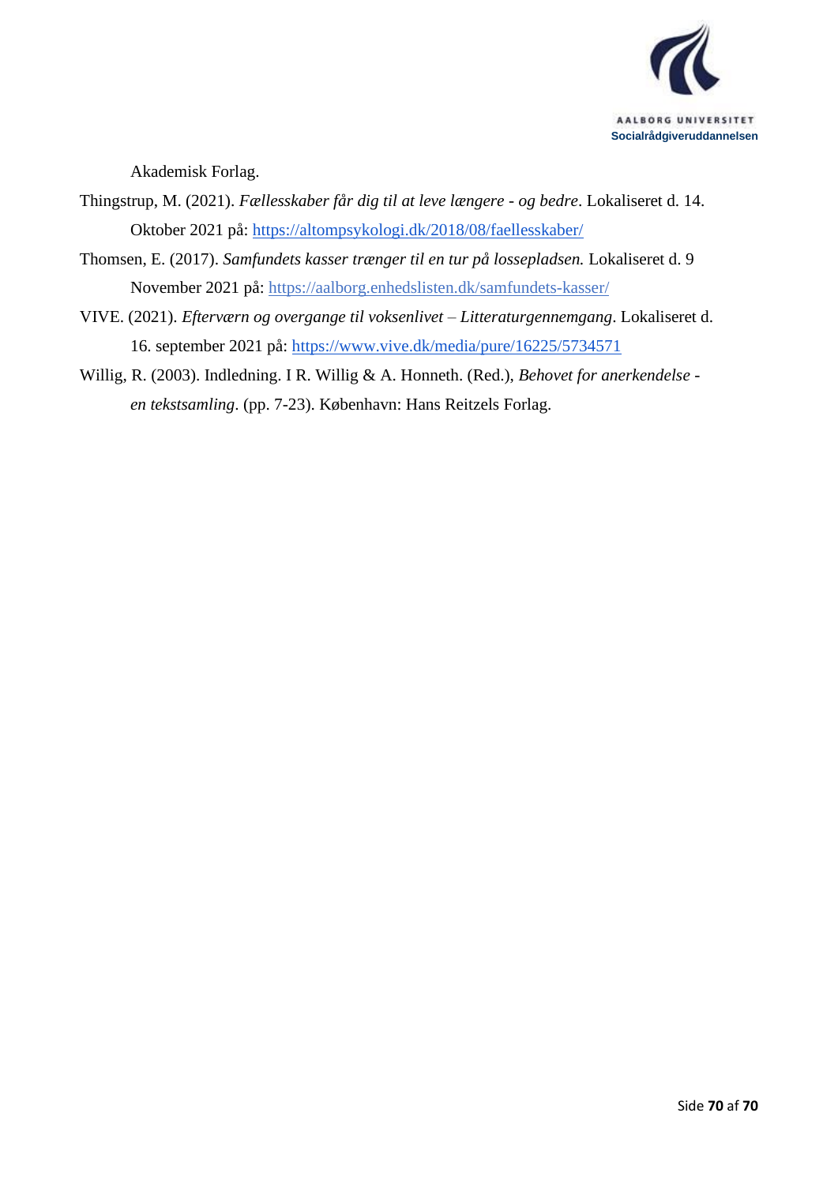Akademisk Forlag.

Thingstrup, M. (2021). *Fællesskaber får dig til at leve længere - og bedre*. Lokaliseret d. 14. Oktober 2021 på: https://altompsykologi.dk/2018/08/faellesskaber/

Thomsen, E. (2017). *Samfundets kasser trænger til en tur på lossepladsen.* Lokaliseret d. 9 November 2021 på: https://aalborg.enhedslisten.dk/samfundets-kasser/

VIVE. (2021). *Efterværn og overgange til voksenlivet – Litteraturgennemgang*. Lokaliseret d. 16. september 2021 på: https://www.vive.dk/media/pure/16225/5734571

Willig, R. (2003). Indledning. I R. Willig & A. Honneth. (Red.), *Behovet for anerkendelse - en tekstsamling*. (pp. 7-23). København: Hans Reitzels Forlag.